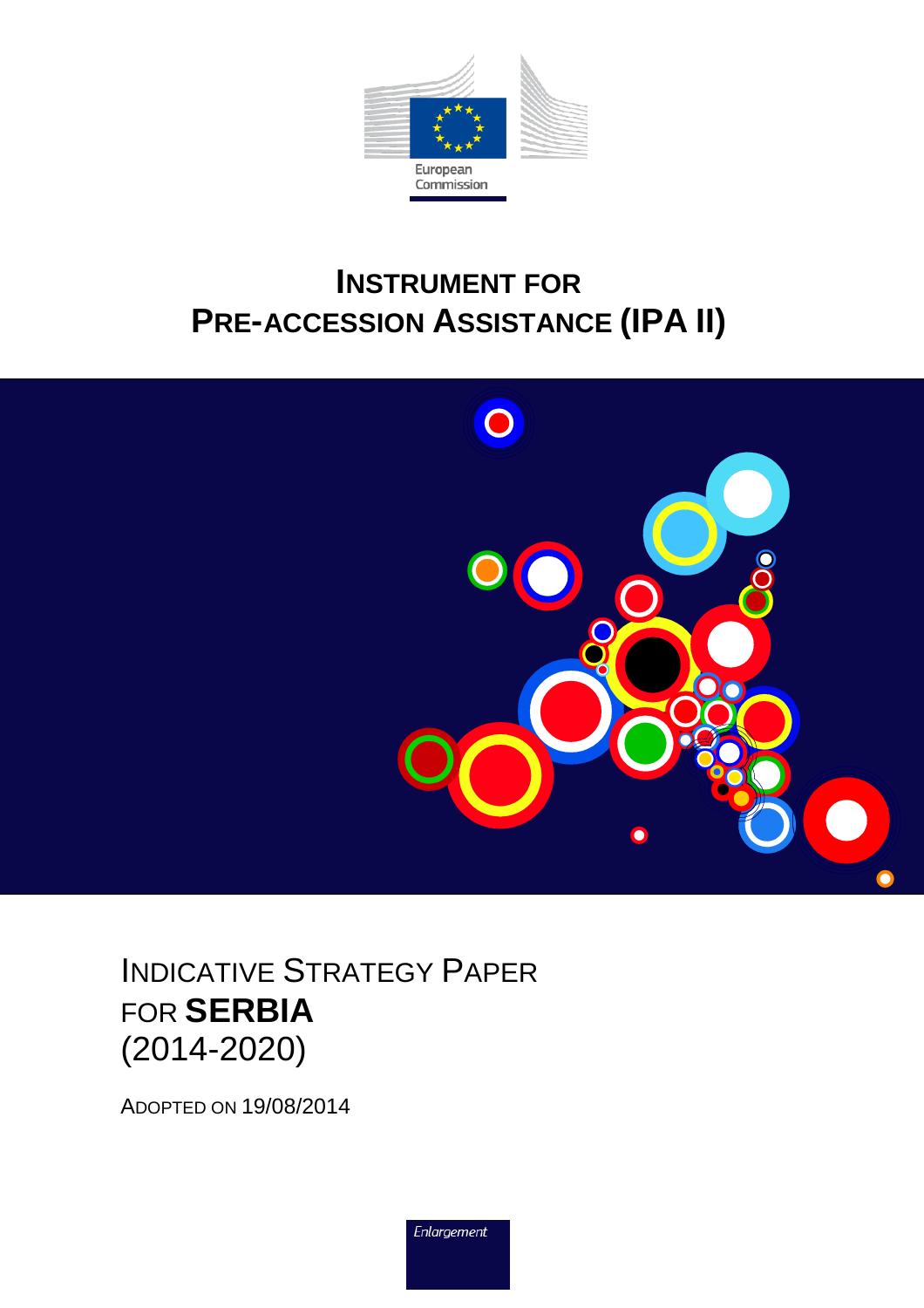European Commission

# INSTRUMENT FOR PRE-ACCESSION ASSISTANCE (IPA II)

## INDICATIVE STRATEGY PAPER FOR **SERBIA** (2014-2020)

ADOPTED ON 19/08/2014

*Enlargement*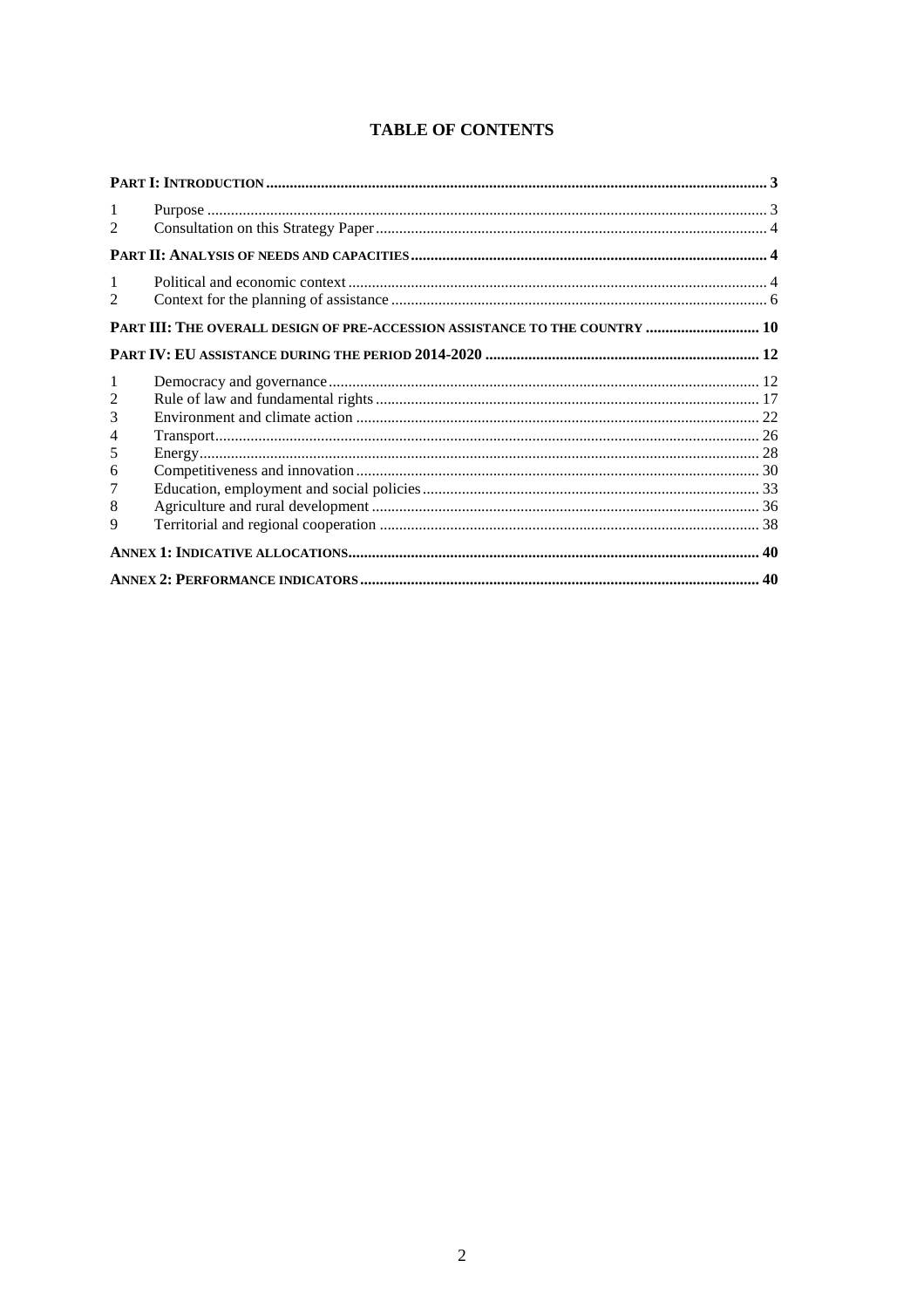# TABLE OF CONTENTS

| | | |
|---|---|---|
| **PART I: INTRODUCTION** | | **3** |
| 1 | Purpose | 3 |
| 2 | Consultation on this Strategy Paper | 4 |
| **PART II: ANALYSIS OF NEEDS AND CAPACITIES** | | **4** |
| 1 | Political and economic context | 4 |
| 2 | Context for the planning of assistance | 6 |
| **PART III: THE OVERALL DESIGN OF PRE-ACCESSION ASSISTANCE TO THE COUNTRY** | | **10** |
| **PART IV: EU ASSISTANCE DURING THE PERIOD 2014-2020** | | **12** |
| 1 | Democracy and governance | 12 |
| 2 | Rule of law and fundamental rights | 17 |
| 3 | Environment and climate action | 22 |
| 4 | Transport | 26 |
| 5 | Energy | 28 |
| 6 | Competitiveness and innovation | 30 |
| 7 | Education, employment and social policies | 33 |
| 8 | Agriculture and rural development | 36 |
| 9 | Territorial and regional cooperation | 38 |
| **ANNEX 1: INDICATIVE ALLOCATIONS** | | **40** |
| **ANNEX 2: PERFORMANCE INDICATORS** | | **40** |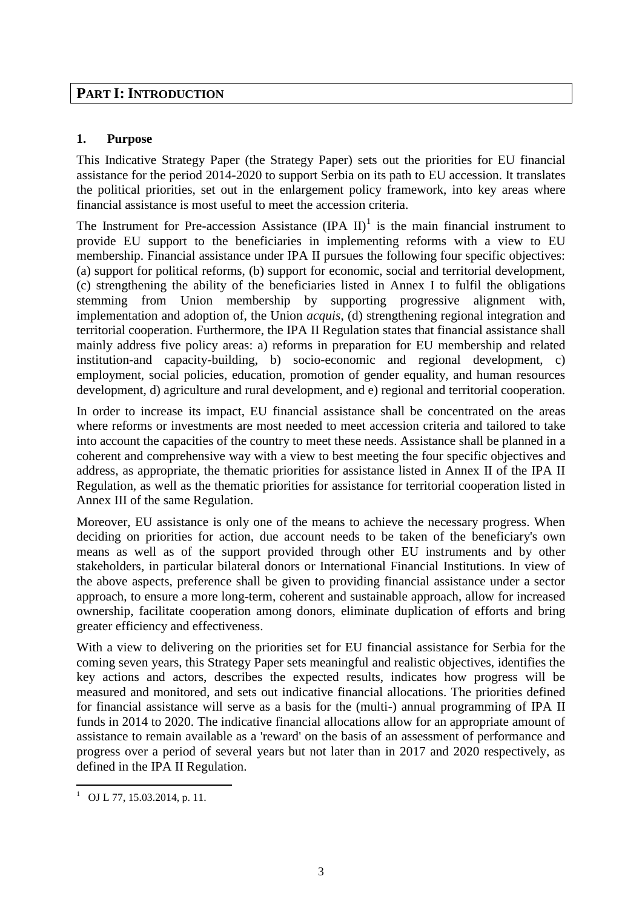# PART I: INTRODUCTION

## 1. Purpose

This Indicative Strategy Paper (the Strategy Paper) sets out the priorities for EU financial assistance for the period 2014-2020 to support Serbia on its path to EU accession. It translates the political priorities, set out in the enlargement policy framework, into key areas where financial assistance is most useful to meet the accession criteria.

The Instrument for Pre-accession Assistance (IPA II)[1] is the main financial instrument to provide EU support to the beneficiaries in implementing reforms with a view to EU membership. Financial assistance under IPA II pursues the following four specific objectives: (a) support for political reforms, (b) support for economic, social and territorial development, (c) strengthening the ability of the beneficiaries listed in Annex I to fulfil the obligations stemming from Union membership by supporting progressive alignment with, implementation and adoption of, the Union *acquis*, (d) strengthening regional integration and territorial cooperation. Furthermore, the IPA II Regulation states that financial assistance shall mainly address five policy areas: a) reforms in preparation for EU membership and related institution-and capacity-building, b) socio-economic and regional development, c) employment, social policies, education, promotion of gender equality, and human resources development, d) agriculture and rural development, and e) regional and territorial cooperation.

In order to increase its impact, EU financial assistance shall be concentrated on the areas where reforms or investments are most needed to meet accession criteria and tailored to take into account the capacities of the country to meet these needs. Assistance shall be planned in a coherent and comprehensive way with a view to best meeting the four specific objectives and address, as appropriate, the thematic priorities for assistance listed in Annex II of the IPA II Regulation, as well as the thematic priorities for assistance for territorial cooperation listed in Annex III of the same Regulation.

Moreover, EU assistance is only one of the means to achieve the necessary progress. When deciding on priorities for action, due account needs to be taken of the beneficiary's own means as well as of the support provided through other EU instruments and by other stakeholders, in particular bilateral donors or International Financial Institutions. In view of the above aspects, preference shall be given to providing financial assistance under a sector approach, to ensure a more long-term, coherent and sustainable approach, allow for increased ownership, facilitate cooperation among donors, eliminate duplication of efforts and bring greater efficiency and effectiveness.

With a view to delivering on the priorities set for EU financial assistance for Serbia for the coming seven years, this Strategy Paper sets meaningful and realistic objectives, identifies the key actions and actors, describes the expected results, indicates how progress will be measured and monitored, and sets out indicative financial allocations. The priorities defined for financial assistance will serve as a basis for the (multi-) annual programming of IPA II funds in 2014 to 2020. The indicative financial allocations allow for an appropriate amount of assistance to remain available as a 'reward' on the basis of an assessment of performance and progress over a period of several years but not later than in 2017 and 2020 respectively, as defined in the IPA II Regulation.

---

[1] OJ L 77, 15.03.2014, p. 11.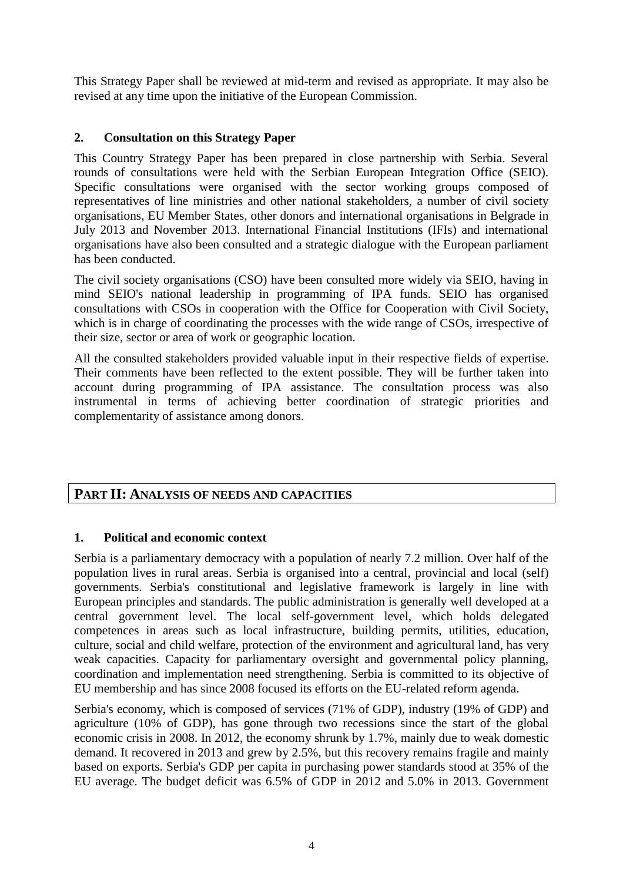This Strategy Paper shall be reviewed at mid-term and revised as appropriate. It may also be revised at any time upon the initiative of the European Commission.

## 2. Consultation on this Strategy Paper

This Country Strategy Paper has been prepared in close partnership with Serbia. Several rounds of consultations were held with the Serbian European Integration Office (SEIO). Specific consultations were organised with the sector working groups composed of representatives of line ministries and other national stakeholders, a number of civil society organisations, EU Member States, other donors and international organisations in Belgrade in July 2013 and November 2013. International Financial Institutions (IFIs) and international organisations have also been consulted and a strategic dialogue with the European parliament has been conducted.

The civil society organisations (CSO) have been consulted more widely via SEIO, having in mind SEIO's national leadership in programming of IPA funds. SEIO has organised consultations with CSOs in cooperation with the Office for Cooperation with Civil Society, which is in charge of coordinating the processes with the wide range of CSOs, irrespective of their size, sector or area of work or geographic location.

All the consulted stakeholders provided valuable input in their respective fields of expertise. Their comments have been reflected to the extent possible. They will be further taken into account during programming of IPA assistance. The consultation process was also instrumental in terms of achieving better coordination of strategic priorities and complementarity of assistance among donors.

# PART II: ANALYSIS OF NEEDS AND CAPACITIES

## 1. Political and economic context

Serbia is a parliamentary democracy with a population of nearly 7.2 million. Over half of the population lives in rural areas. Serbia is organised into a central, provincial and local (self) governments. Serbia's constitutional and legislative framework is largely in line with European principles and standards. The public administration is generally well developed at a central government level. The local self-government level, which holds delegated competences in areas such as local infrastructure, building permits, utilities, education, culture, social and child welfare, protection of the environment and agricultural land, has very weak capacities. Capacity for parliamentary oversight and governmental policy planning, coordination and implementation need strengthening. Serbia is committed to its objective of EU membership and has since 2008 focused its efforts on the EU-related reform agenda.

Serbia's economy, which is composed of services (71% of GDP), industry (19% of GDP) and agriculture (10% of GDP), has gone through two recessions since the start of the global economic crisis in 2008. In 2012, the economy shrunk by 1.7%, mainly due to weak domestic demand. It recovered in 2013 and grew by 2.5%, but this recovery remains fragile and mainly based on exports. Serbia's GDP per capita in purchasing power standards stood at 35% of the EU average. The budget deficit was 6.5% of GDP in 2012 and 5.0% in 2013. Government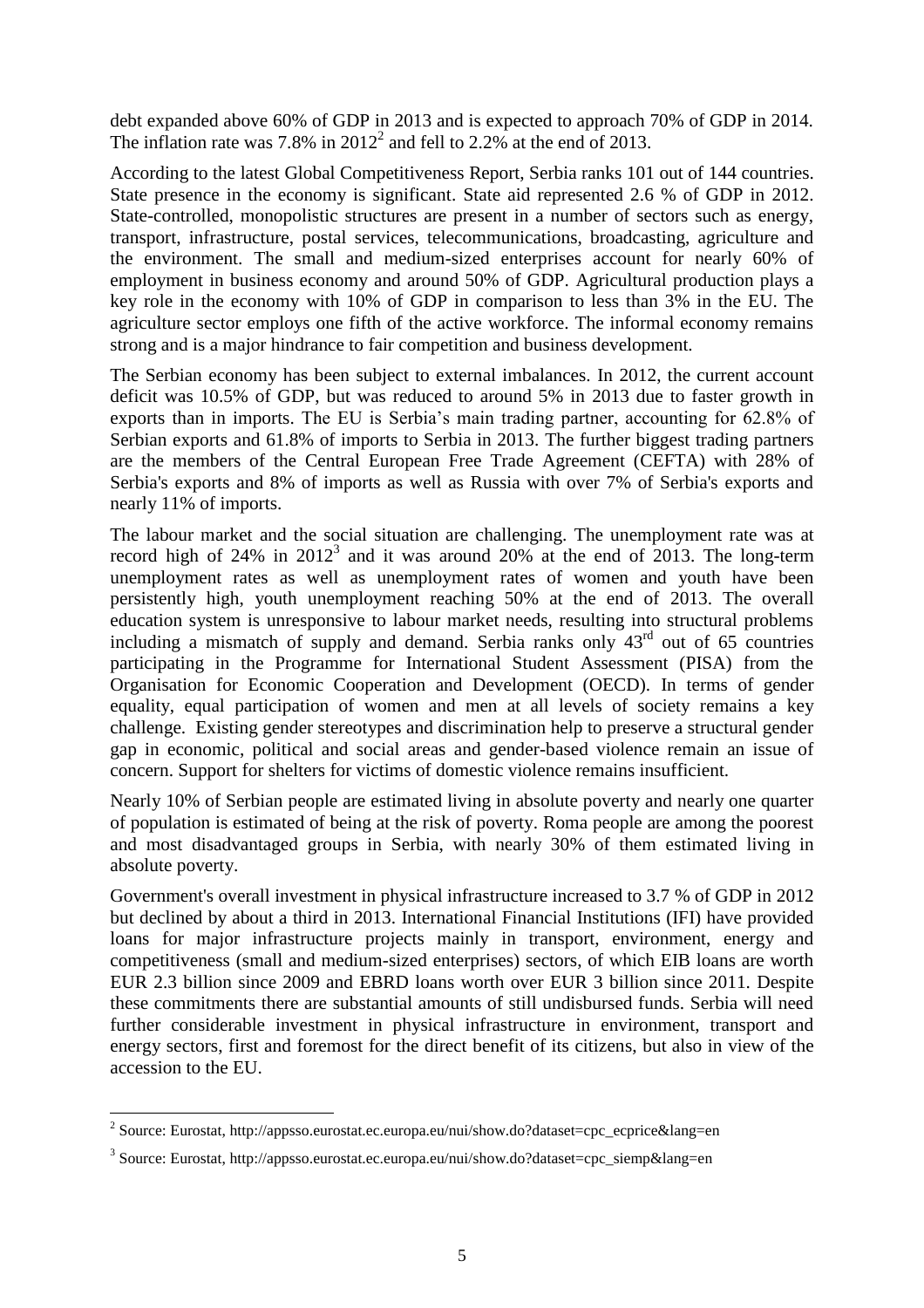debt expanded above 60% of GDP in 2013 and is expected to approach 70% of GDP in 2014. The inflation rate was 7.8% in 2012[2] and fell to 2.2% at the end of 2013.

According to the latest Global Competitiveness Report, Serbia ranks 101 out of 144 countries. State presence in the economy is significant. State aid represented 2.6 % of GDP in 2012. State-controlled, monopolistic structures are present in a number of sectors such as energy, transport, infrastructure, postal services, telecommunications, broadcasting, agriculture and the environment. The small and medium-sized enterprises account for nearly 60% of employment in business economy and around 50% of GDP. Agricultural production plays a key role in the economy with 10% of GDP in comparison to less than 3% in the EU. The agriculture sector employs one fifth of the active workforce. The informal economy remains strong and is a major hindrance to fair competition and business development.

The Serbian economy has been subject to external imbalances. In 2012, the current account deficit was 10.5% of GDP, but was reduced to around 5% in 2013 due to faster growth in exports than in imports. The EU is Serbia's main trading partner, accounting for 62.8% of Serbian exports and 61.8% of imports to Serbia in 2013. The further biggest trading partners are the members of the Central European Free Trade Agreement (CEFTA) with 28% of Serbia's exports and 8% of imports as well as Russia with over 7% of Serbia's exports and nearly 11% of imports.

The labour market and the social situation are challenging. The unemployment rate was at record high of 24% in 2012[3] and it was around 20% at the end of 2013. The long-term unemployment rates as well as unemployment rates of women and youth have been persistently high, youth unemployment reaching 50% at the end of 2013. The overall education system is unresponsive to labour market needs, resulting into structural problems including a mismatch of supply and demand. Serbia ranks only 43rd out of 65 countries participating in the Programme for International Student Assessment (PISA) from the Organisation for Economic Cooperation and Development (OECD). In terms of gender equality, equal participation of women and men at all levels of society remains a key challenge. Existing gender stereotypes and discrimination help to preserve a structural gender gap in economic, political and social areas and gender-based violence remain an issue of concern. Support for shelters for victims of domestic violence remains insufficient.

Nearly 10% of Serbian people are estimated living in absolute poverty and nearly one quarter of population is estimated of being at the risk of poverty. Roma people are among the poorest and most disadvantaged groups in Serbia, with nearly 30% of them estimated living in absolute poverty.

Government's overall investment in physical infrastructure increased to 3.7 % of GDP in 2012 but declined by about a third in 2013. International Financial Institutions (IFI) have provided loans for major infrastructure projects mainly in transport, environment, energy and competitiveness (small and medium-sized enterprises) sectors, of which EIB loans are worth EUR 2.3 billion since 2009 and EBRD loans worth over EUR 3 billion since 2011. Despite these commitments there are substantial amounts of still undisbursed funds. Serbia will need further considerable investment in physical infrastructure in environment, transport and energy sectors, first and foremost for the direct benefit of its citizens, but also in view of the accession to the EU.

---

[2] Source: Eurostat, http://appsso.eurostat.ec.europa.eu/nui/show.do?dataset=cpc_ecprice&lang=en

[3] Source: Eurostat, http://appsso.eurostat.ec.europa.eu/nui/show.do?dataset=cpc_siemp&lang=en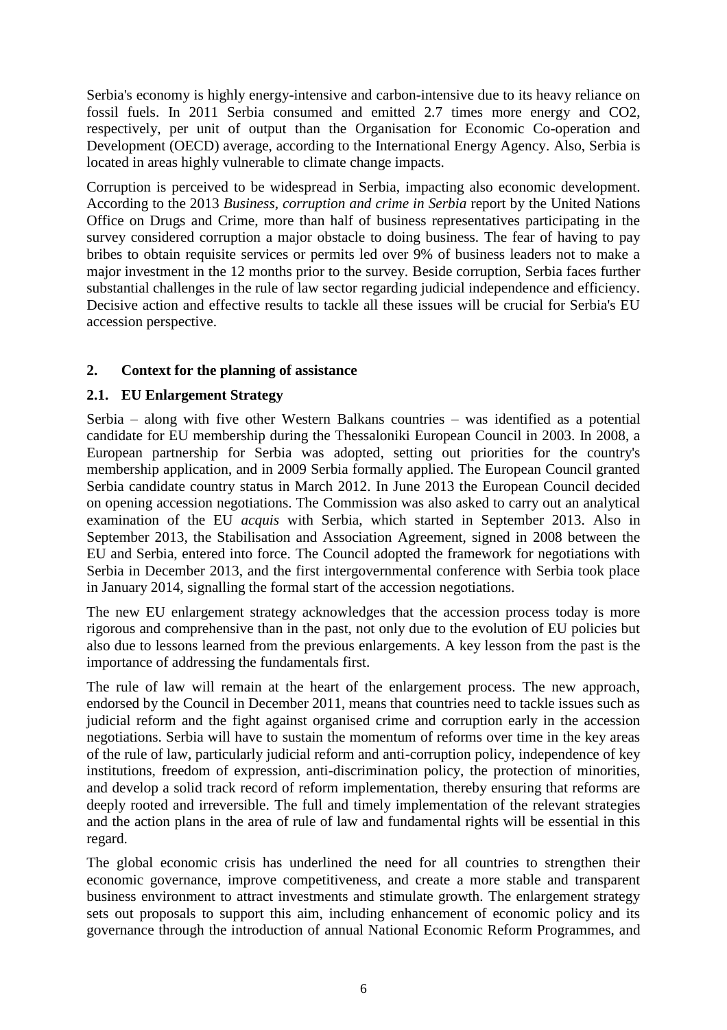Serbia's economy is highly energy-intensive and carbon-intensive due to its heavy reliance on fossil fuels. In 2011 Serbia consumed and emitted 2.7 times more energy and $CO_2$, respectively, per unit of output than the Organisation for Economic Co-operation and Development (OECD) average, according to the International Energy Agency. Also, Serbia is located in areas highly vulnerable to climate change impacts.

Corruption is perceived to be widespread in Serbia, impacting also economic development. According to the 2013 *Business, corruption and crime in Serbia* report by the United Nations Office on Drugs and Crime, more than half of business representatives participating in the survey considered corruption a major obstacle to doing business. The fear of having to pay bribes to obtain requisite services or permits led over 9% of business leaders not to make a major investment in the 12 months prior to the survey. Beside corruption, Serbia faces further substantial challenges in the rule of law sector regarding judicial independence and efficiency. Decisive action and effective results to tackle all these issues will be crucial for Serbia's EU accession perspective.

## 2. Context for the planning of assistance

### 2.1. EU Enlargement Strategy

Serbia – along with five other Western Balkans countries – was identified as a potential candidate for EU membership during the Thessaloniki European Council in 2003. In 2008, a European partnership for Serbia was adopted, setting out priorities for the country's membership application, and in 2009 Serbia formally applied. The European Council granted Serbia candidate country status in March 2012. In June 2013 the European Council decided on opening accession negotiations. The Commission was also asked to carry out an analytical examination of the EU *acquis* with Serbia, which started in September 2013. Also in September 2013, the Stabilisation and Association Agreement, signed in 2008 between the EU and Serbia, entered into force. The Council adopted the framework for negotiations with Serbia in December 2013, and the first intergovernmental conference with Serbia took place in January 2014, signalling the formal start of the accession negotiations.

The new EU enlargement strategy acknowledges that the accession process today is more rigorous and comprehensive than in the past, not only due to the evolution of EU policies but also due to lessons learned from the previous enlargements. A key lesson from the past is the importance of addressing the fundamentals first.

The rule of law will remain at the heart of the enlargement process. The new approach, endorsed by the Council in December 2011, means that countries need to tackle issues such as judicial reform and the fight against organised crime and corruption early in the accession negotiations. Serbia will have to sustain the momentum of reforms over time in the key areas of the rule of law, particularly judicial reform and anti-corruption policy, independence of key institutions, freedom of expression, anti-discrimination policy, the protection of minorities, and develop a solid track record of reform implementation, thereby ensuring that reforms are deeply rooted and irreversible. The full and timely implementation of the relevant strategies and the action plans in the area of rule of law and fundamental rights will be essential in this regard.

The global economic crisis has underlined the need for all countries to strengthen their economic governance, improve competitiveness, and create a more stable and transparent business environment to attract investments and stimulate growth. The enlargement strategy sets out proposals to support this aim, including enhancement of economic policy and its governance through the introduction of annual National Economic Reform Programmes, and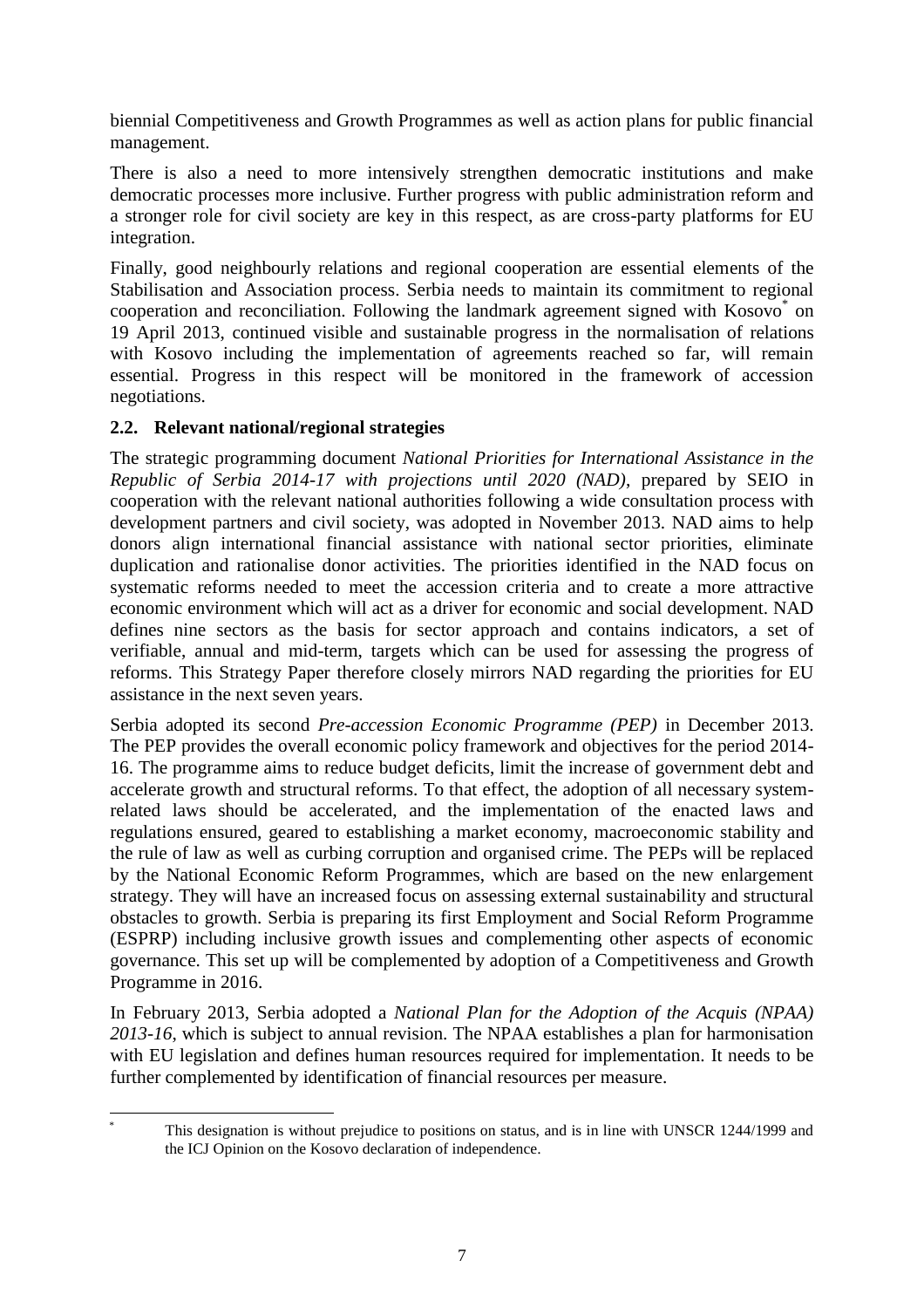biennial Competitiveness and Growth Programmes as well as action plans for public financial management.

There is also a need to more intensively strengthen democratic institutions and make democratic processes more inclusive. Further progress with public administration reform and a stronger role for civil society are key in this respect, as are cross-party platforms for EU integration.

Finally, good neighbourly relations and regional cooperation are essential elements of the Stabilisation and Association process. Serbia needs to maintain its commitment to regional cooperation and reconciliation. Following the landmark agreement signed with Kosovo[*] on 19 April 2013, continued visible and sustainable progress in the normalisation of relations with Kosovo including the implementation of agreements reached so far, will remain essential. Progress in this respect will be monitored in the framework of accession negotiations.

## 2.2. Relevant national/regional strategies

The strategic programming document *National Priorities for International Assistance in the Republic of Serbia 2014-17 with projections until 2020 (NAD)*, prepared by SEIO in cooperation with the relevant national authorities following a wide consultation process with development partners and civil society, was adopted in November 2013. NAD aims to help donors align international financial assistance with national sector priorities, eliminate duplication and rationalise donor activities. The priorities identified in the NAD focus on systematic reforms needed to meet the accession criteria and to create a more attractive economic environment which will act as a driver for economic and social development. NAD defines nine sectors as the basis for sector approach and contains indicators, a set of verifiable, annual and mid-term, targets which can be used for assessing the progress of reforms. This Strategy Paper therefore closely mirrors NAD regarding the priorities for EU assistance in the next seven years.

Serbia adopted its second *Pre-accession Economic Programme (PEP)* in December 2013. The PEP provides the overall economic policy framework and objectives for the period 2014-16. The programme aims to reduce budget deficits, limit the increase of government debt and accelerate growth and structural reforms. To that effect, the adoption of all necessary system-related laws should be accelerated, and the implementation of the enacted laws and regulations ensured, geared to establishing a market economy, macroeconomic stability and the rule of law as well as curbing corruption and organised crime. The PEPs will be replaced by the National Economic Reform Programmes, which are based on the new enlargement strategy. They will have an increased focus on assessing external sustainability and structural obstacles to growth. Serbia is preparing its first Employment and Social Reform Programme (ESPRP) including inclusive growth issues and complementing other aspects of economic governance. This set up will be complemented by adoption of a Competitiveness and Growth Programme in 2016.

In February 2013, Serbia adopted a *National Plan for the Adoption of the Acquis (NPAA) 2013-16*, which is subject to annual revision. The NPAA establishes a plan for harmonisation with EU legislation and defines human resources required for implementation. It needs to be further complemented by identification of financial resources per measure.

---

[*] This designation is without prejudice to positions on status, and is in line with UNSCR 1244/1999 and the ICJ Opinion on the Kosovo declaration of independence.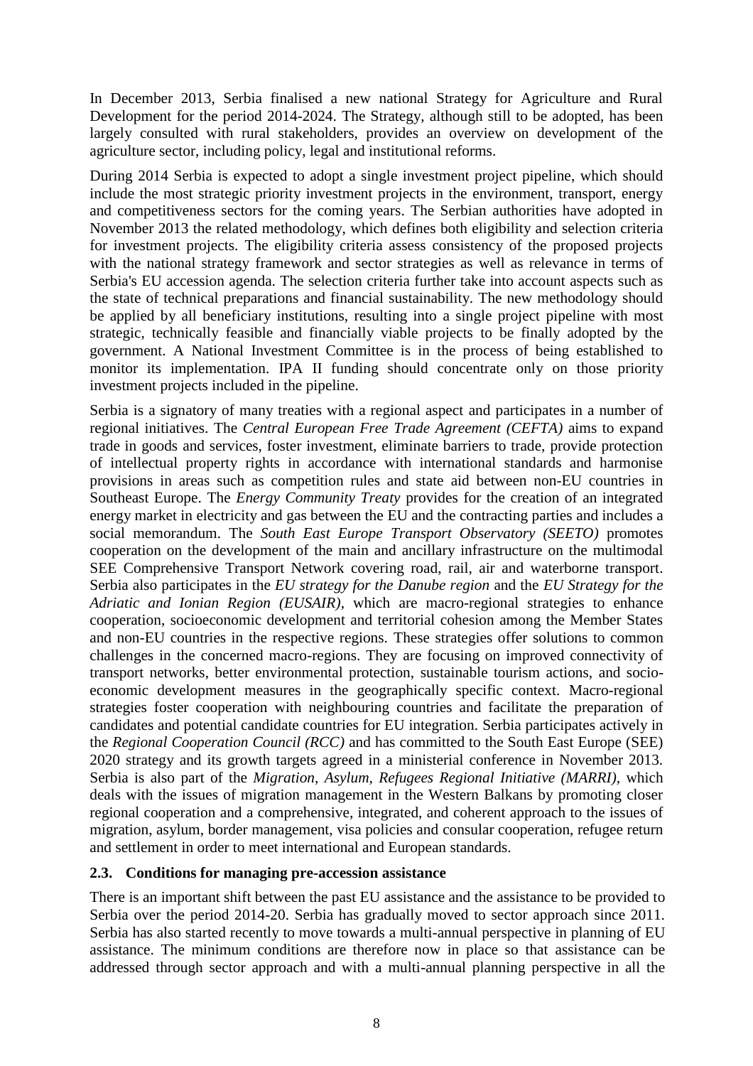In December 2013, Serbia finalised a new national Strategy for Agriculture and Rural Development for the period 2014-2024. The Strategy, although still to be adopted, has been largely consulted with rural stakeholders, provides an overview on development of the agriculture sector, including policy, legal and institutional reforms.

During 2014 Serbia is expected to adopt a single investment project pipeline, which should include the most strategic priority investment projects in the environment, transport, energy and competitiveness sectors for the coming years. The Serbian authorities have adopted in November 2013 the related methodology, which defines both eligibility and selection criteria for investment projects. The eligibility criteria assess consistency of the proposed projects with the national strategy framework and sector strategies as well as relevance in terms of Serbia's EU accession agenda. The selection criteria further take into account aspects such as the state of technical preparations and financial sustainability. The new methodology should be applied by all beneficiary institutions, resulting into a single project pipeline with most strategic, technically feasible and financially viable projects to be finally adopted by the government. A National Investment Committee is in the process of being established to monitor its implementation. IPA II funding should concentrate only on those priority investment projects included in the pipeline.

Serbia is a signatory of many treaties with a regional aspect and participates in a number of regional initiatives. The *Central European Free Trade Agreement (CEFTA)* aims to expand trade in goods and services, foster investment, eliminate barriers to trade, provide protection of intellectual property rights in accordance with international standards and harmonise provisions in areas such as competition rules and state aid between non-EU countries in Southeast Europe. The *Energy Community Treaty* provides for the creation of an integrated energy market in electricity and gas between the EU and the contracting parties and includes a social memorandum. The *South East Europe Transport Observatory (SEETO)* promotes cooperation on the development of the main and ancillary infrastructure on the multimodal SEE Comprehensive Transport Network covering road, rail, air and waterborne transport. Serbia also participates in the *EU strategy for the Danube region* and the *EU Strategy for the Adriatic and Ionian Region (EUSAIR)*, which are macro-regional strategies to enhance cooperation, socioeconomic development and territorial cohesion among the Member States and non-EU countries in the respective regions. These strategies offer solutions to common challenges in the concerned macro-regions. They are focusing on improved connectivity of transport networks, better environmental protection, sustainable tourism actions, and socio-economic development measures in the geographically specific context. Macro-regional strategies foster cooperation with neighbouring countries and facilitate the preparation of candidates and potential candidate countries for EU integration. Serbia participates actively in the *Regional Cooperation Council (RCC)* and has committed to the South East Europe (SEE) 2020 strategy and its growth targets agreed in a ministerial conference in November 2013. Serbia is also part of the *Migration, Asylum, Refugees Regional Initiative (MARRI)*, which deals with the issues of migration management in the Western Balkans by promoting closer regional cooperation and a comprehensive, integrated, and coherent approach to the issues of migration, asylum, border management, visa policies and consular cooperation, refugee return and settlement in order to meet international and European standards.

### 2.3. Conditions for managing pre-accession assistance

There is an important shift between the past EU assistance and the assistance to be provided to Serbia over the period 2014-20. Serbia has gradually moved to sector approach since 2011. Serbia has also started recently to move towards a multi-annual perspective in planning of EU assistance. The minimum conditions are therefore now in place so that assistance can be addressed through sector approach and with a multi-annual planning perspective in all the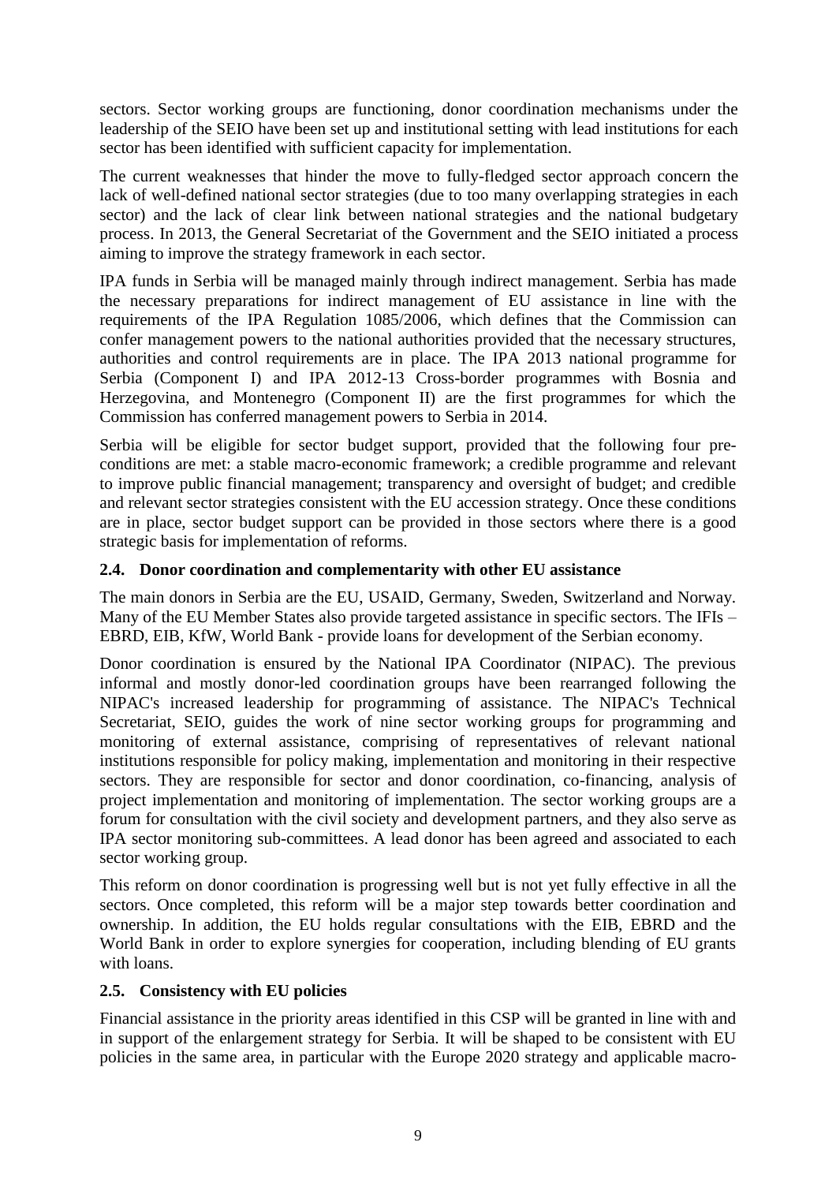sectors. Sector working groups are functioning, donor coordination mechanisms under the leadership of the SEIO have been set up and institutional setting with lead institutions for each sector has been identified with sufficient capacity for implementation.

The current weaknesses that hinder the move to fully-fledged sector approach concern the lack of well-defined national sector strategies (due to too many overlapping strategies in each sector) and the lack of clear link between national strategies and the national budgetary process. In 2013, the General Secretariat of the Government and the SEIO initiated a process aiming to improve the strategy framework in each sector.

IPA funds in Serbia will be managed mainly through indirect management. Serbia has made the necessary preparations for indirect management of EU assistance in line with the requirements of the IPA Regulation 1085/2006, which defines that the Commission can confer management powers to the national authorities provided that the necessary structures, authorities and control requirements are in place. The IPA 2013 national programme for Serbia (Component I) and IPA 2012-13 Cross-border programmes with Bosnia and Herzegovina, and Montenegro (Component II) are the first programmes for which the Commission has conferred management powers to Serbia in 2014.

Serbia will be eligible for sector budget support, provided that the following four pre-conditions are met: a stable macro-economic framework; a credible programme and relevant to improve public financial management; transparency and oversight of budget; and credible and relevant sector strategies consistent with the EU accession strategy. Once these conditions are in place, sector budget support can be provided in those sectors where there is a good strategic basis for implementation of reforms.

### 2.4. Donor coordination and complementarity with other EU assistance

The main donors in Serbia are the EU, USAID, Germany, Sweden, Switzerland and Norway. Many of the EU Member States also provide targeted assistance in specific sectors. The IFIs – EBRD, EIB, KfW, World Bank - provide loans for development of the Serbian economy.

Donor coordination is ensured by the National IPA Coordinator (NIPAC). The previous informal and mostly donor-led coordination groups have been rearranged following the NIPAC's increased leadership for programming of assistance. The NIPAC's Technical Secretariat, SEIO, guides the work of nine sector working groups for programming and monitoring of external assistance, comprising of representatives of relevant national institutions responsible for policy making, implementation and monitoring in their respective sectors. They are responsible for sector and donor coordination, co-financing, analysis of project implementation and monitoring of implementation. The sector working groups are a forum for consultation with the civil society and development partners, and they also serve as IPA sector monitoring sub-committees. A lead donor has been agreed and associated to each sector working group.

This reform on donor coordination is progressing well but is not yet fully effective in all the sectors. Once completed, this reform will be a major step towards better coordination and ownership. In addition, the EU holds regular consultations with the EIB, EBRD and the World Bank in order to explore synergies for cooperation, including blending of EU grants with loans.

### 2.5. Consistency with EU policies

Financial assistance in the priority areas identified in this CSP will be granted in line with and in support of the enlargement strategy for Serbia. It will be shaped to be consistent with EU policies in the same area, in particular with the Europe 2020 strategy and applicable macro-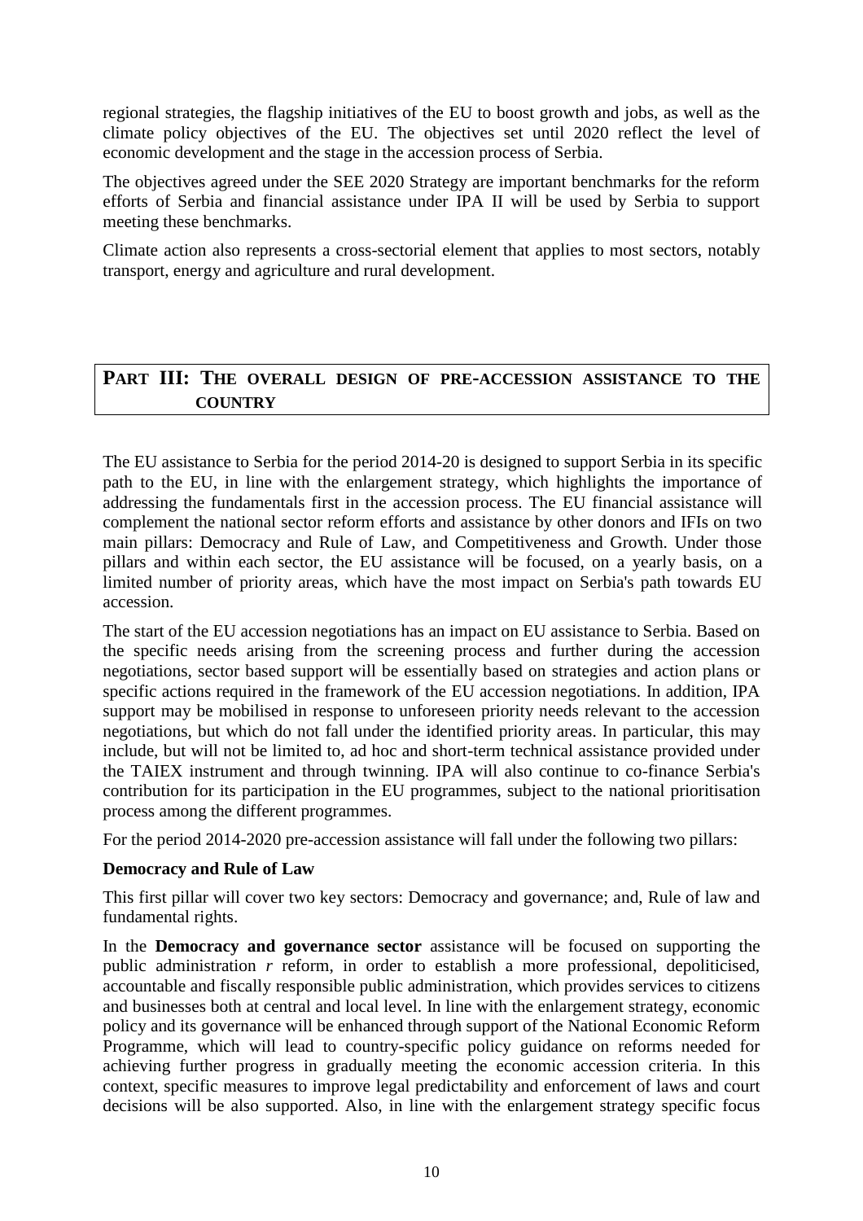regional strategies, the flagship initiatives of the EU to boost growth and jobs, as well as the climate policy objectives of the EU. The objectives set until 2020 reflect the level of economic development and the stage in the accession process of Serbia.

The objectives agreed under the SEE 2020 Strategy are important benchmarks for the reform efforts of Serbia and financial assistance under IPA II will be used by Serbia to support meeting these benchmarks.

Climate action also represents a cross-sectorial element that applies to most sectors, notably transport, energy and agriculture and rural development.

# PART III: THE OVERALL DESIGN OF PRE-ACCESSION ASSISTANCE TO THE COUNTRY

The EU assistance to Serbia for the period 2014-20 is designed to support Serbia in its specific path to the EU, in line with the enlargement strategy, which highlights the importance of addressing the fundamentals first in the accession process. The EU financial assistance will complement the national sector reform efforts and assistance by other donors and IFIs on two main pillars: Democracy and Rule of Law, and Competitiveness and Growth. Under those pillars and within each sector, the EU assistance will be focused, on a yearly basis, on a limited number of priority areas, which have the most impact on Serbia's path towards EU accession.

The start of the EU accession negotiations has an impact on EU assistance to Serbia. Based on the specific needs arising from the screening process and further during the accession negotiations, sector based support will be essentially based on strategies and action plans or specific actions required in the framework of the EU accession negotiations. In addition, IPA support may be mobilised in response to unforeseen priority needs relevant to the accession negotiations, but which do not fall under the identified priority areas. In particular, this may include, but will not be limited to, ad hoc and short-term technical assistance provided under the TAIEX instrument and through twinning. IPA will also continue to co-finance Serbia's contribution for its participation in the EU programmes, subject to the national prioritisation process among the different programmes.

For the period 2014-2020 pre-accession assistance will fall under the following two pillars:

**Democracy and Rule of Law**

This first pillar will cover two key sectors: Democracy and governance; and, Rule of law and fundamental rights.

In the **Democracy and governance sector** assistance will be focused on supporting the public administration *r* reform, in order to establish a more professional, depoliticised, accountable and fiscally responsible public administration, which provides services to citizens and businesses both at central and local level. In line with the enlargement strategy, economic policy and its governance will be enhanced through support of the National Economic Reform Programme, which will lead to country-specific policy guidance on reforms needed for achieving further progress in gradually meeting the economic accession criteria. In this context, specific measures to improve legal predictability and enforcement of laws and court decisions will be also supported. Also, in line with the enlargement strategy specific focus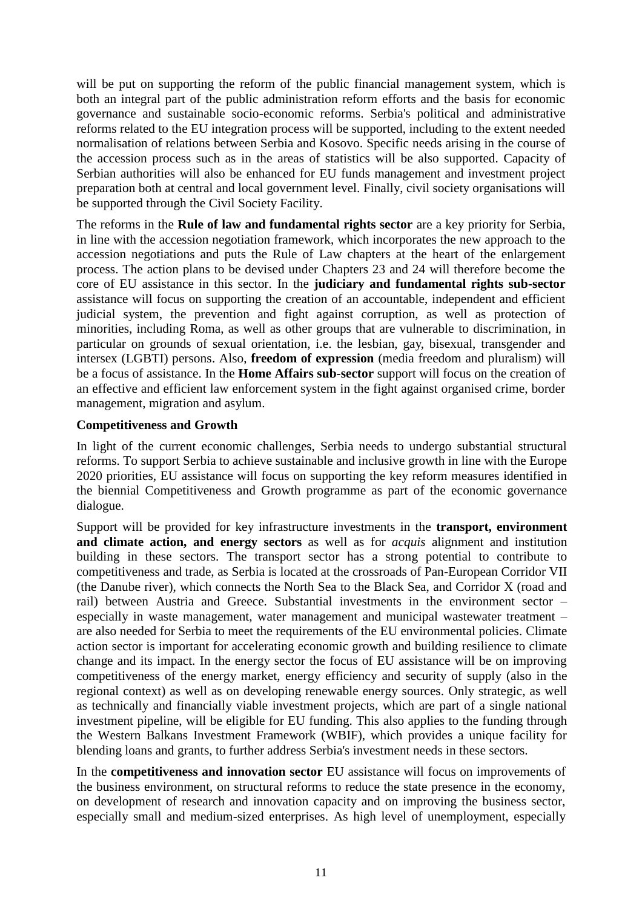will be put on supporting the reform of the public financial management system, which is both an integral part of the public administration reform efforts and the basis for economic governance and sustainable socio-economic reforms. Serbia's political and administrative reforms related to the EU integration process will be supported, including to the extent needed normalisation of relations between Serbia and Kosovo. Specific needs arising in the course of the accession process such as in the areas of statistics will be also supported. Capacity of Serbian authorities will also be enhanced for EU funds management and investment project preparation both at central and local government level. Finally, civil society organisations will be supported through the Civil Society Facility.

The reforms in the **Rule of law and fundamental rights sector** are a key priority for Serbia, in line with the accession negotiation framework, which incorporates the new approach to the accession negotiations and puts the Rule of Law chapters at the heart of the enlargement process. The action plans to be devised under Chapters 23 and 24 will therefore become the core of EU assistance in this sector. In the **judiciary and fundamental rights sub-sector** assistance will focus on supporting the creation of an accountable, independent and efficient judicial system, the prevention and fight against corruption, as well as protection of minorities, including Roma, as well as other groups that are vulnerable to discrimination, in particular on grounds of sexual orientation, i.e. the lesbian, gay, bisexual, transgender and intersex (LGBTI) persons. Also, **freedom of expression** (media freedom and pluralism) will be a focus of assistance. In the **Home Affairs sub-sector** support will focus on the creation of an effective and efficient law enforcement system in the fight against organised crime, border management, migration and asylum.

**Competitiveness and Growth**

In light of the current economic challenges, Serbia needs to undergo substantial structural reforms. To support Serbia to achieve sustainable and inclusive growth in line with the Europe 2020 priorities, EU assistance will focus on supporting the key reform measures identified in the biennial Competitiveness and Growth programme as part of the economic governance dialogue.

Support will be provided for key infrastructure investments in the **transport, environment and climate action, and energy sectors** as well as for *acquis* alignment and institution building in these sectors. The transport sector has a strong potential to contribute to competitiveness and trade, as Serbia is located at the crossroads of Pan-European Corridor VII (the Danube river), which connects the North Sea to the Black Sea, and Corridor X (road and rail) between Austria and Greece. Substantial investments in the environment sector – especially in waste management, water management and municipal wastewater treatment – are also needed for Serbia to meet the requirements of the EU environmental policies. Climate action sector is important for accelerating economic growth and building resilience to climate change and its impact. In the energy sector the focus of EU assistance will be on improving competitiveness of the energy market, energy efficiency and security of supply (also in the regional context) as well as on developing renewable energy sources. Only strategic, as well as technically and financially viable investment projects, which are part of a single national investment pipeline, will be eligible for EU funding. This also applies to the funding through the Western Balkans Investment Framework (WBIF), which provides a unique facility for blending loans and grants, to further address Serbia's investment needs in these sectors.

In the **competitiveness and innovation sector** EU assistance will focus on improvements of the business environment, on structural reforms to reduce the state presence in the economy, on development of research and innovation capacity and on improving the business sector, especially small and medium-sized enterprises. As high level of unemployment, especially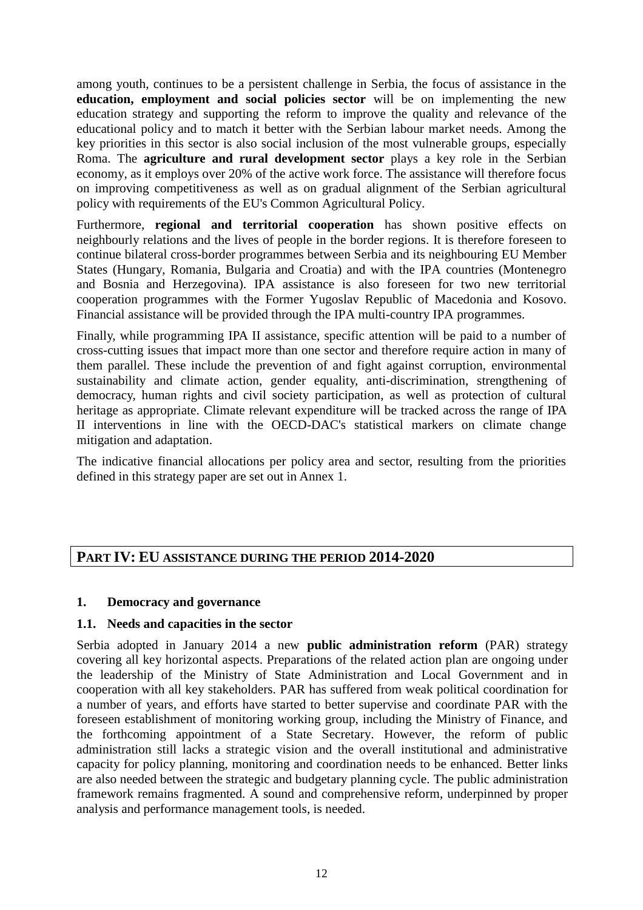among youth, continues to be a persistent challenge in Serbia, the focus of assistance in the **education, employment and social policies sector** will be on implementing the new education strategy and supporting the reform to improve the quality and relevance of the educational policy and to match it better with the Serbian labour market needs. Among the key priorities in this sector is also social inclusion of the most vulnerable groups, especially Roma. The **agriculture and rural development sector** plays a key role in the Serbian economy, as it employs over 20% of the active work force. The assistance will therefore focus on improving competitiveness as well as on gradual alignment of the Serbian agricultural policy with requirements of the EU's Common Agricultural Policy.

Furthermore, **regional and territorial cooperation** has shown positive effects on neighbourly relations and the lives of people in the border regions. It is therefore foreseen to continue bilateral cross-border programmes between Serbia and its neighbouring EU Member States (Hungary, Romania, Bulgaria and Croatia) and with the IPA countries (Montenegro and Bosnia and Herzegovina). IPA assistance is also foreseen for two new territorial cooperation programmes with the Former Yugoslav Republic of Macedonia and Kosovo. Financial assistance will be provided through the IPA multi-country IPA programmes.

Finally, while programming IPA II assistance, specific attention will be paid to a number of cross-cutting issues that impact more than one sector and therefore require action in many of them parallel. These include the prevention of and fight against corruption, environmental sustainability and climate action, gender equality, anti-discrimination, strengthening of democracy, human rights and civil society participation, as well as protection of cultural heritage as appropriate. Climate relevant expenditure will be tracked across the range of IPA II interventions in line with the OECD-DAC's statistical markers on climate change mitigation and adaptation.

The indicative financial allocations per policy area and sector, resulting from the priorities defined in this strategy paper are set out in Annex 1.

# PART IV: EU ASSISTANCE DURING THE PERIOD 2014-2020

## 1. Democracy and governance

### 1.1. Needs and capacities in the sector

Serbia adopted in January 2014 a new **public administration reform** (PAR) strategy covering all key horizontal aspects. Preparations of the related action plan are ongoing under the leadership of the Ministry of State Administration and Local Government and in cooperation with all key stakeholders. PAR has suffered from weak political coordination for a number of years, and efforts have started to better supervise and coordinate PAR with the foreseen establishment of monitoring working group, including the Ministry of Finance, and the forthcoming appointment of a State Secretary. However, the reform of public administration still lacks a strategic vision and the overall institutional and administrative capacity for policy planning, monitoring and coordination needs to be enhanced. Better links are also needed between the strategic and budgetary planning cycle. The public administration framework remains fragmented. A sound and comprehensive reform, underpinned by proper analysis and performance management tools, is needed.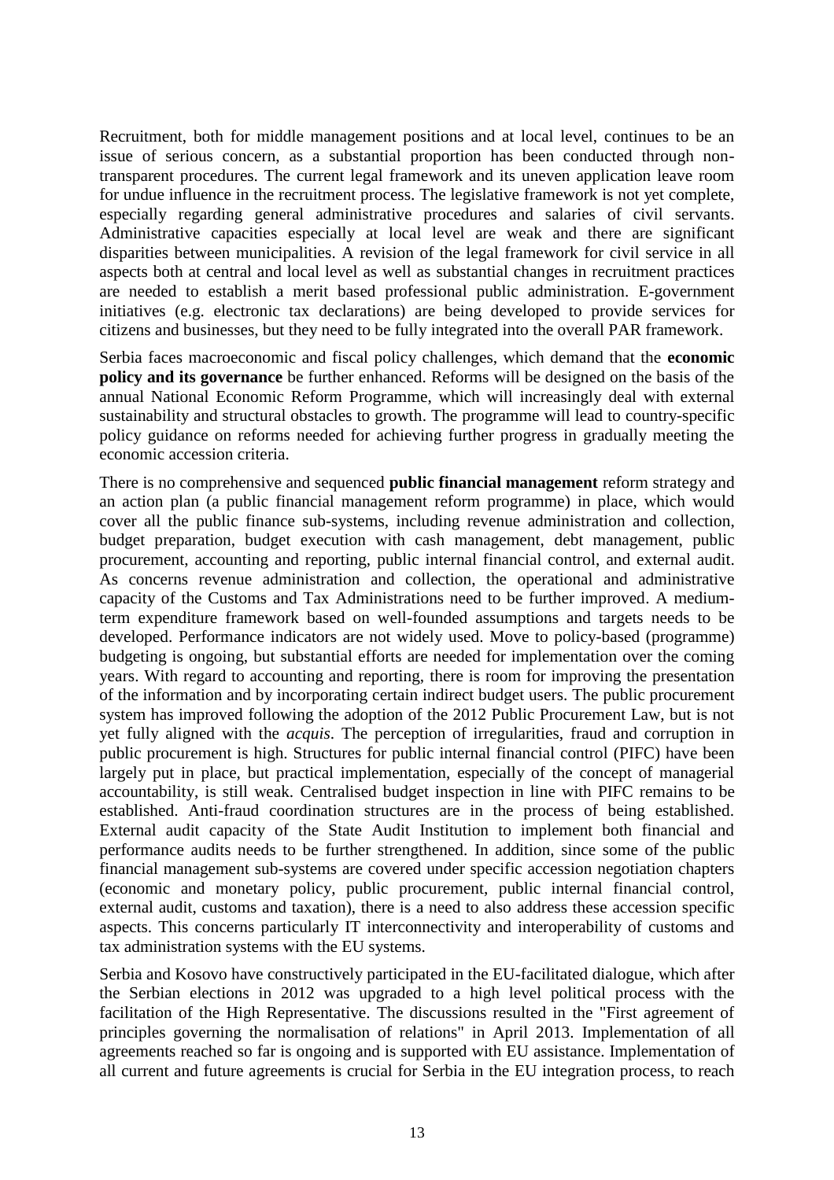Recruitment, both for middle management positions and at local level, continues to be an issue of serious concern, as a substantial proportion has been conducted through non-transparent procedures. The current legal framework and its uneven application leave room for undue influence in the recruitment process. The legislative framework is not yet complete, especially regarding general administrative procedures and salaries of civil servants. Administrative capacities especially at local level are weak and there are significant disparities between municipalities. A revision of the legal framework for civil service in all aspects both at central and local level as well as substantial changes in recruitment practices are needed to establish a merit based professional public administration. E-government initiatives (e.g. electronic tax declarations) are being developed to provide services for citizens and businesses, but they need to be fully integrated into the overall PAR framework.

Serbia faces macroeconomic and fiscal policy challenges, which demand that the **economic policy and its governance** be further enhanced. Reforms will be designed on the basis of the annual National Economic Reform Programme, which will increasingly deal with external sustainability and structural obstacles to growth. The programme will lead to country-specific policy guidance on reforms needed for achieving further progress in gradually meeting the economic accession criteria.

There is no comprehensive and sequenced **public financial management** reform strategy and an action plan (a public financial management reform programme) in place, which would cover all the public finance sub-systems, including revenue administration and collection, budget preparation, budget execution with cash management, debt management, public procurement, accounting and reporting, public internal financial control, and external audit. As concerns revenue administration and collection, the operational and administrative capacity of the Customs and Tax Administrations need to be further improved. A medium-term expenditure framework based on well-founded assumptions and targets needs to be developed. Performance indicators are not widely used. Move to policy-based (programme) budgeting is ongoing, but substantial efforts are needed for implementation over the coming years. With regard to accounting and reporting, there is room for improving the presentation of the information and by incorporating certain indirect budget users. The public procurement system has improved following the adoption of the 2012 Public Procurement Law, but is not yet fully aligned with the *acquis*. The perception of irregularities, fraud and corruption in public procurement is high. Structures for public internal financial control (PIFC) have been largely put in place, but practical implementation, especially of the concept of managerial accountability, is still weak. Centralised budget inspection in line with PIFC remains to be established. Anti-fraud coordination structures are in the process of being established. External audit capacity of the State Audit Institution to implement both financial and performance audits needs to be further strengthened. In addition, since some of the public financial management sub-systems are covered under specific accession negotiation chapters (economic and monetary policy, public procurement, public internal financial control, external audit, customs and taxation), there is a need to also address these accession specific aspects. This concerns particularly IT interconnectivity and interoperability of customs and tax administration systems with the EU systems.

Serbia and Kosovo have constructively participated in the EU-facilitated dialogue, which after the Serbian elections in 2012 was upgraded to a high level political process with the facilitation of the High Representative. The discussions resulted in the "First agreement of principles governing the normalisation of relations" in April 2013. Implementation of all agreements reached so far is ongoing and is supported with EU assistance. Implementation of all current and future agreements is crucial for Serbia in the EU integration process, to reach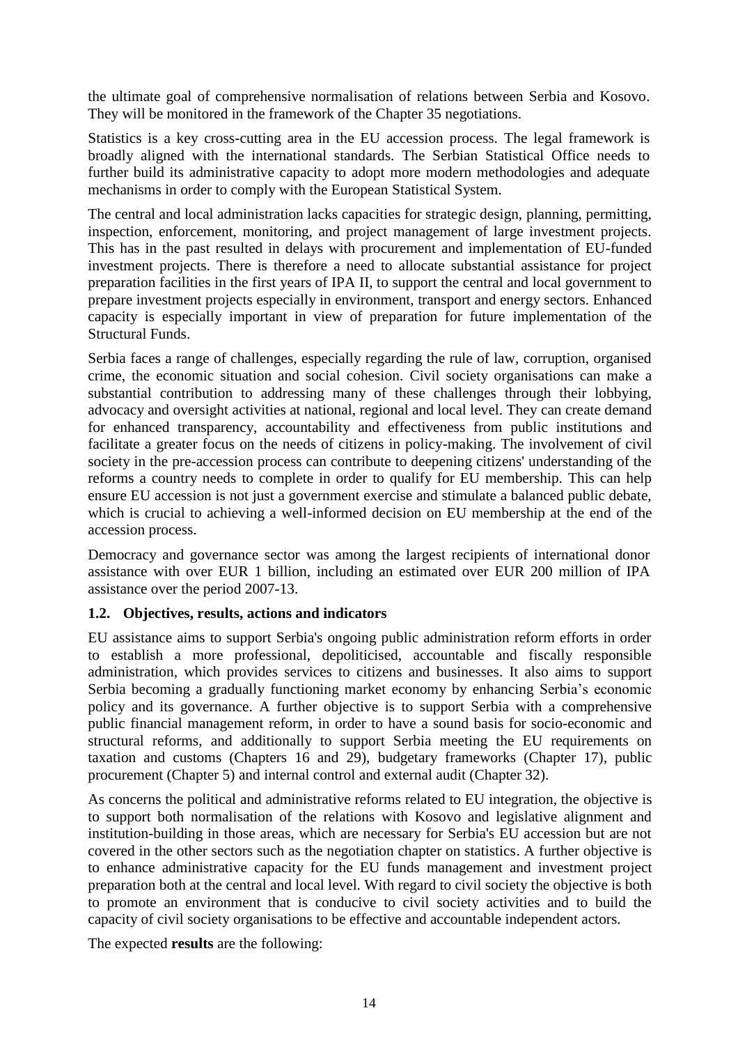the ultimate goal of comprehensive normalisation of relations between Serbia and Kosovo. They will be monitored in the framework of the Chapter 35 negotiations.

Statistics is a key cross-cutting area in the EU accession process. The legal framework is broadly aligned with the international standards. The Serbian Statistical Office needs to further build its administrative capacity to adopt more modern methodologies and adequate mechanisms in order to comply with the European Statistical System.

The central and local administration lacks capacities for strategic design, planning, permitting, inspection, enforcement, monitoring, and project management of large investment projects. This has in the past resulted in delays with procurement and implementation of EU-funded investment projects. There is therefore a need to allocate substantial assistance for project preparation facilities in the first years of IPA II, to support the central and local government to prepare investment projects especially in environment, transport and energy sectors. Enhanced capacity is especially important in view of preparation for future implementation of the Structural Funds.

Serbia faces a range of challenges, especially regarding the rule of law, corruption, organised crime, the economic situation and social cohesion. Civil society organisations can make a substantial contribution to addressing many of these challenges through their lobbying, advocacy and oversight activities at national, regional and local level. They can create demand for enhanced transparency, accountability and effectiveness from public institutions and facilitate a greater focus on the needs of citizens in policy-making. The involvement of civil society in the pre-accession process can contribute to deepening citizens' understanding of the reforms a country needs to complete in order to qualify for EU membership. This can help ensure EU accession is not just a government exercise and stimulate a balanced public debate, which is crucial to achieving a well-informed decision on EU membership at the end of the accession process.

Democracy and governance sector was among the largest recipients of international donor assistance with over EUR 1 billion, including an estimated over EUR 200 million of IPA assistance over the period 2007-13.

### 1.2. Objectives, results, actions and indicators

EU assistance aims to support Serbia's ongoing public administration reform efforts in order to establish a more professional, depoliticised, accountable and fiscally responsible administration, which provides services to citizens and businesses. It also aims to support Serbia becoming a gradually functioning market economy by enhancing Serbia's economic policy and its governance. A further objective is to support Serbia with a comprehensive public financial management reform, in order to have a sound basis for socio-economic and structural reforms, and additionally to support Serbia meeting the EU requirements on taxation and customs (Chapters 16 and 29), budgetary frameworks (Chapter 17), public procurement (Chapter 5) and internal control and external audit (Chapter 32).

As concerns the political and administrative reforms related to EU integration, the objective is to support both normalisation of the relations with Kosovo and legislative alignment and institution-building in those areas, which are necessary for Serbia's EU accession but are not covered in the other sectors such as the negotiation chapter on statistics. A further objective is to enhance administrative capacity for the EU funds management and investment project preparation both at the central and local level. With regard to civil society the objective is both to promote an environment that is conducive to civil society activities and to build the capacity of civil society organisations to be effective and accountable independent actors.

The expected **results** are the following: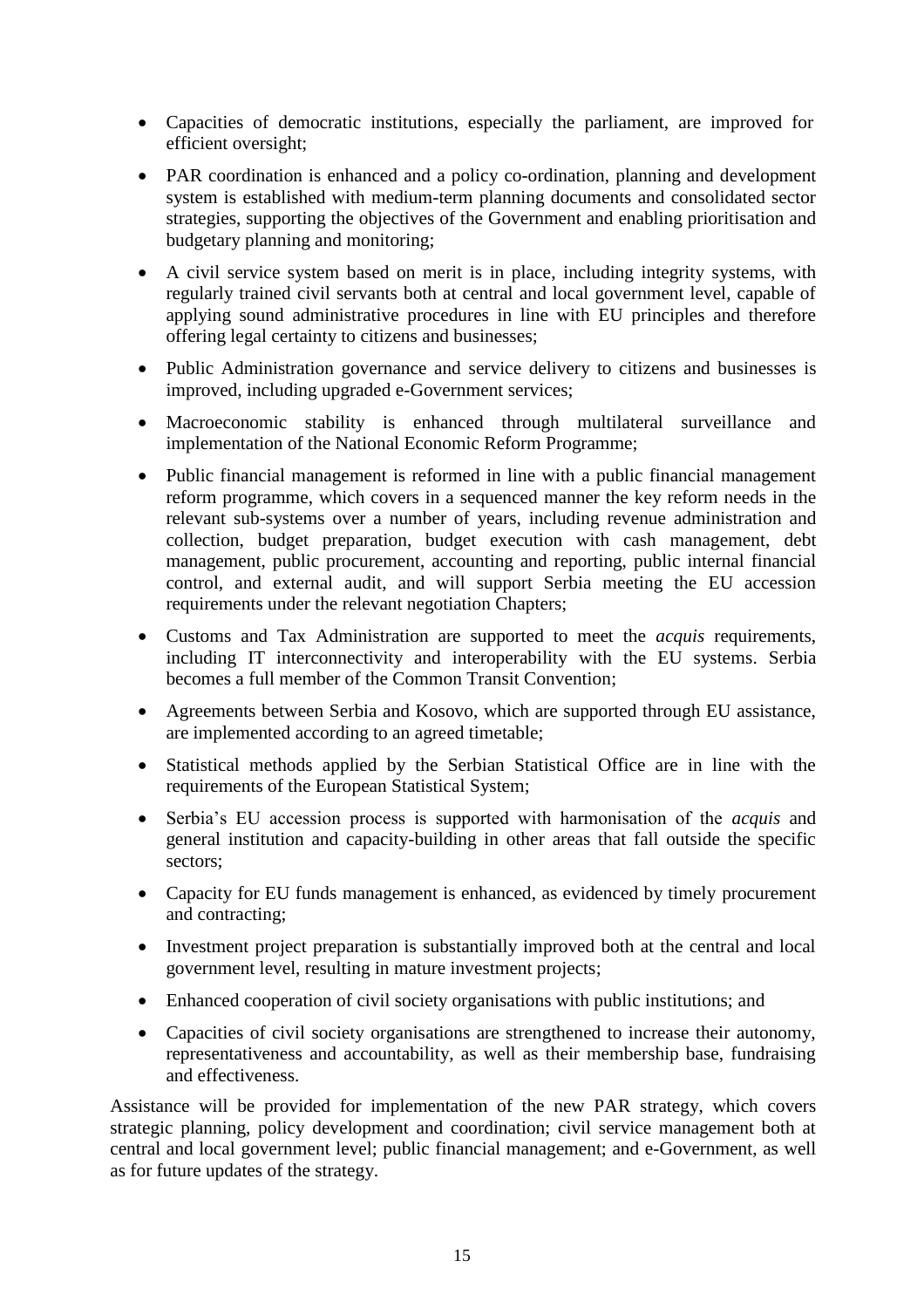- Capacities of democratic institutions, especially the parliament, are improved for efficient oversight;
- PAR coordination is enhanced and a policy co-ordination, planning and development system is established with medium-term planning documents and consolidated sector strategies, supporting the objectives of the Government and enabling prioritisation and budgetary planning and monitoring;
- A civil service system based on merit is in place, including integrity systems, with regularly trained civil servants both at central and local government level, capable of applying sound administrative procedures in line with EU principles and therefore offering legal certainty to citizens and businesses;
- Public Administration governance and service delivery to citizens and businesses is improved, including upgraded e-Government services;
- Macroeconomic stability is enhanced through multilateral surveillance and implementation of the National Economic Reform Programme;
- Public financial management is reformed in line with a public financial management reform programme, which covers in a sequenced manner the key reform needs in the relevant sub-systems over a number of years, including revenue administration and collection, budget preparation, budget execution with cash management, debt management, public procurement, accounting and reporting, public internal financial control, and external audit, and will support Serbia meeting the EU accession requirements under the relevant negotiation Chapters;
- Customs and Tax Administration are supported to meet the *acquis* requirements, including IT interconnectivity and interoperability with the EU systems. Serbia becomes a full member of the Common Transit Convention;
- Agreements between Serbia and Kosovo, which are supported through EU assistance, are implemented according to an agreed timetable;
- Statistical methods applied by the Serbian Statistical Office are in line with the requirements of the European Statistical System;
- Serbia's EU accession process is supported with harmonisation of the *acquis* and general institution and capacity-building in other areas that fall outside the specific sectors;
- Capacity for EU funds management is enhanced, as evidenced by timely procurement and contracting;
- Investment project preparation is substantially improved both at the central and local government level, resulting in mature investment projects;
- Enhanced cooperation of civil society organisations with public institutions; and
- Capacities of civil society organisations are strengthened to increase their autonomy, representativeness and accountability, as well as their membership base, fundraising and effectiveness.

Assistance will be provided for implementation of the new PAR strategy, which covers strategic planning, policy development and coordination; civil service management both at central and local government level; public financial management; and e-Government, as well as for future updates of the strategy.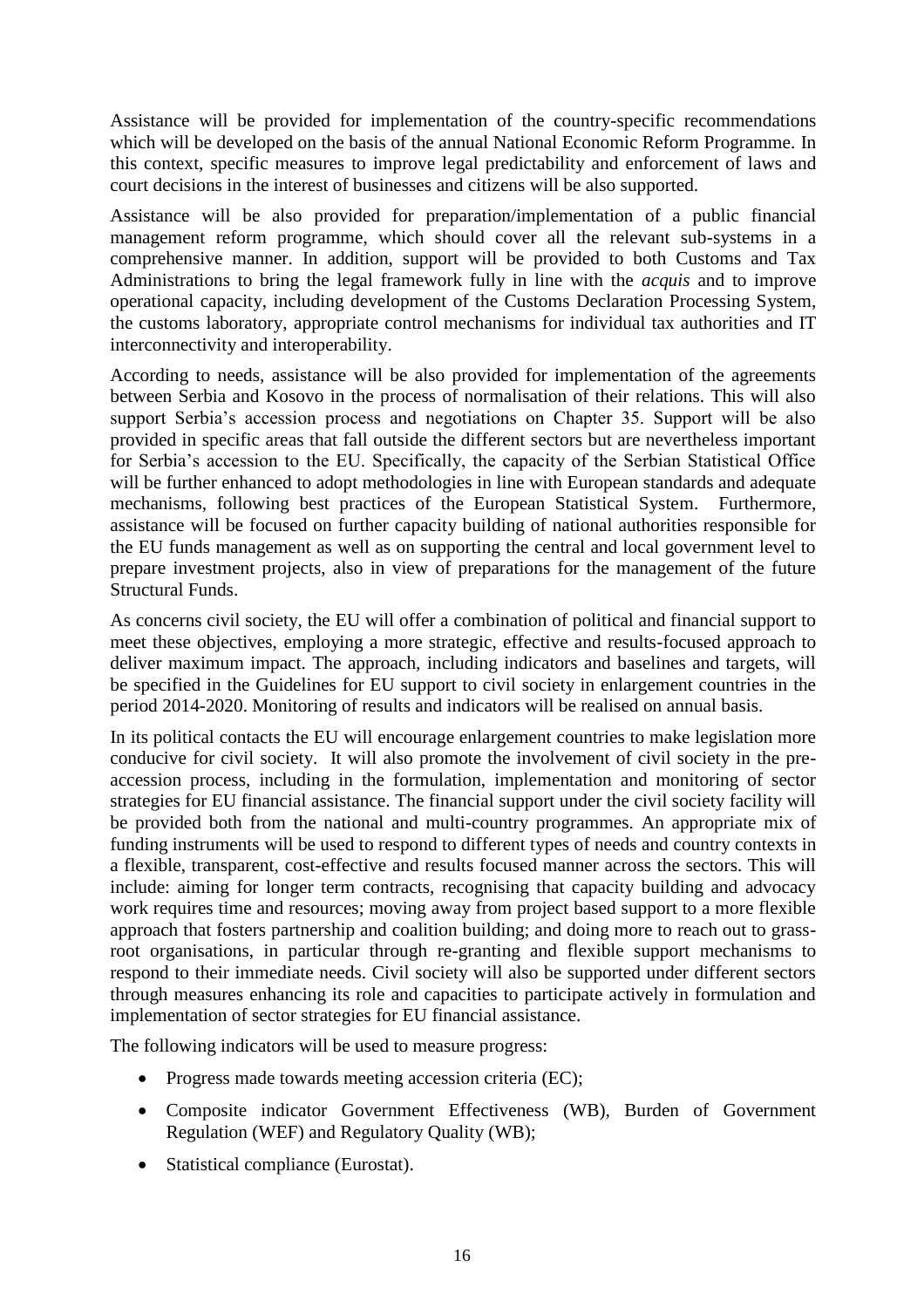Assistance will be provided for implementation of the country-specific recommendations which will be developed on the basis of the annual National Economic Reform Programme. In this context, specific measures to improve legal predictability and enforcement of laws and court decisions in the interest of businesses and citizens will be also supported.

Assistance will be also provided for preparation/implementation of a public financial management reform programme, which should cover all the relevant sub-systems in a comprehensive manner. In addition, support will be provided to both Customs and Tax Administrations to bring the legal framework fully in line with the *acquis* and to improve operational capacity, including development of the Customs Declaration Processing System, the customs laboratory, appropriate control mechanisms for individual tax authorities and IT interconnectivity and interoperability.

According to needs, assistance will be also provided for implementation of the agreements between Serbia and Kosovo in the process of normalisation of their relations. This will also support Serbia's accession process and negotiations on Chapter 35. Support will be also provided in specific areas that fall outside the different sectors but are nevertheless important for Serbia's accession to the EU. Specifically, the capacity of the Serbian Statistical Office will be further enhanced to adopt methodologies in line with European standards and adequate mechanisms, following best practices of the European Statistical System. Furthermore, assistance will be focused on further capacity building of national authorities responsible for the EU funds management as well as on supporting the central and local government level to prepare investment projects, also in view of preparations for the management of the future Structural Funds.

As concerns civil society, the EU will offer a combination of political and financial support to meet these objectives, employing a more strategic, effective and results-focused approach to deliver maximum impact. The approach, including indicators and baselines and targets, will be specified in the Guidelines for EU support to civil society in enlargement countries in the period 2014-2020. Monitoring of results and indicators will be realised on annual basis.

In its political contacts the EU will encourage enlargement countries to make legislation more conducive for civil society. It will also promote the involvement of civil society in the pre-accession process, including in the formulation, implementation and monitoring of sector strategies for EU financial assistance. The financial support under the civil society facility will be provided both from the national and multi-country programmes. An appropriate mix of funding instruments will be used to respond to different types of needs and country contexts in a flexible, transparent, cost-effective and results focused manner across the sectors. This will include: aiming for longer term contracts, recognising that capacity building and advocacy work requires time and resources; moving away from project based support to a more flexible approach that fosters partnership and coalition building; and doing more to reach out to grass-root organisations, in particular through re-granting and flexible support mechanisms to respond to their immediate needs. Civil society will also be supported under different sectors through measures enhancing its role and capacities to participate actively in formulation and implementation of sector strategies for EU financial assistance.

The following indicators will be used to measure progress:

- Progress made towards meeting accession criteria (EC);
- Composite indicator Government Effectiveness (WB), Burden of Government Regulation (WEF) and Regulatory Quality (WB);
- Statistical compliance (Eurostat).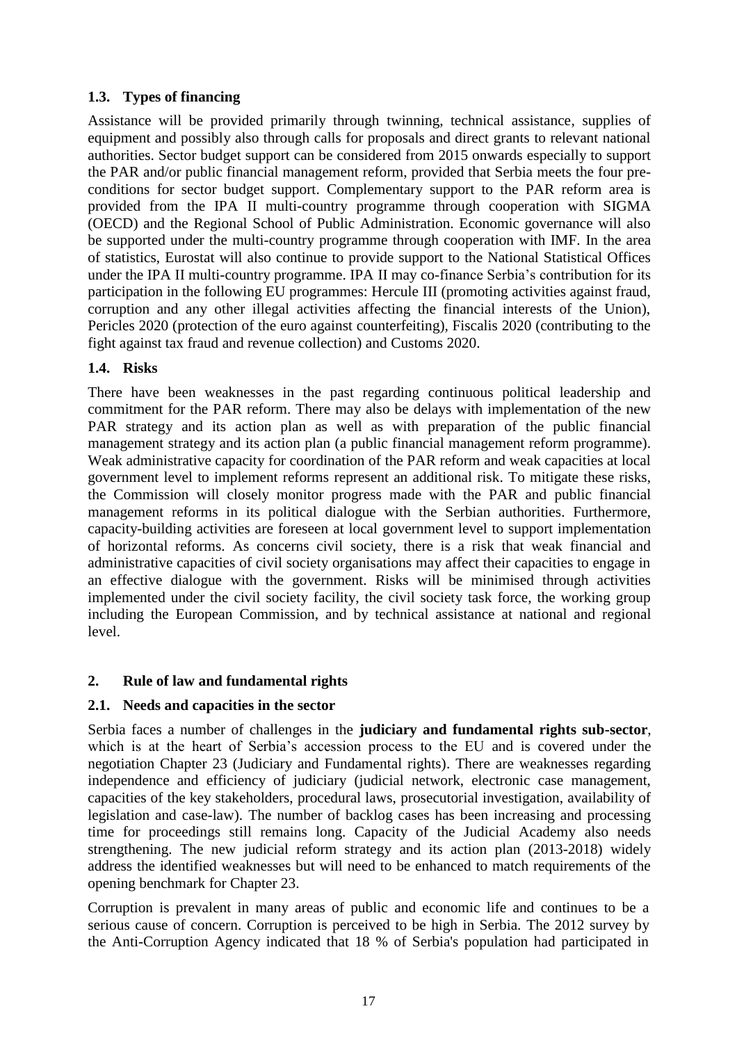### 1.3. Types of financing

Assistance will be provided primarily through twinning, technical assistance, supplies of equipment and possibly also through calls for proposals and direct grants to relevant national authorities. Sector budget support can be considered from 2015 onwards especially to support the PAR and/or public financial management reform, provided that Serbia meets the four pre-conditions for sector budget support. Complementary support to the PAR reform area is provided from the IPA II multi-country programme through cooperation with SIGMA (OECD) and the Regional School of Public Administration. Economic governance will also be supported under the multi-country programme through cooperation with IMF. In the area of statistics, Eurostat will also continue to provide support to the National Statistical Offices under the IPA II multi-country programme. IPA II may co-finance Serbia's contribution for its participation in the following EU programmes: Hercule III (promoting activities against fraud, corruption and any other illegal activities affecting the financial interests of the Union), Pericles 2020 (protection of the euro against counterfeiting), Fiscalis 2020 (contributing to the fight against tax fraud and revenue collection) and Customs 2020.

### 1.4. Risks

There have been weaknesses in the past regarding continuous political leadership and commitment for the PAR reform. There may also be delays with implementation of the new PAR strategy and its action plan as well as with preparation of the public financial management strategy and its action plan (a public financial management reform programme). Weak administrative capacity for coordination of the PAR reform and weak capacities at local government level to implement reforms represent an additional risk. To mitigate these risks, the Commission will closely monitor progress made with the PAR and public financial management reforms in its political dialogue with the Serbian authorities. Furthermore, capacity-building activities are foreseen at local government level to support implementation of horizontal reforms. As concerns civil society, there is a risk that weak financial and administrative capacities of civil society organisations may affect their capacities to engage in an effective dialogue with the government. Risks will be minimised through activities implemented under the civil society facility, the civil society task force, the working group including the European Commission, and by technical assistance at national and regional level.

## 2. Rule of law and fundamental rights

### 2.1. Needs and capacities in the sector

Serbia faces a number of challenges in the **judiciary and fundamental rights sub-sector**, which is at the heart of Serbia's accession process to the EU and is covered under the negotiation Chapter 23 (Judiciary and Fundamental rights). There are weaknesses regarding independence and efficiency of judiciary (judicial network, electronic case management, capacities of the key stakeholders, procedural laws, prosecutorial investigation, availability of legislation and case-law). The number of backlog cases has been increasing and processing time for proceedings still remains long. Capacity of the Judicial Academy also needs strengthening. The new judicial reform strategy and its action plan (2013-2018) widely address the identified weaknesses but will need to be enhanced to match requirements of the opening benchmark for Chapter 23.

Corruption is prevalent in many areas of public and economic life and continues to be a serious cause of concern. Corruption is perceived to be high in Serbia. The 2012 survey by the Anti-Corruption Agency indicated that 18 % of Serbia's population had participated in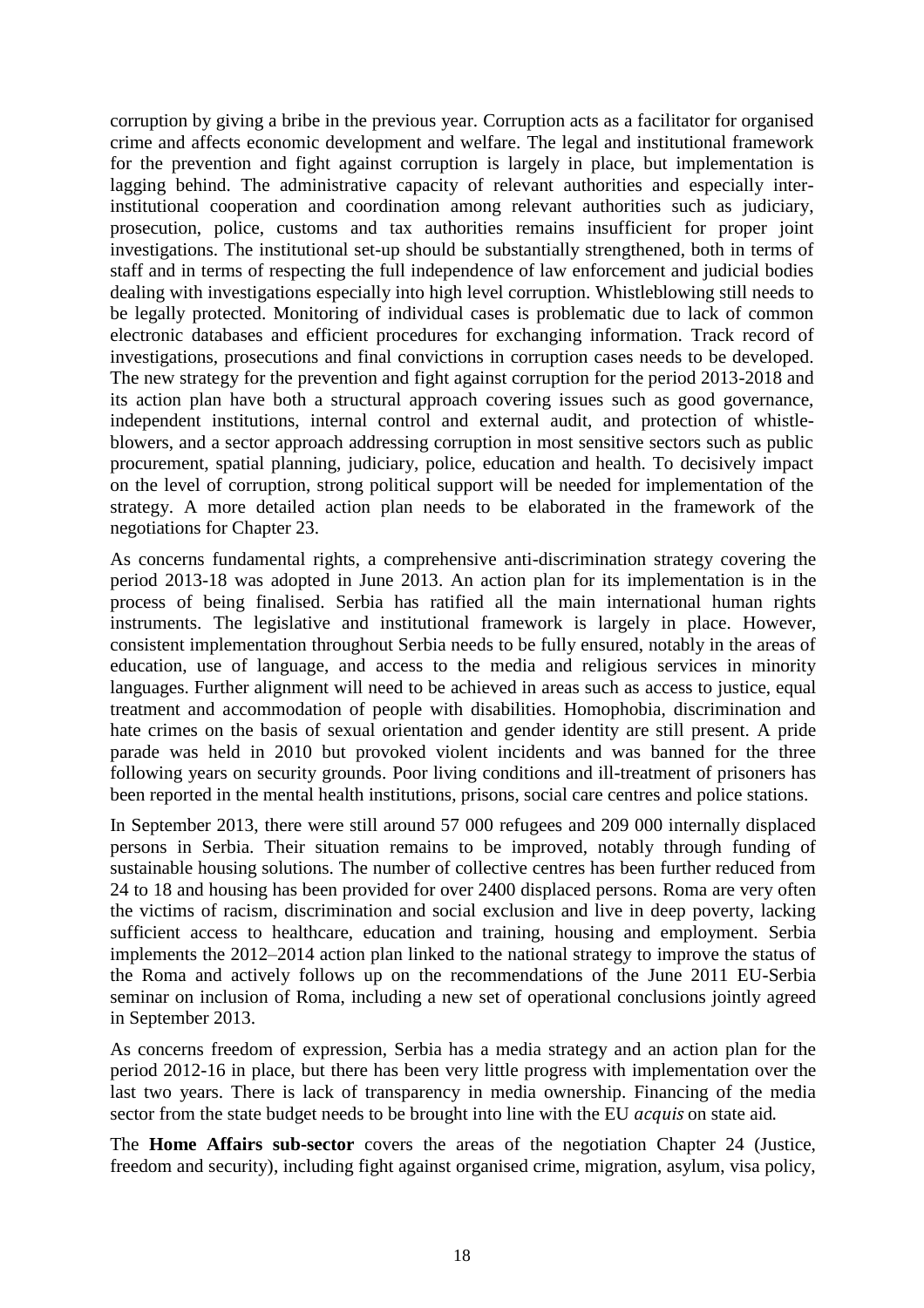corruption by giving a bribe in the previous year. Corruption acts as a facilitator for organised crime and affects economic development and welfare. The legal and institutional framework for the prevention and fight against corruption is largely in place, but implementation is lagging behind. The administrative capacity of relevant authorities and especially inter-institutional cooperation and coordination among relevant authorities such as judiciary, prosecution, police, customs and tax authorities remains insufficient for proper joint investigations. The institutional set-up should be substantially strengthened, both in terms of staff and in terms of respecting the full independence of law enforcement and judicial bodies dealing with investigations especially into high level corruption. Whistleblowing still needs to be legally protected. Monitoring of individual cases is problematic due to lack of common electronic databases and efficient procedures for exchanging information. Track record of investigations, prosecutions and final convictions in corruption cases needs to be developed. The new strategy for the prevention and fight against corruption for the period 2013-2018 and its action plan have both a structural approach covering issues such as good governance, independent institutions, internal control and external audit, and protection of whistle-blowers, and a sector approach addressing corruption in most sensitive sectors such as public procurement, spatial planning, judiciary, police, education and health. To decisively impact on the level of corruption, strong political support will be needed for implementation of the strategy. A more detailed action plan needs to be elaborated in the framework of the negotiations for Chapter 23.

As concerns fundamental rights, a comprehensive anti-discrimination strategy covering the period 2013-18 was adopted in June 2013. An action plan for its implementation is in the process of being finalised. Serbia has ratified all the main international human rights instruments. The legislative and institutional framework is largely in place. However, consistent implementation throughout Serbia needs to be fully ensured, notably in the areas of education, use of language, and access to the media and religious services in minority languages. Further alignment will need to be achieved in areas such as access to justice, equal treatment and accommodation of people with disabilities. Homophobia, discrimination and hate crimes on the basis of sexual orientation and gender identity are still present. A pride parade was held in 2010 but provoked violent incidents and was banned for the three following years on security grounds. Poor living conditions and ill-treatment of prisoners has been reported in the mental health institutions, prisons, social care centres and police stations.

In September 2013, there were still around 57 000 refugees and 209 000 internally displaced persons in Serbia. Their situation remains to be improved, notably through funding of sustainable housing solutions. The number of collective centres has been further reduced from 24 to 18 and housing has been provided for over 2400 displaced persons. Roma are very often the victims of racism, discrimination and social exclusion and live in deep poverty, lacking sufficient access to healthcare, education and training, housing and employment. Serbia implements the 2012–2014 action plan linked to the national strategy to improve the status of the Roma and actively follows up on the recommendations of the June 2011 EU-Serbia seminar on inclusion of Roma, including a new set of operational conclusions jointly agreed in September 2013.

As concerns freedom of expression, Serbia has a media strategy and an action plan for the period 2012-16 in place, but there has been very little progress with implementation over the last two years. There is lack of transparency in media ownership. Financing of the media sector from the state budget needs to be brought into line with the EU *acquis* on state aid.

The **Home Affairs sub-sector** covers the areas of the negotiation Chapter 24 (Justice, freedom and security), including fight against organised crime, migration, asylum, visa policy,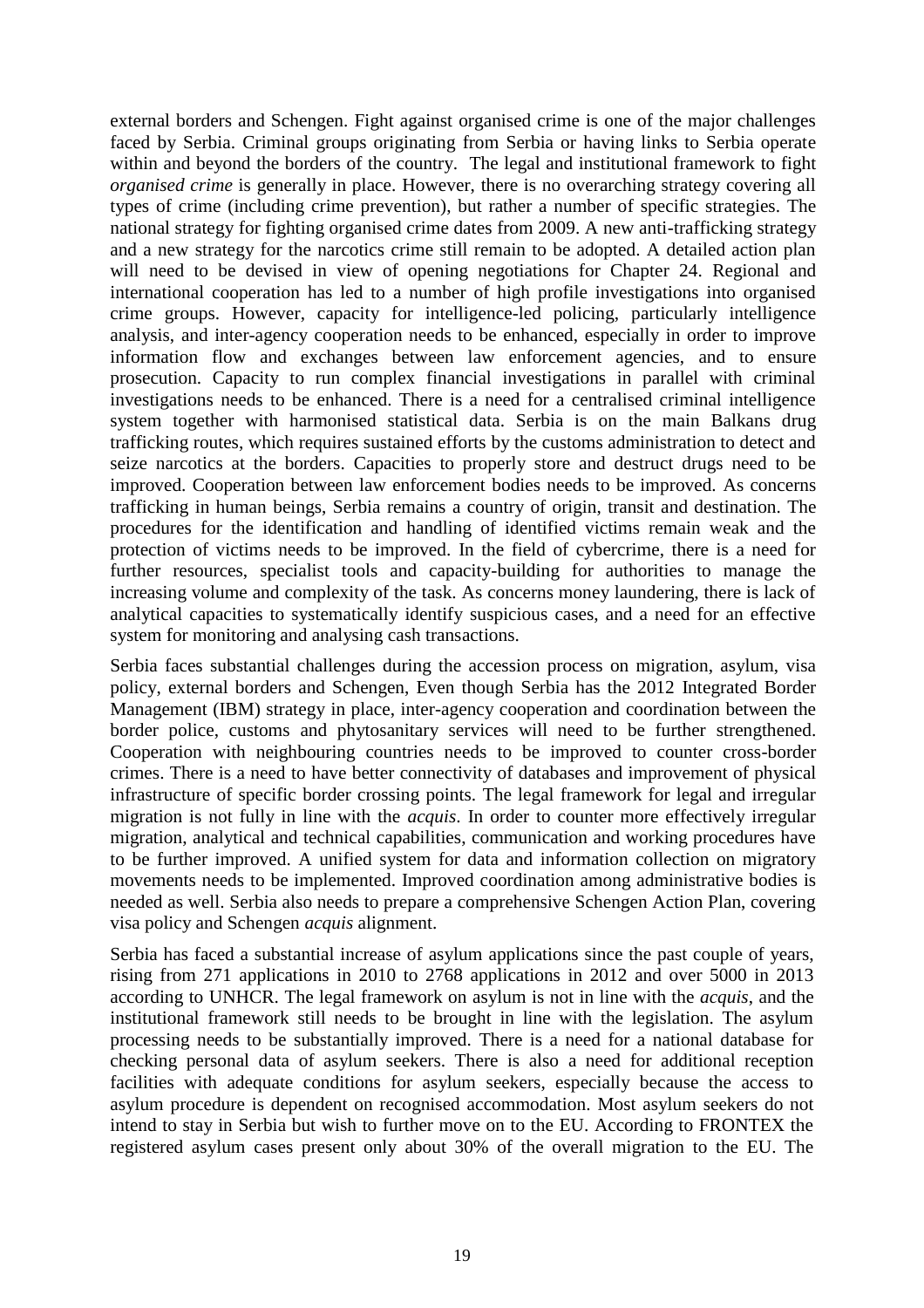external borders and Schengen. Fight against organised crime is one of the major challenges faced by Serbia. Criminal groups originating from Serbia or having links to Serbia operate within and beyond the borders of the country. The legal and institutional framework to fight *organised crime* is generally in place. However, there is no overarching strategy covering all types of crime (including crime prevention), but rather a number of specific strategies. The national strategy for fighting organised crime dates from 2009. A new anti-trafficking strategy and a new strategy for the narcotics crime still remain to be adopted. A detailed action plan will need to be devised in view of opening negotiations for Chapter 24. Regional and international cooperation has led to a number of high profile investigations into organised crime groups. However, capacity for intelligence-led policing, particularly intelligence analysis, and inter-agency cooperation needs to be enhanced, especially in order to improve information flow and exchanges between law enforcement agencies, and to ensure prosecution. Capacity to run complex financial investigations in parallel with criminal investigations needs to be enhanced. There is a need for a centralised criminal intelligence system together with harmonised statistical data. Serbia is on the main Balkans drug trafficking routes, which requires sustained efforts by the customs administration to detect and seize narcotics at the borders. Capacities to properly store and destruct drugs need to be improved. Cooperation between law enforcement bodies needs to be improved. As concerns trafficking in human beings, Serbia remains a country of origin, transit and destination. The procedures for the identification and handling of identified victims remain weak and the protection of victims needs to be improved. In the field of cybercrime, there is a need for further resources, specialist tools and capacity-building for authorities to manage the increasing volume and complexity of the task. As concerns money laundering, there is lack of analytical capacities to systematically identify suspicious cases, and a need for an effective system for monitoring and analysing cash transactions.

Serbia faces substantial challenges during the accession process on migration, asylum, visa policy, external borders and Schengen, Even though Serbia has the 2012 Integrated Border Management (IBM) strategy in place, inter-agency cooperation and coordination between the border police, customs and phytosanitary services will need to be further strengthened. Cooperation with neighbouring countries needs to be improved to counter cross-border crimes. There is a need to have better connectivity of databases and improvement of physical infrastructure of specific border crossing points. The legal framework for legal and irregular migration is not fully in line with the *acquis*. In order to counter more effectively irregular migration, analytical and technical capabilities, communication and working procedures have to be further improved. A unified system for data and information collection on migratory movements needs to be implemented. Improved coordination among administrative bodies is needed as well. Serbia also needs to prepare a comprehensive Schengen Action Plan, covering visa policy and Schengen *acquis* alignment.

Serbia has faced a substantial increase of asylum applications since the past couple of years, rising from 271 applications in 2010 to 2768 applications in 2012 and over 5000 in 2013 according to UNHCR. The legal framework on asylum is not in line with the *acquis*, and the institutional framework still needs to be brought in line with the legislation. The asylum processing needs to be substantially improved. There is a need for a national database for checking personal data of asylum seekers. There is also a need for additional reception facilities with adequate conditions for asylum seekers, especially because the access to asylum procedure is dependent on recognised accommodation. Most asylum seekers do not intend to stay in Serbia but wish to further move on to the EU. According to FRONTEX the registered asylum cases present only about 30% of the overall migration to the EU. The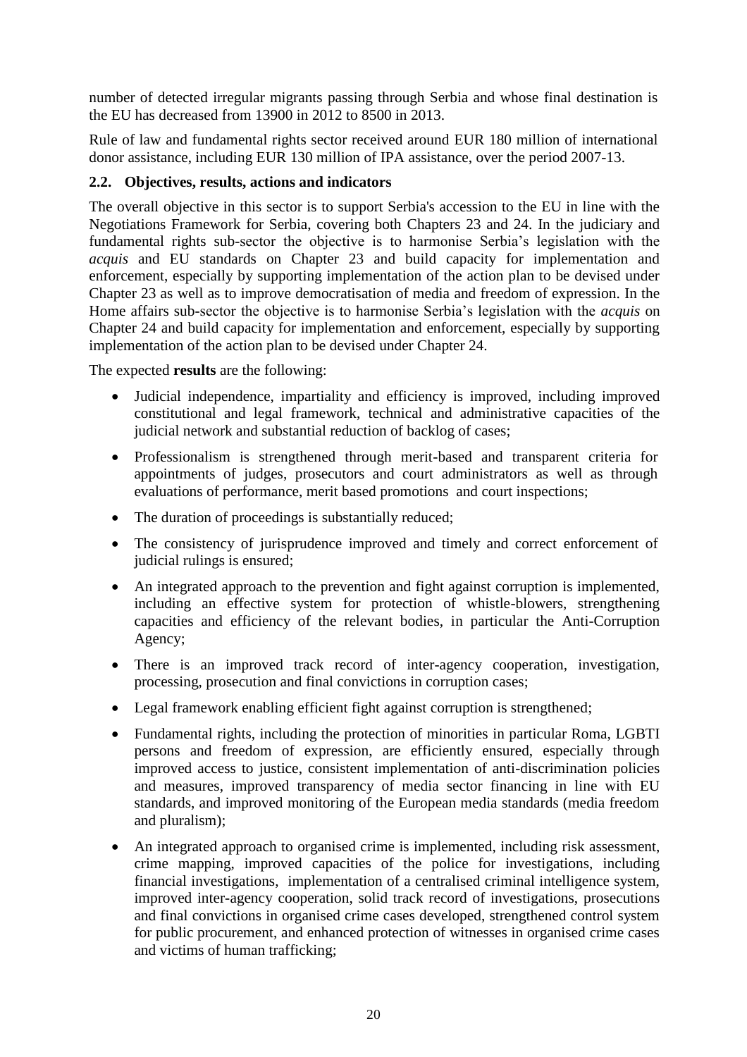number of detected irregular migrants passing through Serbia and whose final destination is the EU has decreased from 13900 in 2012 to 8500 in 2013.

Rule of law and fundamental rights sector received around EUR 180 million of international donor assistance, including EUR 130 million of IPA assistance, over the period 2007-13.

### 2.2. Objectives, results, actions and indicators

The overall objective in this sector is to support Serbia's accession to the EU in line with the Negotiations Framework for Serbia, covering both Chapters 23 and 24. In the judiciary and fundamental rights sub-sector the objective is to harmonise Serbia's legislation with the *acquis* and EU standards on Chapter 23 and build capacity for implementation and enforcement, especially by supporting implementation of the action plan to be devised under Chapter 23 as well as to improve democratisation of media and freedom of expression. In the Home affairs sub-sector the objective is to harmonise Serbia's legislation with the *acquis* on Chapter 24 and build capacity for implementation and enforcement, especially by supporting implementation of the action plan to be devised under Chapter 24.

The expected **results** are the following:

- Judicial independence, impartiality and efficiency is improved, including improved constitutional and legal framework, technical and administrative capacities of the judicial network and substantial reduction of backlog of cases;
- Professionalism is strengthened through merit-based and transparent criteria for appointments of judges, prosecutors and court administrators as well as through evaluations of performance, merit based promotions and court inspections;
- The duration of proceedings is substantially reduced;
- The consistency of jurisprudence improved and timely and correct enforcement of judicial rulings is ensured;
- An integrated approach to the prevention and fight against corruption is implemented, including an effective system for protection of whistle-blowers, strengthening capacities and efficiency of the relevant bodies, in particular the Anti-Corruption Agency;
- There is an improved track record of inter-agency cooperation, investigation, processing, prosecution and final convictions in corruption cases;
- Legal framework enabling efficient fight against corruption is strengthened;
- Fundamental rights, including the protection of minorities in particular Roma, LGBTI persons and freedom of expression, are efficiently ensured, especially through improved access to justice, consistent implementation of anti-discrimination policies and measures, improved transparency of media sector financing in line with EU standards, and improved monitoring of the European media standards (media freedom and pluralism);
- An integrated approach to organised crime is implemented, including risk assessment, crime mapping, improved capacities of the police for investigations, including financial investigations, implementation of a centralised criminal intelligence system, improved inter-agency cooperation, solid track record of investigations, prosecutions and final convictions in organised crime cases developed, strengthened control system for public procurement, and enhanced protection of witnesses in organised crime cases and victims of human trafficking;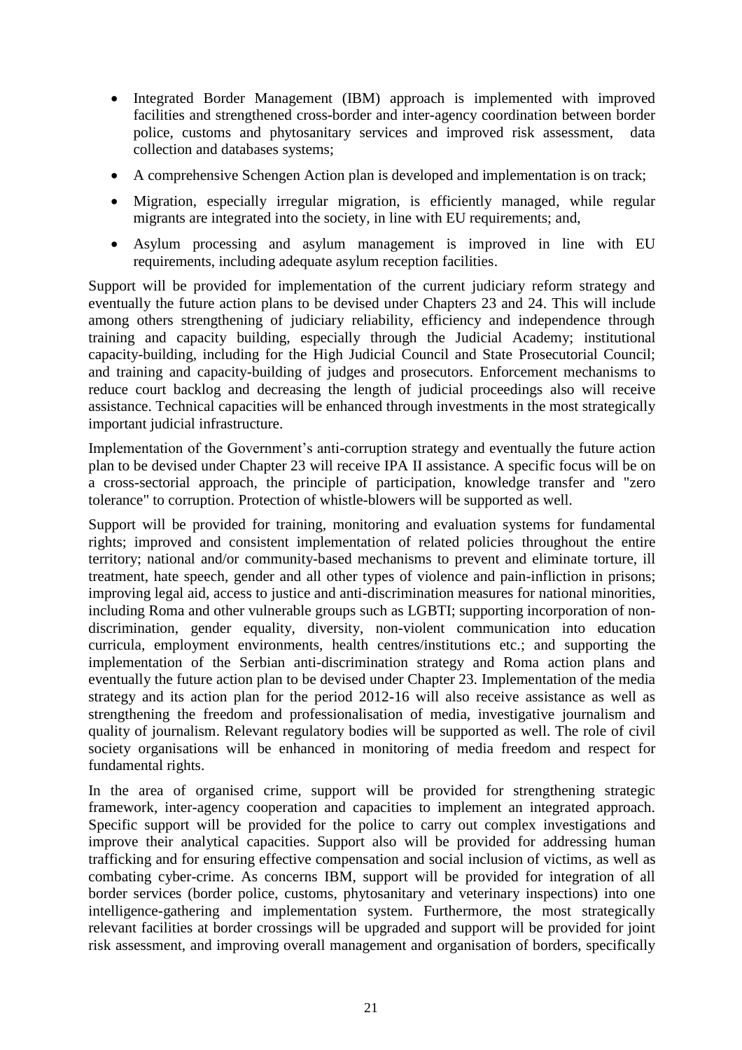- Integrated Border Management (IBM) approach is implemented with improved facilities and strengthened cross-border and inter-agency coordination between border police, customs and phytosanitary services and improved risk assessment, data collection and databases systems;
- A comprehensive Schengen Action plan is developed and implementation is on track;
- Migration, especially irregular migration, is efficiently managed, while regular migrants are integrated into the society, in line with EU requirements; and,
- Asylum processing and asylum management is improved in line with EU requirements, including adequate asylum reception facilities.

Support will be provided for implementation of the current judiciary reform strategy and eventually the future action plans to be devised under Chapters 23 and 24. This will include among others strengthening of judiciary reliability, efficiency and independence through training and capacity building, especially through the Judicial Academy; institutional capacity-building, including for the High Judicial Council and State Prosecutorial Council; and training and capacity-building of judges and prosecutors. Enforcement mechanisms to reduce court backlog and decreasing the length of judicial proceedings also will receive assistance. Technical capacities will be enhanced through investments in the most strategically important judicial infrastructure.

Implementation of the Government's anti-corruption strategy and eventually the future action plan to be devised under Chapter 23 will receive IPA II assistance. A specific focus will be on a cross-sectorial approach, the principle of participation, knowledge transfer and "zero tolerance" to corruption. Protection of whistle-blowers will be supported as well.

Support will be provided for training, monitoring and evaluation systems for fundamental rights; improved and consistent implementation of related policies throughout the entire territory; national and/or community-based mechanisms to prevent and eliminate torture, ill treatment, hate speech, gender and all other types of violence and pain-infliction in prisons; improving legal aid, access to justice and anti-discrimination measures for national minorities, including Roma and other vulnerable groups such as LGBTI; supporting incorporation of non-discrimination, gender equality, diversity, non-violent communication into education curricula, employment environments, health centres/institutions etc.; and supporting the implementation of the Serbian anti-discrimination strategy and Roma action plans and eventually the future action plan to be devised under Chapter 23. Implementation of the media strategy and its action plan for the period 2012-16 will also receive assistance as well as strengthening the freedom and professionalisation of media, investigative journalism and quality of journalism. Relevant regulatory bodies will be supported as well. The role of civil society organisations will be enhanced in monitoring of media freedom and respect for fundamental rights.

In the area of organised crime, support will be provided for strengthening strategic framework, inter-agency cooperation and capacities to implement an integrated approach. Specific support will be provided for the police to carry out complex investigations and improve their analytical capacities. Support also will be provided for addressing human trafficking and for ensuring effective compensation and social inclusion of victims, as well as combating cyber-crime. As concerns IBM, support will be provided for integration of all border services (border police, customs, phytosanitary and veterinary inspections) into one intelligence-gathering and implementation system. Furthermore, the most strategically relevant facilities at border crossings will be upgraded and support will be provided for joint risk assessment, and improving overall management and organisation of borders, specifically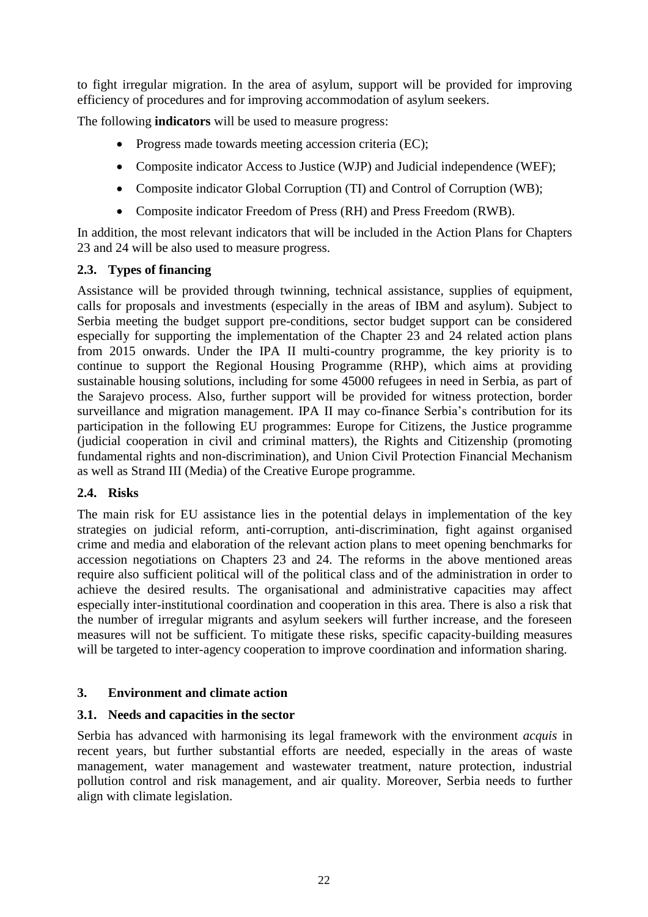to fight irregular migration. In the area of asylum, support will be provided for improving efficiency of procedures and for improving accommodation of asylum seekers.

The following **indicators** will be used to measure progress:

- Progress made towards meeting accession criteria (EC);
- Composite indicator Access to Justice (WJP) and Judicial independence (WEF);
- Composite indicator Global Corruption (TI) and Control of Corruption (WB);
- Composite indicator Freedom of Press (RH) and Press Freedom (RWB).

In addition, the most relevant indicators that will be included in the Action Plans for Chapters 23 and 24 will be also used to measure progress.

### 2.3. Types of financing

Assistance will be provided through twinning, technical assistance, supplies of equipment, calls for proposals and investments (especially in the areas of IBM and asylum). Subject to Serbia meeting the budget support pre-conditions, sector budget support can be considered especially for supporting the implementation of the Chapter 23 and 24 related action plans from 2015 onwards. Under the IPA II multi-country programme, the key priority is to continue to support the Regional Housing Programme (RHP), which aims at providing sustainable housing solutions, including for some 45000 refugees in need in Serbia, as part of the Sarajevo process. Also, further support will be provided for witness protection, border surveillance and migration management. IPA II may co-finance Serbia's contribution for its participation in the following EU programmes: Europe for Citizens, the Justice programme (judicial cooperation in civil and criminal matters), the Rights and Citizenship (promoting fundamental rights and non-discrimination), and Union Civil Protection Financial Mechanism as well as Strand III (Media) of the Creative Europe programme.

### 2.4. Risks

The main risk for EU assistance lies in the potential delays in implementation of the key strategies on judicial reform, anti-corruption, anti-discrimination, fight against organised crime and media and elaboration of the relevant action plans to meet opening benchmarks for accession negotiations on Chapters 23 and 24. The reforms in the above mentioned areas require also sufficient political will of the political class and of the administration in order to achieve the desired results. The organisational and administrative capacities may affect especially inter-institutional coordination and cooperation in this area. There is also a risk that the number of irregular migrants and asylum seekers will further increase, and the foreseen measures will not be sufficient. To mitigate these risks, specific capacity-building measures will be targeted to inter-agency cooperation to improve coordination and information sharing.

## 3. Environment and climate action

### 3.1. Needs and capacities in the sector

Serbia has advanced with harmonising its legal framework with the environment *acquis* in recent years, but further substantial efforts are needed, especially in the areas of waste management, water management and wastewater treatment, nature protection, industrial pollution control and risk management, and air quality. Moreover, Serbia needs to further align with climate legislation.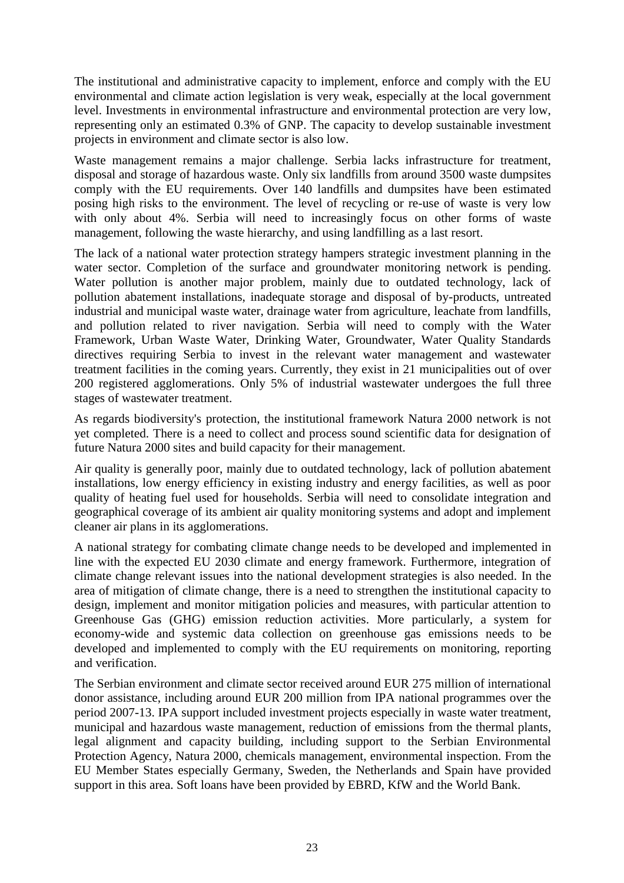The institutional and administrative capacity to implement, enforce and comply with the EU environmental and climate action legislation is very weak, especially at the local government level. Investments in environmental infrastructure and environmental protection are very low, representing only an estimated 0.3% of GNP. The capacity to develop sustainable investment projects in environment and climate sector is also low.

Waste management remains a major challenge. Serbia lacks infrastructure for treatment, disposal and storage of hazardous waste. Only six landfills from around 3500 waste dumpsites comply with the EU requirements. Over 140 landfills and dumpsites have been estimated posing high risks to the environment. The level of recycling or re-use of waste is very low with only about 4%. Serbia will need to increasingly focus on other forms of waste management, following the waste hierarchy, and using landfilling as a last resort.

The lack of a national water protection strategy hampers strategic investment planning in the water sector. Completion of the surface and groundwater monitoring network is pending. Water pollution is another major problem, mainly due to outdated technology, lack of pollution abatement installations, inadequate storage and disposal of by-products, untreated industrial and municipal waste water, drainage water from agriculture, leachate from landfills, and pollution related to river navigation. Serbia will need to comply with the Water Framework, Urban Waste Water, Drinking Water, Groundwater, Water Quality Standards directives requiring Serbia to invest in the relevant water management and wastewater treatment facilities in the coming years. Currently, they exist in 21 municipalities out of over 200 registered agglomerations. Only 5% of industrial wastewater undergoes the full three stages of wastewater treatment.

As regards biodiversity's protection, the institutional framework Natura 2000 network is not yet completed. There is a need to collect and process sound scientific data for designation of future Natura 2000 sites and build capacity for their management.

Air quality is generally poor, mainly due to outdated technology, lack of pollution abatement installations, low energy efficiency in existing industry and energy facilities, as well as poor quality of heating fuel used for households. Serbia will need to consolidate integration and geographical coverage of its ambient air quality monitoring systems and adopt and implement cleaner air plans in its agglomerations.

A national strategy for combating climate change needs to be developed and implemented in line with the expected EU 2030 climate and energy framework. Furthermore, integration of climate change relevant issues into the national development strategies is also needed. In the area of mitigation of climate change, there is a need to strengthen the institutional capacity to design, implement and monitor mitigation policies and measures, with particular attention to Greenhouse Gas (GHG) emission reduction activities. More particularly, a system for economy-wide and systemic data collection on greenhouse gas emissions needs to be developed and implemented to comply with the EU requirements on monitoring, reporting and verification.

The Serbian environment and climate sector received around EUR 275 million of international donor assistance, including around EUR 200 million from IPA national programmes over the period 2007-13. IPA support included investment projects especially in waste water treatment, municipal and hazardous waste management, reduction of emissions from the thermal plants, legal alignment and capacity building, including support to the Serbian Environmental Protection Agency, Natura 2000, chemicals management, environmental inspection. From the EU Member States especially Germany, Sweden, the Netherlands and Spain have provided support in this area. Soft loans have been provided by EBRD, KfW and the World Bank.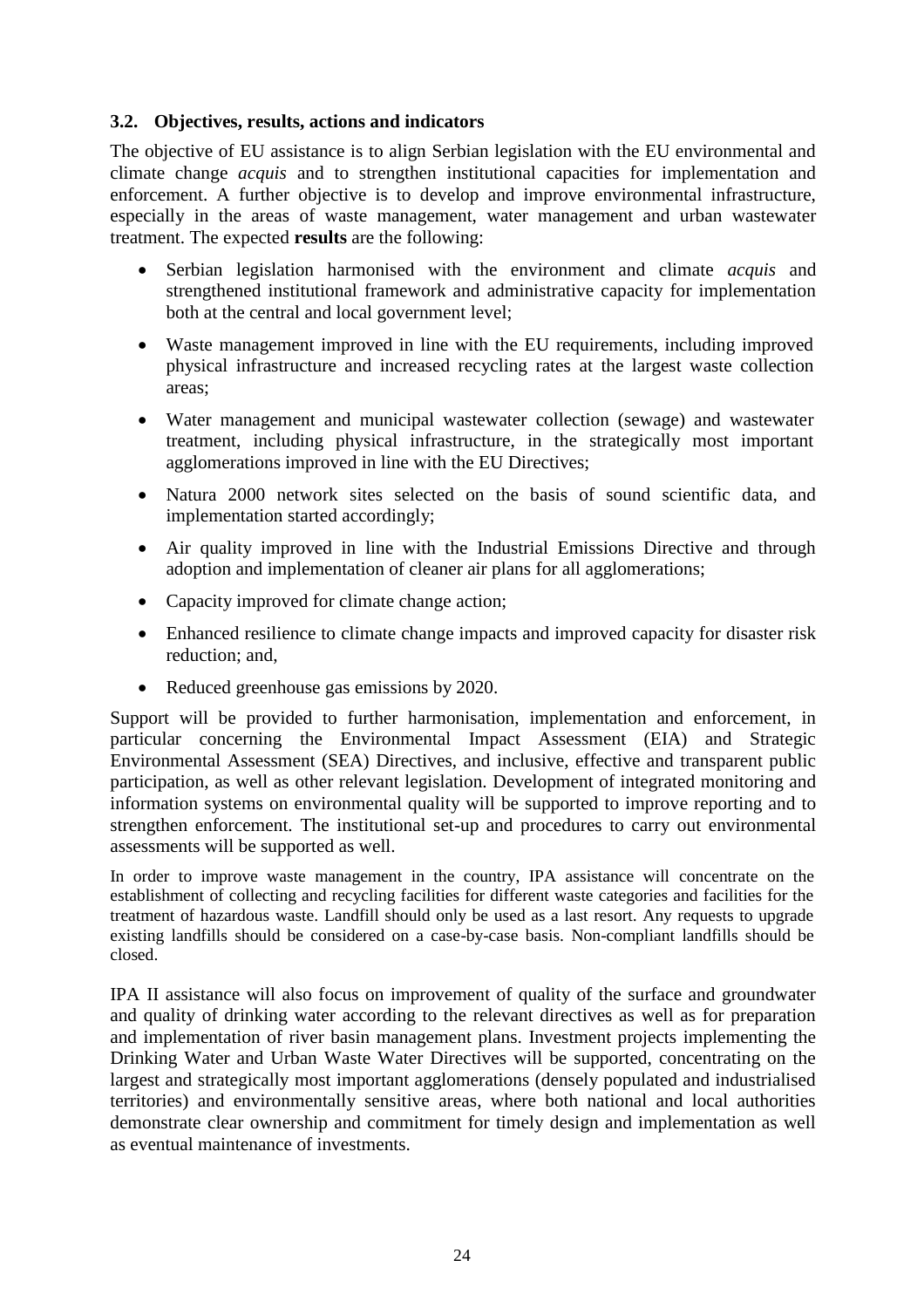### 3.2. Objectives, results, actions and indicators

The objective of EU assistance is to align Serbian legislation with the EU environmental and climate change *acquis* and to strengthen institutional capacities for implementation and enforcement. A further objective is to develop and improve environmental infrastructure, especially in the areas of waste management, water management and urban wastewater treatment. The expected **results** are the following:

- Serbian legislation harmonised with the environment and climate *acquis* and strengthened institutional framework and administrative capacity for implementation both at the central and local government level;
- Waste management improved in line with the EU requirements, including improved physical infrastructure and increased recycling rates at the largest waste collection areas;
- Water management and municipal wastewater collection (sewage) and wastewater treatment, including physical infrastructure, in the strategically most important agglomerations improved in line with the EU Directives;
- Natura 2000 network sites selected on the basis of sound scientific data, and implementation started accordingly;
- Air quality improved in line with the Industrial Emissions Directive and through adoption and implementation of cleaner air plans for all agglomerations;
- Capacity improved for climate change action;
- Enhanced resilience to climate change impacts and improved capacity for disaster risk reduction; and,
- Reduced greenhouse gas emissions by 2020.

Support will be provided to further harmonisation, implementation and enforcement, in particular concerning the Environmental Impact Assessment (EIA) and Strategic Environmental Assessment (SEA) Directives, and inclusive, effective and transparent public participation, as well as other relevant legislation. Development of integrated monitoring and information systems on environmental quality will be supported to improve reporting and to strengthen enforcement. The institutional set-up and procedures to carry out environmental assessments will be supported as well.

In order to improve waste management in the country, IPA assistance will concentrate on the establishment of collecting and recycling facilities for different waste categories and facilities for the treatment of hazardous waste. Landfill should only be used as a last resort. Any requests to upgrade existing landfills should be considered on a case-by-case basis. Non-compliant landfills should be closed.

IPA II assistance will also focus on improvement of quality of the surface and groundwater and quality of drinking water according to the relevant directives as well as for preparation and implementation of river basin management plans. Investment projects implementing the Drinking Water and Urban Waste Water Directives will be supported, concentrating on the largest and strategically most important agglomerations (densely populated and industrialised territories) and environmentally sensitive areas, where both national and local authorities demonstrate clear ownership and commitment for timely design and implementation as well as eventual maintenance of investments.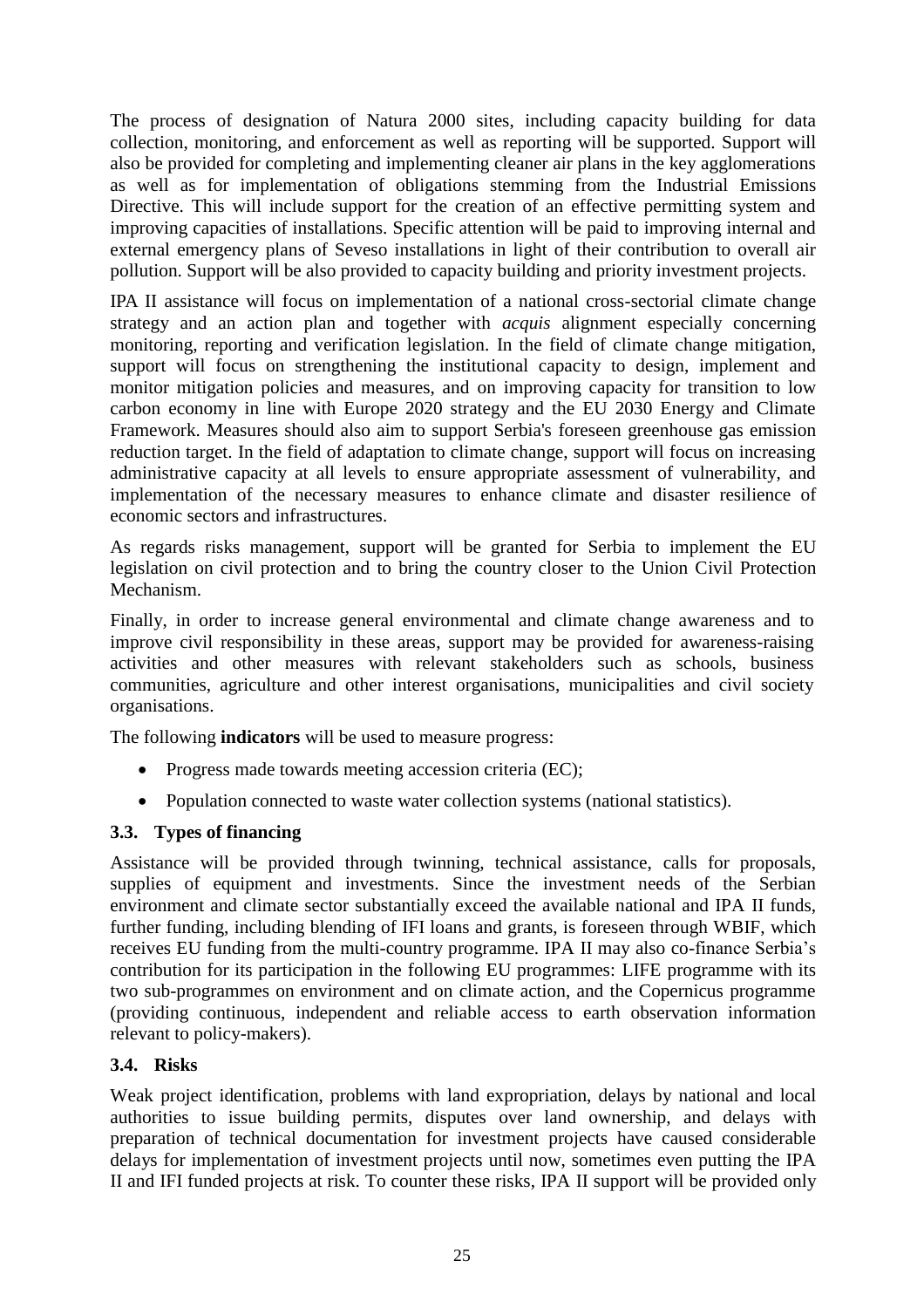The process of designation of Natura 2000 sites, including capacity building for data collection, monitoring, and enforcement as well as reporting will be supported. Support will also be provided for completing and implementing cleaner air plans in the key agglomerations as well as for implementation of obligations stemming from the Industrial Emissions Directive. This will include support for the creation of an effective permitting system and improving capacities of installations. Specific attention will be paid to improving internal and external emergency plans of Seveso installations in light of their contribution to overall air pollution. Support will be also provided to capacity building and priority investment projects.

IPA II assistance will focus on implementation of a national cross-sectorial climate change strategy and an action plan and together with *acquis* alignment especially concerning monitoring, reporting and verification legislation. In the field of climate change mitigation, support will focus on strengthening the institutional capacity to design, implement and monitor mitigation policies and measures, and on improving capacity for transition to low carbon economy in line with Europe 2020 strategy and the EU 2030 Energy and Climate Framework. Measures should also aim to support Serbia's foreseen greenhouse gas emission reduction target. In the field of adaptation to climate change, support will focus on increasing administrative capacity at all levels to ensure appropriate assessment of vulnerability, and implementation of the necessary measures to enhance climate and disaster resilience of economic sectors and infrastructures.

As regards risks management, support will be granted for Serbia to implement the EU legislation on civil protection and to bring the country closer to the Union Civil Protection Mechanism.

Finally, in order to increase general environmental and climate change awareness and to improve civil responsibility in these areas, support may be provided for awareness-raising activities and other measures with relevant stakeholders such as schools, business communities, agriculture and other interest organisations, municipalities and civil society organisations.

The following **indicators** will be used to measure progress:

- Progress made towards meeting accession criteria (EC);
- Population connected to waste water collection systems (national statistics).

### 3.3. Types of financing

Assistance will be provided through twinning, technical assistance, calls for proposals, supplies of equipment and investments. Since the investment needs of the Serbian environment and climate sector substantially exceed the available national and IPA II funds, further funding, including blending of IFI loans and grants, is foreseen through WBIF, which receives EU funding from the multi-country programme. IPA II may also co-finance Serbia's contribution for its participation in the following EU programmes: LIFE programme with its two sub-programmes on environment and on climate action, and the Copernicus programme (providing continuous, independent and reliable access to earth observation information relevant to policy-makers).

### 3.4. Risks

Weak project identification, problems with land expropriation, delays by national and local authorities to issue building permits, disputes over land ownership, and delays with preparation of technical documentation for investment projects have caused considerable delays for implementation of investment projects until now, sometimes even putting the IPA II and IFI funded projects at risk. To counter these risks, IPA II support will be provided only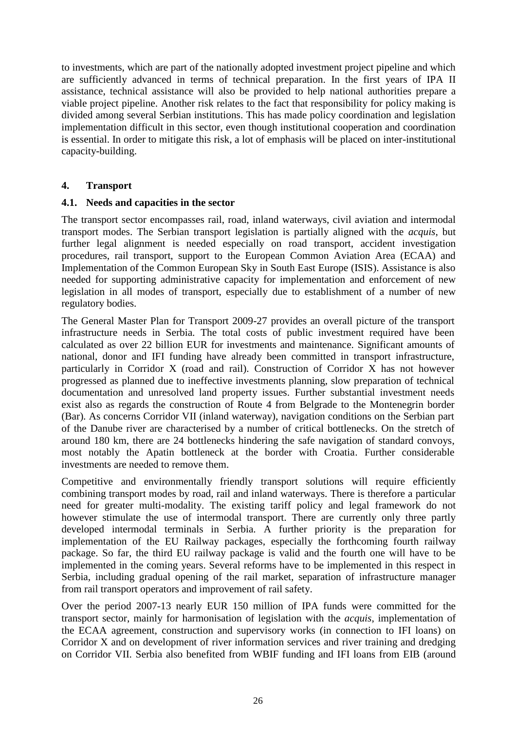to investments, which are part of the nationally adopted investment project pipeline and which are sufficiently advanced in terms of technical preparation. In the first years of IPA II assistance, technical assistance will also be provided to help national authorities prepare a viable project pipeline. Another risk relates to the fact that responsibility for policy making is divided among several Serbian institutions. This has made policy coordination and legislation implementation difficult in this sector, even though institutional cooperation and coordination is essential. In order to mitigate this risk, a lot of emphasis will be placed on inter-institutional capacity-building.

## 4. Transport

### 4.1. Needs and capacities in the sector

The transport sector encompasses rail, road, inland waterways, civil aviation and intermodal transport modes. The Serbian transport legislation is partially aligned with the *acquis*, but further legal alignment is needed especially on road transport, accident investigation procedures, rail transport, support to the European Common Aviation Area (ECAA) and Implementation of the Common European Sky in South East Europe (ISIS). Assistance is also needed for supporting administrative capacity for implementation and enforcement of new legislation in all modes of transport, especially due to establishment of a number of new regulatory bodies.

The General Master Plan for Transport 2009-27 provides an overall picture of the transport infrastructure needs in Serbia. The total costs of public investment required have been calculated as over 22 billion EUR for investments and maintenance. Significant amounts of national, donor and IFI funding have already been committed in transport infrastructure, particularly in Corridor X (road and rail). Construction of Corridor X has not however progressed as planned due to ineffective investments planning, slow preparation of technical documentation and unresolved land property issues. Further substantial investment needs exist also as regards the construction of Route 4 from Belgrade to the Montenegrin border (Bar). As concerns Corridor VII (inland waterway), navigation conditions on the Serbian part of the Danube river are characterised by a number of critical bottlenecks. On the stretch of around 180 km, there are 24 bottlenecks hindering the safe navigation of standard convoys, most notably the Apatin bottleneck at the border with Croatia. Further considerable investments are needed to remove them.

Competitive and environmentally friendly transport solutions will require efficiently combining transport modes by road, rail and inland waterways. There is therefore a particular need for greater multi-modality. The existing tariff policy and legal framework do not however stimulate the use of intermodal transport. There are currently only three partly developed intermodal terminals in Serbia. A further priority is the preparation for implementation of the EU Railway packages, especially the forthcoming fourth railway package. So far, the third EU railway package is valid and the fourth one will have to be implemented in the coming years. Several reforms have to be implemented in this respect in Serbia, including gradual opening of the rail market, separation of infrastructure manager from rail transport operators and improvement of rail safety.

Over the period 2007-13 nearly EUR 150 million of IPA funds were committed for the transport sector, mainly for harmonisation of legislation with the *acquis*, implementation of the ECAA agreement, construction and supervisory works (in connection to IFI loans) on Corridor X and on development of river information services and river training and dredging on Corridor VII. Serbia also benefited from WBIF funding and IFI loans from EIB (around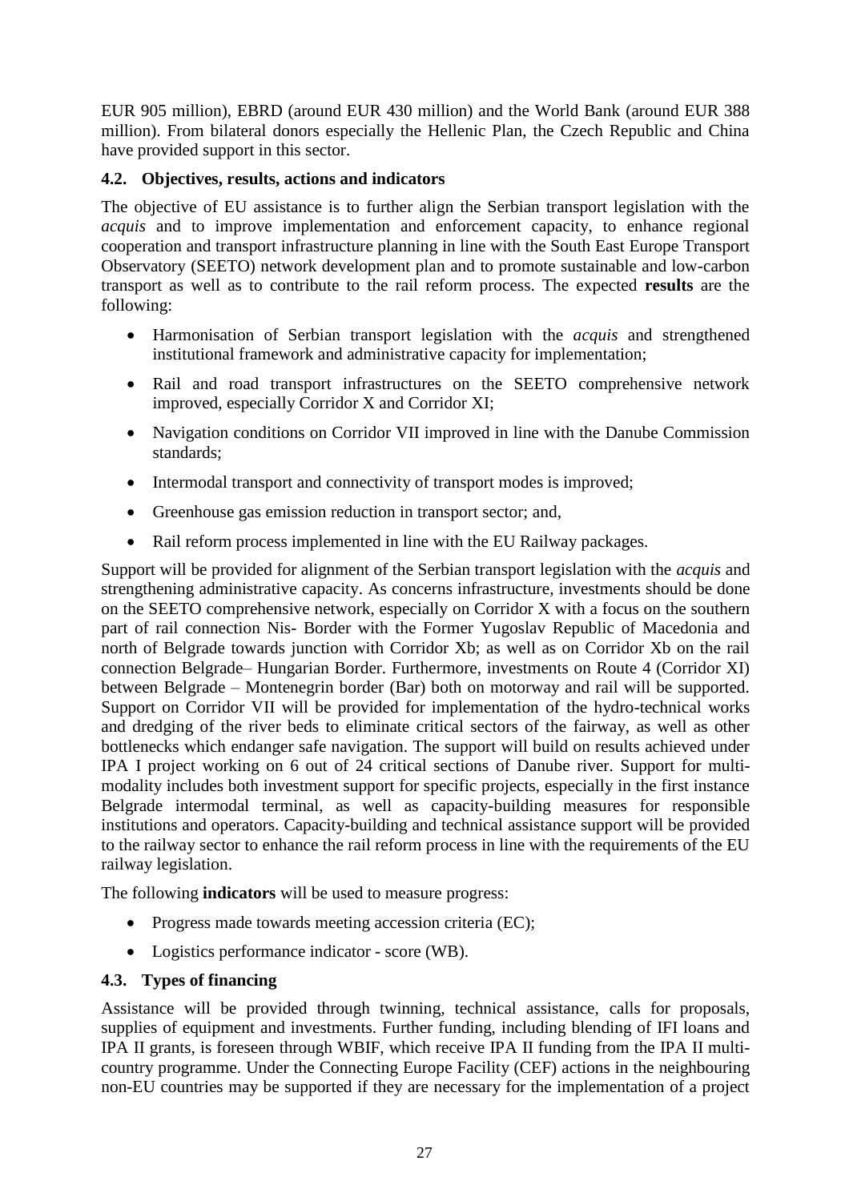EUR 905 million), EBRD (around EUR 430 million) and the World Bank (around EUR 388 million). From bilateral donors especially the Hellenic Plan, the Czech Republic and China have provided support in this sector.

### 4.2. Objectives, results, actions and indicators

The objective of EU assistance is to further align the Serbian transport legislation with the *acquis* and to improve implementation and enforcement capacity, to enhance regional cooperation and transport infrastructure planning in line with the South East Europe Transport Observatory (SEETO) network development plan and to promote sustainable and low-carbon transport as well as to contribute to the rail reform process. The expected **results** are the following:

- Harmonisation of Serbian transport legislation with the *acquis* and strengthened institutional framework and administrative capacity for implementation;
- Rail and road transport infrastructures on the SEETO comprehensive network improved, especially Corridor X and Corridor XI;
- Navigation conditions on Corridor VII improved in line with the Danube Commission standards;
- Intermodal transport and connectivity of transport modes is improved;
- Greenhouse gas emission reduction in transport sector; and,
- Rail reform process implemented in line with the EU Railway packages.

Support will be provided for alignment of the Serbian transport legislation with the *acquis* and strengthening administrative capacity. As concerns infrastructure, investments should be done on the SEETO comprehensive network, especially on Corridor X with a focus on the southern part of rail connection Nis- Border with the Former Yugoslav Republic of Macedonia and north of Belgrade towards junction with Corridor Xb; as well as on Corridor Xb on the rail connection Belgrade– Hungarian Border. Furthermore, investments on Route 4 (Corridor XI) between Belgrade – Montenegrin border (Bar) both on motorway and rail will be supported. Support on Corridor VII will be provided for implementation of the hydro-technical works and dredging of the river beds to eliminate critical sectors of the fairway, as well as other bottlenecks which endanger safe navigation. The support will build on results achieved under IPA I project working on 6 out of 24 critical sections of Danube river. Support for multi-modality includes both investment support for specific projects, especially in the first instance Belgrade intermodal terminal, as well as capacity-building measures for responsible institutions and operators. Capacity-building and technical assistance support will be provided to the railway sector to enhance the rail reform process in line with the requirements of the EU railway legislation.

The following **indicators** will be used to measure progress:

- Progress made towards meeting accession criteria (EC);
- Logistics performance indicator - score (WB).

### 4.3. Types of financing

Assistance will be provided through twinning, technical assistance, calls for proposals, supplies of equipment and investments. Further funding, including blending of IFI loans and IPA II grants, is foreseen through WBIF, which receive IPA II funding from the IPA II multi-country programme. Under the Connecting Europe Facility (CEF) actions in the neighbouring non-EU countries may be supported if they are necessary for the implementation of a project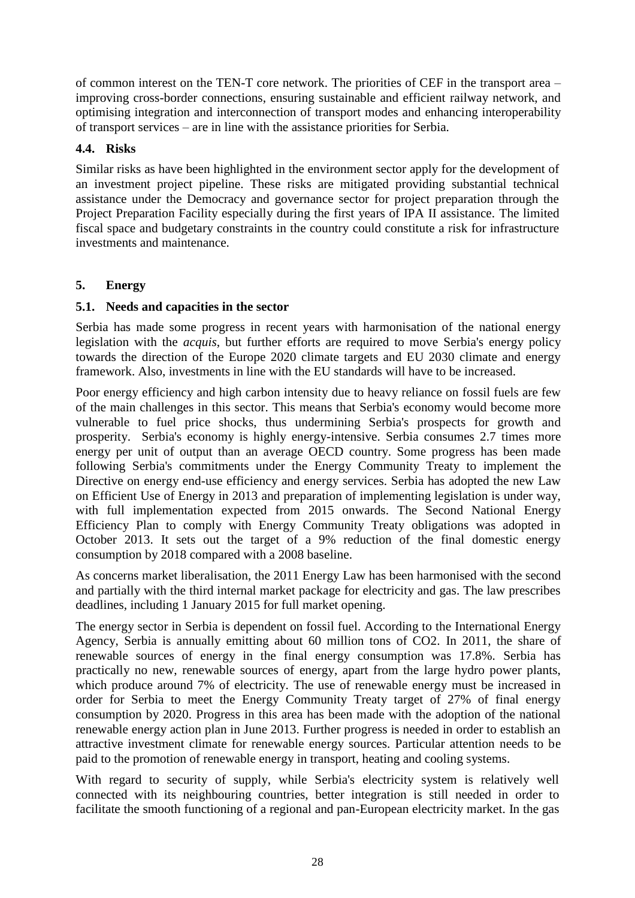of common interest on the TEN-T core network. The priorities of CEF in the transport area – improving cross-border connections, ensuring sustainable and efficient railway network, and optimising integration and interconnection of transport modes and enhancing interoperability of transport services – are in line with the assistance priorities for Serbia.

### 4.4. Risks

Similar risks as have been highlighted in the environment sector apply for the development of an investment project pipeline. These risks are mitigated providing substantial technical assistance under the Democracy and governance sector for project preparation through the Project Preparation Facility especially during the first years of IPA II assistance. The limited fiscal space and budgetary constraints in the country could constitute a risk for infrastructure investments and maintenance.

## 5. Energy

### 5.1. Needs and capacities in the sector

Serbia has made some progress in recent years with harmonisation of the national energy legislation with the *acquis*, but further efforts are required to move Serbia's energy policy towards the direction of the Europe 2020 climate targets and EU 2030 climate and energy framework. Also, investments in line with the EU standards will have to be increased.

Poor energy efficiency and high carbon intensity due to heavy reliance on fossil fuels are few of the main challenges in this sector. This means that Serbia's economy would become more vulnerable to fuel price shocks, thus undermining Serbia's prospects for growth and prosperity. Serbia's economy is highly energy-intensive. Serbia consumes 2.7 times more energy per unit of output than an average OECD country. Some progress has been made following Serbia's commitments under the Energy Community Treaty to implement the Directive on energy end-use efficiency and energy services. Serbia has adopted the new Law on Efficient Use of Energy in 2013 and preparation of implementing legislation is under way, with full implementation expected from 2015 onwards. The Second National Energy Efficiency Plan to comply with Energy Community Treaty obligations was adopted in October 2013. It sets out the target of a 9% reduction of the final domestic energy consumption by 2018 compared with a 2008 baseline.

As concerns market liberalisation, the 2011 Energy Law has been harmonised with the second and partially with the third internal market package for electricity and gas. The law prescribes deadlines, including 1 January 2015 for full market opening.

The energy sector in Serbia is dependent on fossil fuel. According to the International Energy Agency, Serbia is annually emitting about 60 million tons of $CO_2$. In 2011, the share of renewable sources of energy in the final energy consumption was 17.8%. Serbia has practically no new, renewable sources of energy, apart from the large hydro power plants, which produce around 7% of electricity. The use of renewable energy must be increased in order for Serbia to meet the Energy Community Treaty target of 27% of final energy consumption by 2020. Progress in this area has been made with the adoption of the national renewable energy action plan in June 2013. Further progress is needed in order to establish an attractive investment climate for renewable energy sources. Particular attention needs to be paid to the promotion of renewable energy in transport, heating and cooling systems.

With regard to security of supply, while Serbia's electricity system is relatively well connected with its neighbouring countries, better integration is still needed in order to facilitate the smooth functioning of a regional and pan-European electricity market. In the gas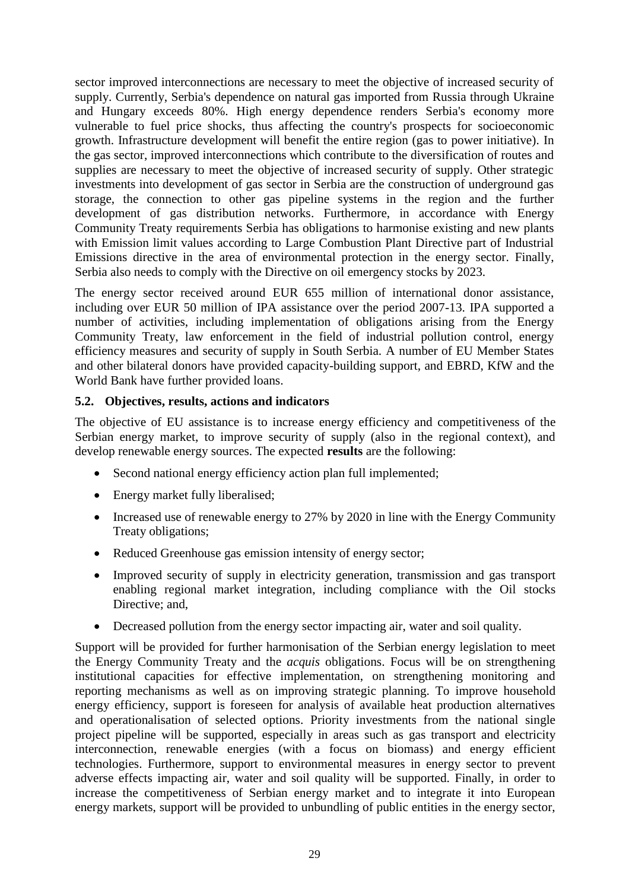sector improved interconnections are necessary to meet the objective of increased security of supply. Currently, Serbia's dependence on natural gas imported from Russia through Ukraine and Hungary exceeds 80%. High energy dependence renders Serbia's economy more vulnerable to fuel price shocks, thus affecting the country's prospects for socioeconomic growth. Infrastructure development will benefit the entire region (gas to power initiative). In the gas sector, improved interconnections which contribute to the diversification of routes and supplies are necessary to meet the objective of increased security of supply. Other strategic investments into development of gas sector in Serbia are the construction of underground gas storage, the connection to other gas pipeline systems in the region and the further development of gas distribution networks. Furthermore, in accordance with Energy Community Treaty requirements Serbia has obligations to harmonise existing and new plants with Emission limit values according to Large Combustion Plant Directive part of Industrial Emissions directive in the area of environmental protection in the energy sector. Finally, Serbia also needs to comply with the Directive on oil emergency stocks by 2023.

The energy sector received around EUR 655 million of international donor assistance, including over EUR 50 million of IPA assistance over the period 2007-13. IPA supported a number of activities, including implementation of obligations arising from the Energy Community Treaty, law enforcement in the field of industrial pollution control, energy efficiency measures and security of supply in South Serbia. A number of EU Member States and other bilateral donors have provided capacity-building support, and EBRD, KfW and the World Bank have further provided loans.

### 5.2. Objectives, results, actions and indicators

The objective of EU assistance is to increase energy efficiency and competitiveness of the Serbian energy market, to improve security of supply (also in the regional context), and develop renewable energy sources. The expected **results** are the following:

- Second national energy efficiency action plan full implemented;
- Energy market fully liberalised;
- Increased use of renewable energy to 27% by 2020 in line with the Energy Community Treaty obligations;
- Reduced Greenhouse gas emission intensity of energy sector;
- Improved security of supply in electricity generation, transmission and gas transport enabling regional market integration, including compliance with the Oil stocks Directive; and,
- Decreased pollution from the energy sector impacting air, water and soil quality.

Support will be provided for further harmonisation of the Serbian energy legislation to meet the Energy Community Treaty and the *acquis* obligations. Focus will be on strengthening institutional capacities for effective implementation, on strengthening monitoring and reporting mechanisms as well as on improving strategic planning. To improve household energy efficiency, support is foreseen for analysis of available heat production alternatives and operationalisation of selected options. Priority investments from the national single project pipeline will be supported, especially in areas such as gas transport and electricity interconnection, renewable energies (with a focus on biomass) and energy efficient technologies. Furthermore, support to environmental measures in energy sector to prevent adverse effects impacting air, water and soil quality will be supported. Finally, in order to increase the competitiveness of Serbian energy market and to integrate it into European energy markets, support will be provided to unbundling of public entities in the energy sector,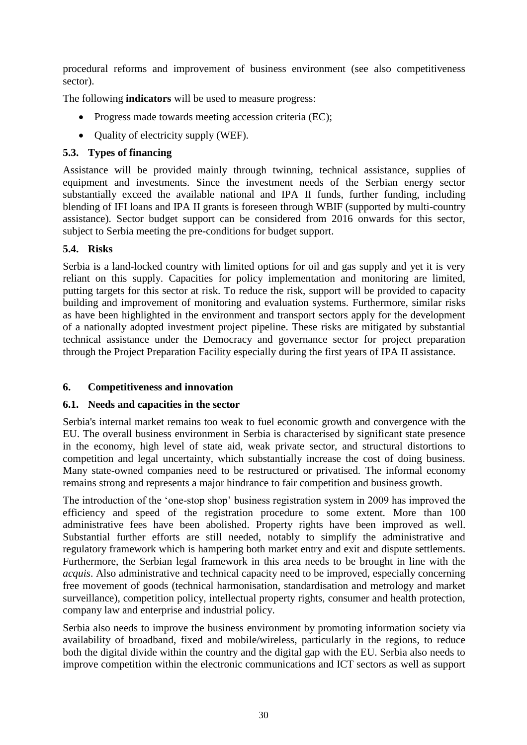procedural reforms and improvement of business environment (see also competitiveness sector).

The following **indicators** will be used to measure progress:

- Progress made towards meeting accession criteria (EC);
- Quality of electricity supply (WEF).

### 5.3. Types of financing

Assistance will be provided mainly through twinning, technical assistance, supplies of equipment and investments. Since the investment needs of the Serbian energy sector substantially exceed the available national and IPA II funds, further funding, including blending of IFI loans and IPA II grants is foreseen through WBIF (supported by multi-country assistance). Sector budget support can be considered from 2016 onwards for this sector, subject to Serbia meeting the pre-conditions for budget support.

### 5.4. Risks

Serbia is a land-locked country with limited options for oil and gas supply and yet it is very reliant on this supply. Capacities for policy implementation and monitoring are limited, putting targets for this sector at risk. To reduce the risk, support will be provided to capacity building and improvement of monitoring and evaluation systems. Furthermore, similar risks as have been highlighted in the environment and transport sectors apply for the development of a nationally adopted investment project pipeline. These risks are mitigated by substantial technical assistance under the Democracy and governance sector for project preparation through the Project Preparation Facility especially during the first years of IPA II assistance.

## 6. Competitiveness and innovation

### 6.1. Needs and capacities in the sector

Serbia's internal market remains too weak to fuel economic growth and convergence with the EU. The overall business environment in Serbia is characterised by significant state presence in the economy, high level of state aid, weak private sector, and structural distortions to competition and legal uncertainty, which substantially increase the cost of doing business. Many state-owned companies need to be restructured or privatised. The informal economy remains strong and represents a major hindrance to fair competition and business growth.

The introduction of the 'one-stop shop' business registration system in 2009 has improved the efficiency and speed of the registration procedure to some extent. More than 100 administrative fees have been abolished. Property rights have been improved as well. Substantial further efforts are still needed, notably to simplify the administrative and regulatory framework which is hampering both market entry and exit and dispute settlements. Furthermore, the Serbian legal framework in this area needs to be brought in line with the *acquis*. Also administrative and technical capacity need to be improved, especially concerning free movement of goods (technical harmonisation, standardisation and metrology and market surveillance), competition policy, intellectual property rights, consumer and health protection, company law and enterprise and industrial policy.

Serbia also needs to improve the business environment by promoting information society via availability of broadband, fixed and mobile/wireless, particularly in the regions, to reduce both the digital divide within the country and the digital gap with the EU. Serbia also needs to improve competition within the electronic communications and ICT sectors as well as support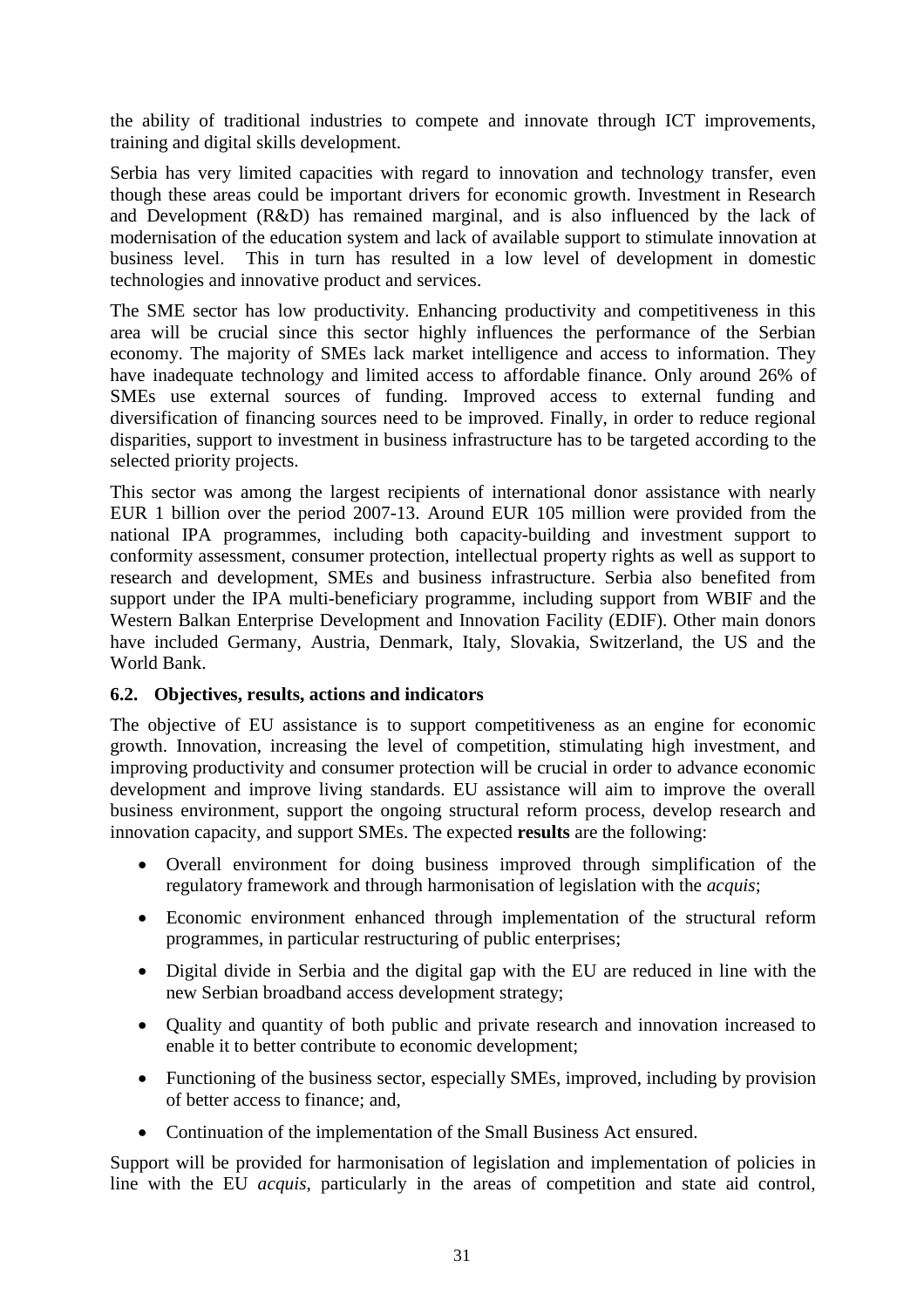the ability of traditional industries to compete and innovate through ICT improvements, training and digital skills development.

Serbia has very limited capacities with regard to innovation and technology transfer, even though these areas could be important drivers for economic growth. Investment in Research and Development (R&D) has remained marginal, and is also influenced by the lack of modernisation of the education system and lack of available support to stimulate innovation at business level. This in turn has resulted in a low level of development in domestic technologies and innovative product and services.

The SME sector has low productivity. Enhancing productivity and competitiveness in this area will be crucial since this sector highly influences the performance of the Serbian economy. The majority of SMEs lack market intelligence and access to information. They have inadequate technology and limited access to affordable finance. Only around 26% of SMEs use external sources of funding. Improved access to external funding and diversification of financing sources need to be improved. Finally, in order to reduce regional disparities, support to investment in business infrastructure has to be targeted according to the selected priority projects.

This sector was among the largest recipients of international donor assistance with nearly EUR 1 billion over the period 2007-13. Around EUR 105 million were provided from the national IPA programmes, including both capacity-building and investment support to conformity assessment, consumer protection, intellectual property rights as well as support to research and development, SMEs and business infrastructure. Serbia also benefited from support under the IPA multi-beneficiary programme, including support from WBIF and the Western Balkan Enterprise Development and Innovation Facility (EDIF). Other main donors have included Germany, Austria, Denmark, Italy, Slovakia, Switzerland, the US and the World Bank.

### 6.2. Objectives, results, actions and indicators

The objective of EU assistance is to support competitiveness as an engine for economic growth. Innovation, increasing the level of competition, stimulating high investment, and improving productivity and consumer protection will be crucial in order to advance economic development and improve living standards. EU assistance will aim to improve the overall business environment, support the ongoing structural reform process, develop research and innovation capacity, and support SMEs. The expected **results** are the following:

- Overall environment for doing business improved through simplification of the regulatory framework and through harmonisation of legislation with the *acquis*;
- Economic environment enhanced through implementation of the structural reform programmes, in particular restructuring of public enterprises;
- Digital divide in Serbia and the digital gap with the EU are reduced in line with the new Serbian broadband access development strategy;
- Quality and quantity of both public and private research and innovation increased to enable it to better contribute to economic development;
- Functioning of the business sector, especially SMEs, improved, including by provision of better access to finance; and,
- Continuation of the implementation of the Small Business Act ensured.

Support will be provided for harmonisation of legislation and implementation of policies in line with the EU *acquis*, particularly in the areas of competition and state aid control,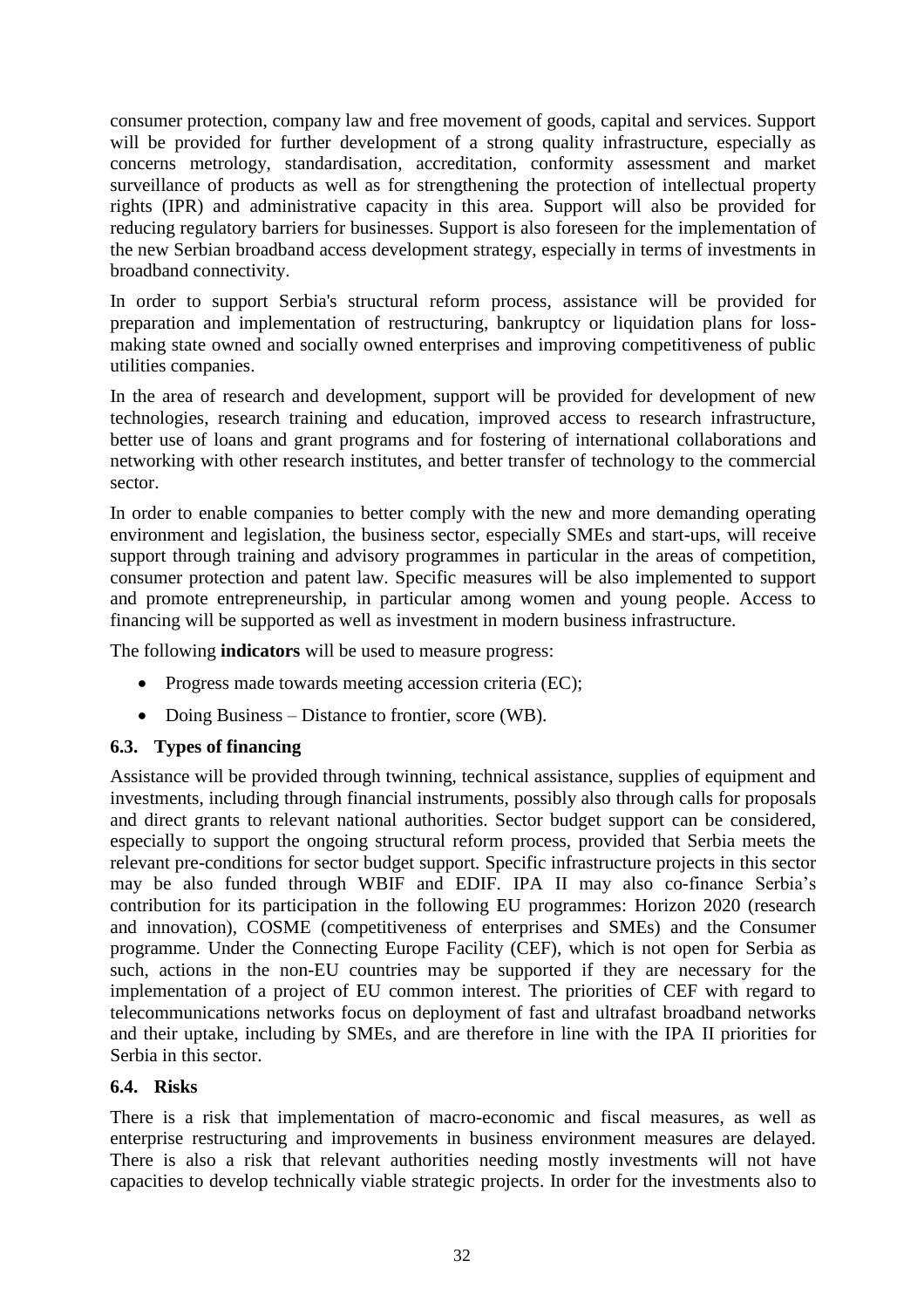consumer protection, company law and free movement of goods, capital and services. Support will be provided for further development of a strong quality infrastructure, especially as concerns metrology, standardisation, accreditation, conformity assessment and market surveillance of products as well as for strengthening the protection of intellectual property rights (IPR) and administrative capacity in this area. Support will also be provided for reducing regulatory barriers for businesses. Support is also foreseen for the implementation of the new Serbian broadband access development strategy, especially in terms of investments in broadband connectivity.

In order to support Serbia's structural reform process, assistance will be provided for preparation and implementation of restructuring, bankruptcy or liquidation plans for loss-making state owned and socially owned enterprises and improving competitiveness of public utilities companies.

In the area of research and development, support will be provided for development of new technologies, research training and education, improved access to research infrastructure, better use of loans and grant programs and for fostering of international collaborations and networking with other research institutes, and better transfer of technology to the commercial sector.

In order to enable companies to better comply with the new and more demanding operating environment and legislation, the business sector, especially SMEs and start-ups, will receive support through training and advisory programmes in particular in the areas of competition, consumer protection and patent law. Specific measures will be also implemented to support and promote entrepreneurship, in particular among women and young people. Access to financing will be supported as well as investment in modern business infrastructure.

The following **indicators** will be used to measure progress:

- Progress made towards meeting accession criteria (EC);
- Doing Business – Distance to frontier, score (WB).

### 6.3. Types of financing

Assistance will be provided through twinning, technical assistance, supplies of equipment and investments, including through financial instruments, possibly also through calls for proposals and direct grants to relevant national authorities. Sector budget support can be considered, especially to support the ongoing structural reform process, provided that Serbia meets the relevant pre-conditions for sector budget support. Specific infrastructure projects in this sector may be also funded through WBIF and EDIF. IPA II may also co-finance Serbia's contribution for its participation in the following EU programmes: Horizon 2020 (research and innovation), COSME (competitiveness of enterprises and SMEs) and the Consumer programme. Under the Connecting Europe Facility (CEF), which is not open for Serbia as such, actions in the non-EU countries may be supported if they are necessary for the implementation of a project of EU common interest. The priorities of CEF with regard to telecommunications networks focus on deployment of fast and ultrafast broadband networks and their uptake, including by SMEs, and are therefore in line with the IPA II priorities for Serbia in this sector.

### 6.4. Risks

There is a risk that implementation of macro-economic and fiscal measures, as well as enterprise restructuring and improvements in business environment measures are delayed. There is also a risk that relevant authorities needing mostly investments will not have capacities to develop technically viable strategic projects. In order for the investments also to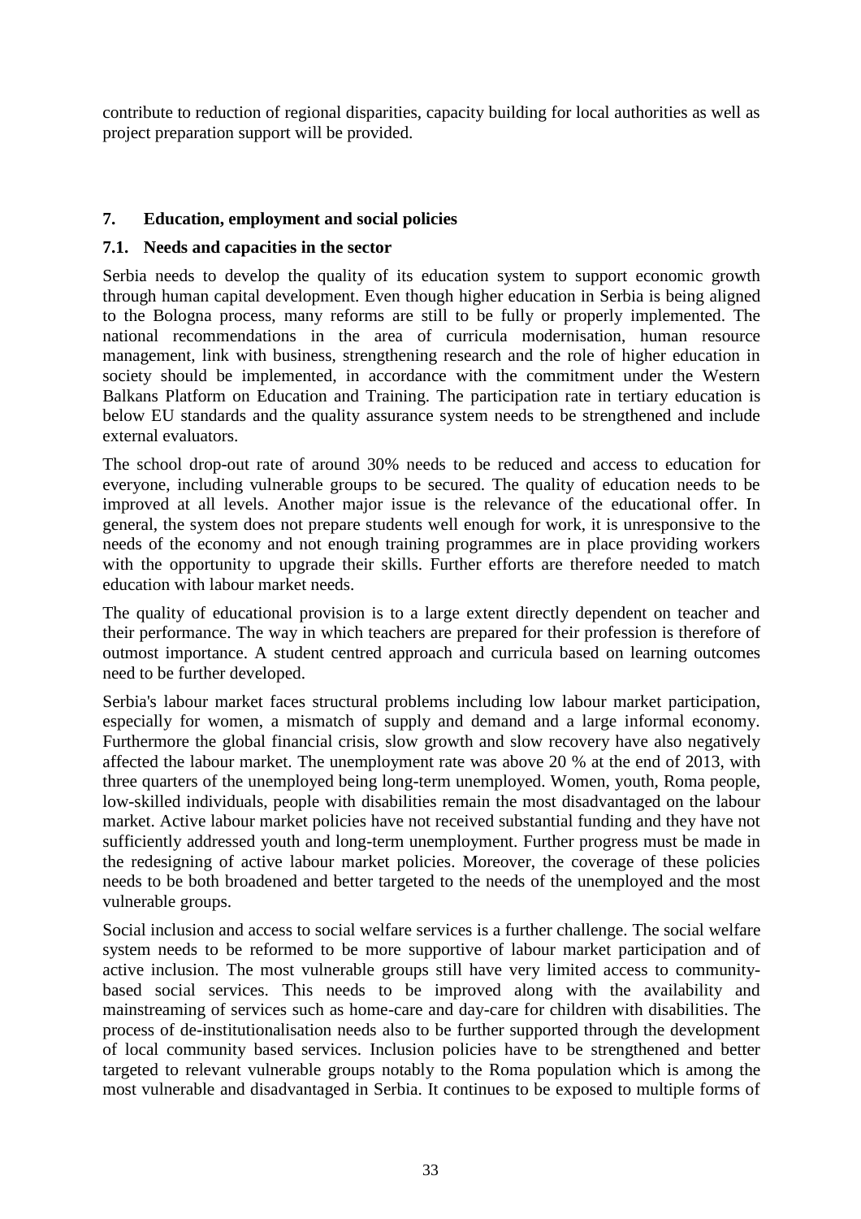contribute to reduction of regional disparities, capacity building for local authorities as well as project preparation support will be provided.

## 7. Education, employment and social policies

### 7.1. Needs and capacities in the sector

Serbia needs to develop the quality of its education system to support economic growth through human capital development. Even though higher education in Serbia is being aligned to the Bologna process, many reforms are still to be fully or properly implemented. The national recommendations in the area of curricula modernisation, human resource management, link with business, strengthening research and the role of higher education in society should be implemented, in accordance with the commitment under the Western Balkans Platform on Education and Training. The participation rate in tertiary education is below EU standards and the quality assurance system needs to be strengthened and include external evaluators.

The school drop-out rate of around 30% needs to be reduced and access to education for everyone, including vulnerable groups to be secured. The quality of education needs to be improved at all levels. Another major issue is the relevance of the educational offer. In general, the system does not prepare students well enough for work, it is unresponsive to the needs of the economy and not enough training programmes are in place providing workers with the opportunity to upgrade their skills. Further efforts are therefore needed to match education with labour market needs.

The quality of educational provision is to a large extent directly dependent on teacher and their performance. The way in which teachers are prepared for their profession is therefore of outmost importance. A student centred approach and curricula based on learning outcomes need to be further developed.

Serbia's labour market faces structural problems including low labour market participation, especially for women, a mismatch of supply and demand and a large informal economy. Furthermore the global financial crisis, slow growth and slow recovery have also negatively affected the labour market. The unemployment rate was above 20 % at the end of 2013, with three quarters of the unemployed being long-term unemployed. Women, youth, Roma people, low-skilled individuals, people with disabilities remain the most disadvantaged on the labour market. Active labour market policies have not received substantial funding and they have not sufficiently addressed youth and long-term unemployment. Further progress must be made in the redesigning of active labour market policies. Moreover, the coverage of these policies needs to be both broadened and better targeted to the needs of the unemployed and the most vulnerable groups.

Social inclusion and access to social welfare services is a further challenge. The social welfare system needs to be reformed to be more supportive of labour market participation and of active inclusion. The most vulnerable groups still have very limited access to community-based social services. This needs to be improved along with the availability and mainstreaming of services such as home-care and day-care for children with disabilities. The process of de-institutionalisation needs also to be further supported through the development of local community based services. Inclusion policies have to be strengthened and better targeted to relevant vulnerable groups notably to the Roma population which is among the most vulnerable and disadvantaged in Serbia. It continues to be exposed to multiple forms of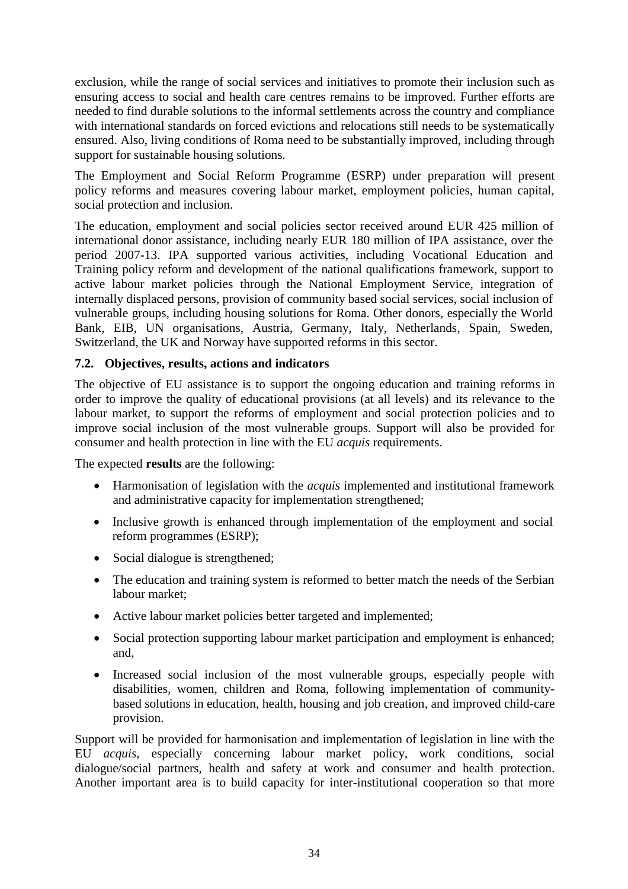exclusion, while the range of social services and initiatives to promote their inclusion such as ensuring access to social and health care centres remains to be improved. Further efforts are needed to find durable solutions to the informal settlements across the country and compliance with international standards on forced evictions and relocations still needs to be systematically ensured. Also, living conditions of Roma need to be substantially improved, including through support for sustainable housing solutions.

The Employment and Social Reform Programme (ESRP) under preparation will present policy reforms and measures covering labour market, employment policies, human capital, social protection and inclusion.

The education, employment and social policies sector received around EUR 425 million of international donor assistance, including nearly EUR 180 million of IPA assistance, over the period 2007-13. IPA supported various activities, including Vocational Education and Training policy reform and development of the national qualifications framework, support to active labour market policies through the National Employment Service, integration of internally displaced persons, provision of community based social services, social inclusion of vulnerable groups, including housing solutions for Roma. Other donors, especially the World Bank, EIB, UN organisations, Austria, Germany, Italy, Netherlands, Spain, Sweden, Switzerland, the UK and Norway have supported reforms in this sector.

### 7.2. Objectives, results, actions and indicators

The objective of EU assistance is to support the ongoing education and training reforms in order to improve the quality of educational provisions (at all levels) and its relevance to the labour market, to support the reforms of employment and social protection policies and to improve social inclusion of the most vulnerable groups. Support will also be provided for consumer and health protection in line with the EU *acquis* requirements.

The expected **results** are the following:

- Harmonisation of legislation with the *acquis* implemented and institutional framework and administrative capacity for implementation strengthened;
- Inclusive growth is enhanced through implementation of the employment and social reform programmes (ESRP);
- Social dialogue is strengthened;
- The education and training system is reformed to better match the needs of the Serbian labour market;
- Active labour market policies better targeted and implemented;
- Social protection supporting labour market participation and employment is enhanced; and,
- Increased social inclusion of the most vulnerable groups, especially people with disabilities, women, children and Roma, following implementation of community-based solutions in education, health, housing and job creation, and improved child-care provision.

Support will be provided for harmonisation and implementation of legislation in line with the EU *acquis*, especially concerning labour market policy, work conditions, social dialogue/social partners, health and safety at work and consumer and health protection. Another important area is to build capacity for inter-institutional cooperation so that more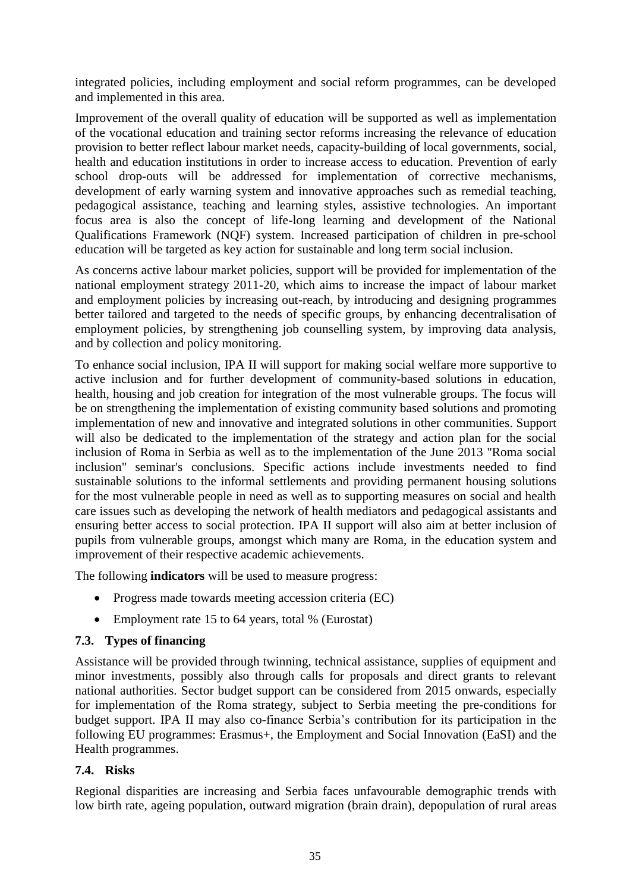integrated policies, including employment and social reform programmes, can be developed and implemented in this area.

Improvement of the overall quality of education will be supported as well as implementation of the vocational education and training sector reforms increasing the relevance of education provision to better reflect labour market needs, capacity-building of local governments, social, health and education institutions in order to increase access to education. Prevention of early school drop-outs will be addressed for implementation of corrective mechanisms, development of early warning system and innovative approaches such as remedial teaching, pedagogical assistance, teaching and learning styles, assistive technologies. An important focus area is also the concept of life-long learning and development of the National Qualifications Framework (NQF) system. Increased participation of children in pre-school education will be targeted as key action for sustainable and long term social inclusion.

As concerns active labour market policies, support will be provided for implementation of the national employment strategy 2011-20, which aims to increase the impact of labour market and employment policies by increasing out-reach, by introducing and designing programmes better tailored and targeted to the needs of specific groups, by enhancing decentralisation of employment policies, by strengthening job counselling system, by improving data analysis, and by collection and policy monitoring.

To enhance social inclusion, IPA II will support for making social welfare more supportive to active inclusion and for further development of community-based solutions in education, health, housing and job creation for integration of the most vulnerable groups. The focus will be on strengthening the implementation of existing community based solutions and promoting implementation of new and innovative and integrated solutions in other communities. Support will also be dedicated to the implementation of the strategy and action plan for the social inclusion of Roma in Serbia as well as to the implementation of the June 2013 "Roma social inclusion" seminar's conclusions. Specific actions include investments needed to find sustainable solutions to the informal settlements and providing permanent housing solutions for the most vulnerable people in need as well as to supporting measures on social and health care issues such as developing the network of health mediators and pedagogical assistants and ensuring better access to social protection. IPA II support will also aim at better inclusion of pupils from vulnerable groups, amongst which many are Roma, in the education system and improvement of their respective academic achievements.

The following **indicators** will be used to measure progress:

- Progress made towards meeting accession criteria (EC)
- Employment rate 15 to 64 years, total % (Eurostat)

### 7.3. Types of financing

Assistance will be provided through twinning, technical assistance, supplies of equipment and minor investments, possibly also through calls for proposals and direct grants to relevant national authorities. Sector budget support can be considered from 2015 onwards, especially for implementation of the Roma strategy, subject to Serbia meeting the pre-conditions for budget support. IPA II may also co-finance Serbia's contribution for its participation in the following EU programmes: Erasmus+, the Employment and Social Innovation (EaSI) and the Health programmes.

### 7.4. Risks

Regional disparities are increasing and Serbia faces unfavourable demographic trends with low birth rate, ageing population, outward migration (brain drain), depopulation of rural areas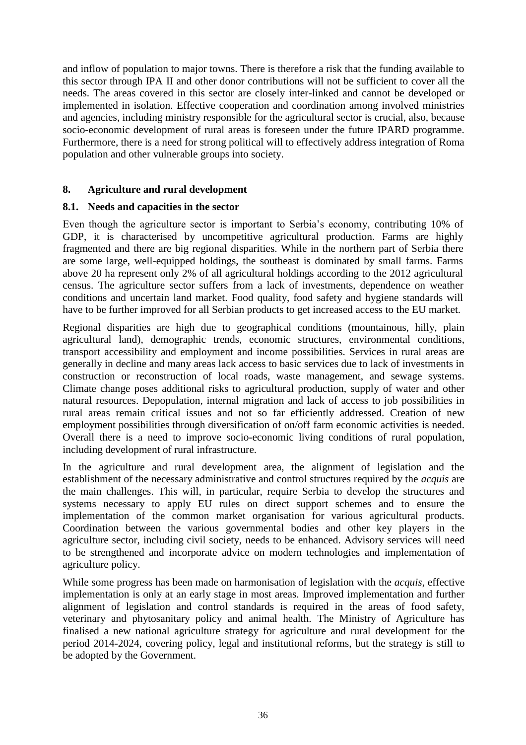and inflow of population to major towns. There is therefore a risk that the funding available to this sector through IPA II and other donor contributions will not be sufficient to cover all the needs. The areas covered in this sector are closely inter-linked and cannot be developed or implemented in isolation. Effective cooperation and coordination among involved ministries and agencies, including ministry responsible for the agricultural sector is crucial, also, because socio-economic development of rural areas is foreseen under the future IPARD programme. Furthermore, there is a need for strong political will to effectively address integration of Roma population and other vulnerable groups into society.

## 8. Agriculture and rural development

### 8.1. Needs and capacities in the sector

Even though the agriculture sector is important to Serbia's economy, contributing 10% of GDP, it is characterised by uncompetitive agricultural production. Farms are highly fragmented and there are big regional disparities. While in the northern part of Serbia there are some large, well-equipped holdings, the southeast is dominated by small farms. Farms above 20 ha represent only 2% of all agricultural holdings according to the 2012 agricultural census. The agriculture sector suffers from a lack of investments, dependence on weather conditions and uncertain land market. Food quality, food safety and hygiene standards will have to be further improved for all Serbian products to get increased access to the EU market.

Regional disparities are high due to geographical conditions (mountainous, hilly, plain agricultural land), demographic trends, economic structures, environmental conditions, transport accessibility and employment and income possibilities. Services in rural areas are generally in decline and many areas lack access to basic services due to lack of investments in construction or reconstruction of local roads, waste management, and sewage systems. Climate change poses additional risks to agricultural production, supply of water and other natural resources. Depopulation, internal migration and lack of access to job possibilities in rural areas remain critical issues and not so far efficiently addressed. Creation of new employment possibilities through diversification of on/off farm economic activities is needed. Overall there is a need to improve socio-economic living conditions of rural population, including development of rural infrastructure.

In the agriculture and rural development area, the alignment of legislation and the establishment of the necessary administrative and control structures required by the *acquis* are the main challenges. This will, in particular, require Serbia to develop the structures and systems necessary to apply EU rules on direct support schemes and to ensure the implementation of the common market organisation for various agricultural products. Coordination between the various governmental bodies and other key players in the agriculture sector, including civil society, needs to be enhanced. Advisory services will need to be strengthened and incorporate advice on modern technologies and implementation of agriculture policy.

While some progress has been made on harmonisation of legislation with the *acquis*, effective implementation is only at an early stage in most areas. Improved implementation and further alignment of legislation and control standards is required in the areas of food safety, veterinary and phytosanitary policy and animal health. The Ministry of Agriculture has finalised a new national agriculture strategy for agriculture and rural development for the period 2014-2024, covering policy, legal and institutional reforms, but the strategy is still to be adopted by the Government.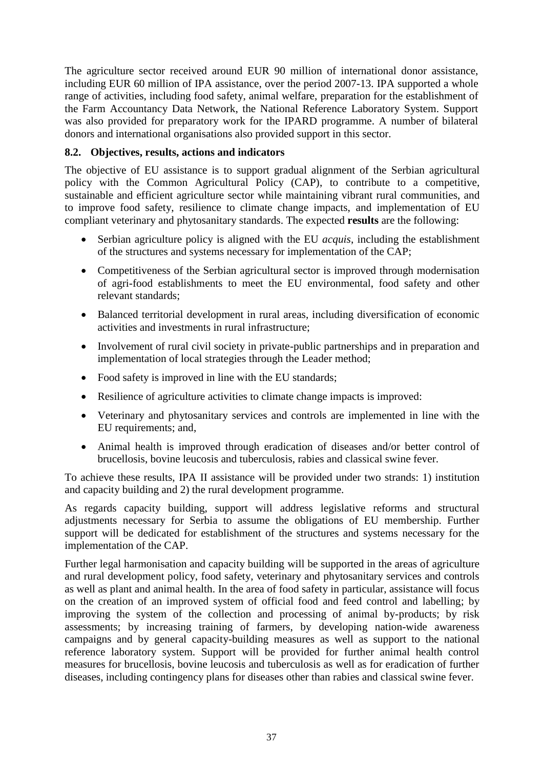The agriculture sector received around EUR 90 million of international donor assistance, including EUR 60 million of IPA assistance, over the period 2007-13. IPA supported a whole range of activities, including food safety, animal welfare, preparation for the establishment of the Farm Accountancy Data Network, the National Reference Laboratory System. Support was also provided for preparatory work for the IPARD programme. A number of bilateral donors and international organisations also provided support in this sector.

### 8.2. Objectives, results, actions and indicators

The objective of EU assistance is to support gradual alignment of the Serbian agricultural policy with the Common Agricultural Policy (CAP), to contribute to a competitive, sustainable and efficient agriculture sector while maintaining vibrant rural communities, and to improve food safety, resilience to climate change impacts, and implementation of EU compliant veterinary and phytosanitary standards. The expected **results** are the following:

- Serbian agriculture policy is aligned with the EU *acquis*, including the establishment of the structures and systems necessary for implementation of the CAP;
- Competitiveness of the Serbian agricultural sector is improved through modernisation of agri-food establishments to meet the EU environmental, food safety and other relevant standards;
- Balanced territorial development in rural areas, including diversification of economic activities and investments in rural infrastructure;
- Involvement of rural civil society in private-public partnerships and in preparation and implementation of local strategies through the Leader method;
- Food safety is improved in line with the EU standards;
- Resilience of agriculture activities to climate change impacts is improved:
- Veterinary and phytosanitary services and controls are implemented in line with the EU requirements; and,
- Animal health is improved through eradication of diseases and/or better control of brucellosis, bovine leucosis and tuberculosis, rabies and classical swine fever.

To achieve these results, IPA II assistance will be provided under two strands: 1) institution and capacity building and 2) the rural development programme.

As regards capacity building, support will address legislative reforms and structural adjustments necessary for Serbia to assume the obligations of EU membership. Further support will be dedicated for establishment of the structures and systems necessary for the implementation of the CAP.

Further legal harmonisation and capacity building will be supported in the areas of agriculture and rural development policy, food safety, veterinary and phytosanitary services and controls as well as plant and animal health. In the area of food safety in particular, assistance will focus on the creation of an improved system of official food and feed control and labelling; by improving the system of the collection and processing of animal by-products; by risk assessments; by increasing training of farmers, by developing nation-wide awareness campaigns and by general capacity-building measures as well as support to the national reference laboratory system. Support will be provided for further animal health control measures for brucellosis, bovine leucosis and tuberculosis as well as for eradication of further diseases, including contingency plans for diseases other than rabies and classical swine fever.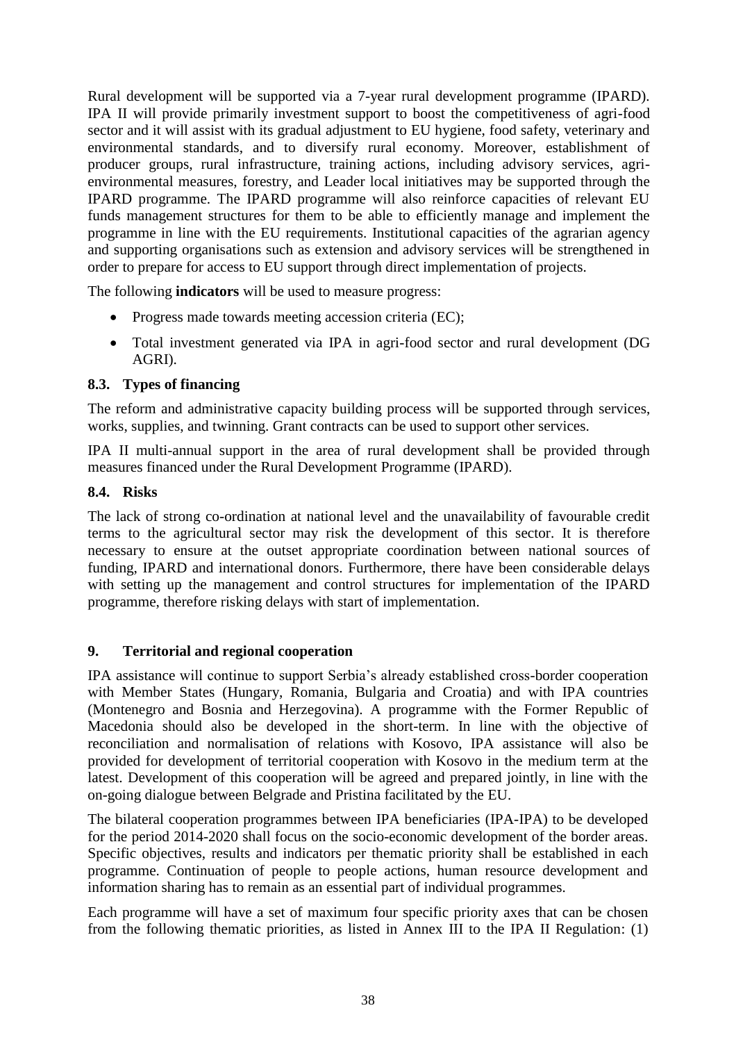Rural development will be supported via a 7-year rural development programme (IPARD). IPA II will provide primarily investment support to boost the competitiveness of agri-food sector and it will assist with its gradual adjustment to EU hygiene, food safety, veterinary and environmental standards, and to diversify rural economy. Moreover, establishment of producer groups, rural infrastructure, training actions, including advisory services, agri-environmental measures, forestry, and Leader local initiatives may be supported through the IPARD programme. The IPARD programme will also reinforce capacities of relevant EU funds management structures for them to be able to efficiently manage and implement the programme in line with the EU requirements. Institutional capacities of the agrarian agency and supporting organisations such as extension and advisory services will be strengthened in order to prepare for access to EU support through direct implementation of projects.

The following **indicators** will be used to measure progress:

- Progress made towards meeting accession criteria (EC);
- Total investment generated via IPA in agri-food sector and rural development (DG AGRI).

### 8.3. Types of financing

The reform and administrative capacity building process will be supported through services, works, supplies, and twinning. Grant contracts can be used to support other services.

IPA II multi-annual support in the area of rural development shall be provided through measures financed under the Rural Development Programme (IPARD).

### 8.4. Risks

The lack of strong co-ordination at national level and the unavailability of favourable credit terms to the agricultural sector may risk the development of this sector. It is therefore necessary to ensure at the outset appropriate coordination between national sources of funding, IPARD and international donors. Furthermore, there have been considerable delays with setting up the management and control structures for implementation of the IPARD programme, therefore risking delays with start of implementation.

## 9. Territorial and regional cooperation

IPA assistance will continue to support Serbia's already established cross-border cooperation with Member States (Hungary, Romania, Bulgaria and Croatia) and with IPA countries (Montenegro and Bosnia and Herzegovina). A programme with the Former Republic of Macedonia should also be developed in the short-term. In line with the objective of reconciliation and normalisation of relations with Kosovo, IPA assistance will also be provided for development of territorial cooperation with Kosovo in the medium term at the latest. Development of this cooperation will be agreed and prepared jointly, in line with the on-going dialogue between Belgrade and Pristina facilitated by the EU.

The bilateral cooperation programmes between IPA beneficiaries (IPA-IPA) to be developed for the period 2014-2020 shall focus on the socio-economic development of the border areas. Specific objectives, results and indicators per thematic priority shall be established in each programme. Continuation of people to people actions, human resource development and information sharing has to remain as an essential part of individual programmes.

Each programme will have a set of maximum four specific priority axes that can be chosen from the following thematic priorities, as listed in Annex III to the IPA II Regulation: (1)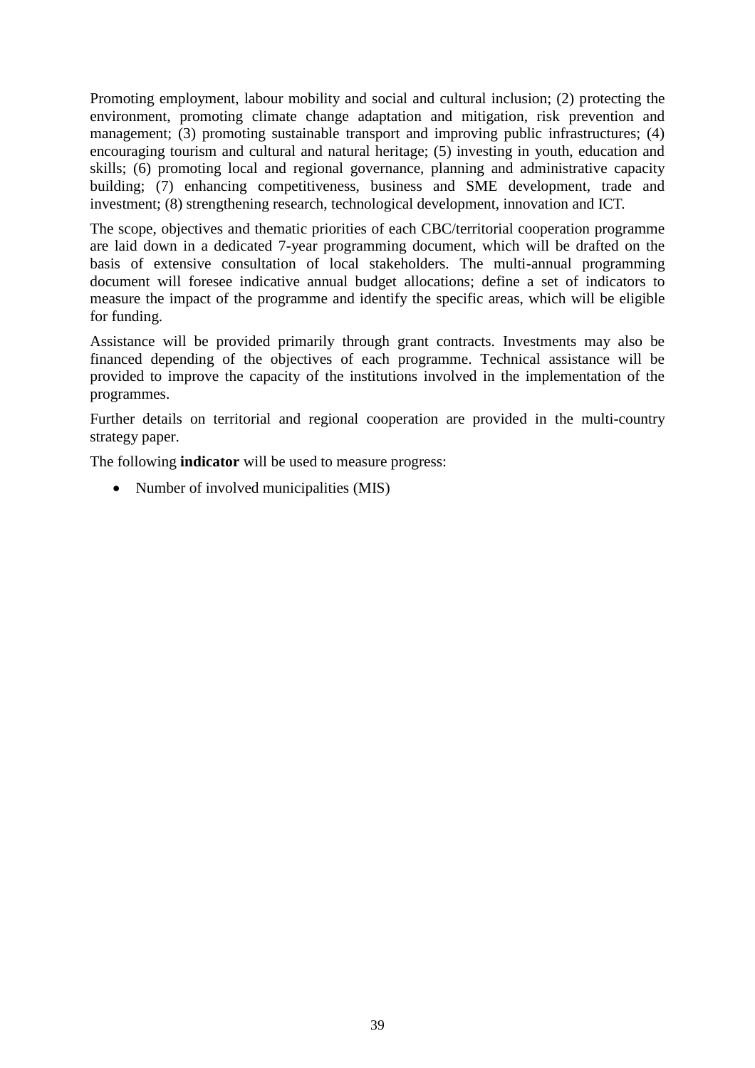Promoting employment, labour mobility and social and cultural inclusion; (2) protecting the environment, promoting climate change adaptation and mitigation, risk prevention and management; (3) promoting sustainable transport and improving public infrastructures; (4) encouraging tourism and cultural and natural heritage; (5) investing in youth, education and skills; (6) promoting local and regional governance, planning and administrative capacity building; (7) enhancing competitiveness, business and SME development, trade and investment; (8) strengthening research, technological development, innovation and ICT.

The scope, objectives and thematic priorities of each CBC/territorial cooperation programme are laid down in a dedicated 7-year programming document, which will be drafted on the basis of extensive consultation of local stakeholders. The multi-annual programming document will foresee indicative annual budget allocations; define a set of indicators to measure the impact of the programme and identify the specific areas, which will be eligible for funding.

Assistance will be provided primarily through grant contracts. Investments may also be financed depending of the objectives of each programme. Technical assistance will be provided to improve the capacity of the institutions involved in the implementation of the programmes.

Further details on territorial and regional cooperation are provided in the multi-country strategy paper.

The following **indicator** will be used to measure progress:

- Number of involved municipalities (MIS)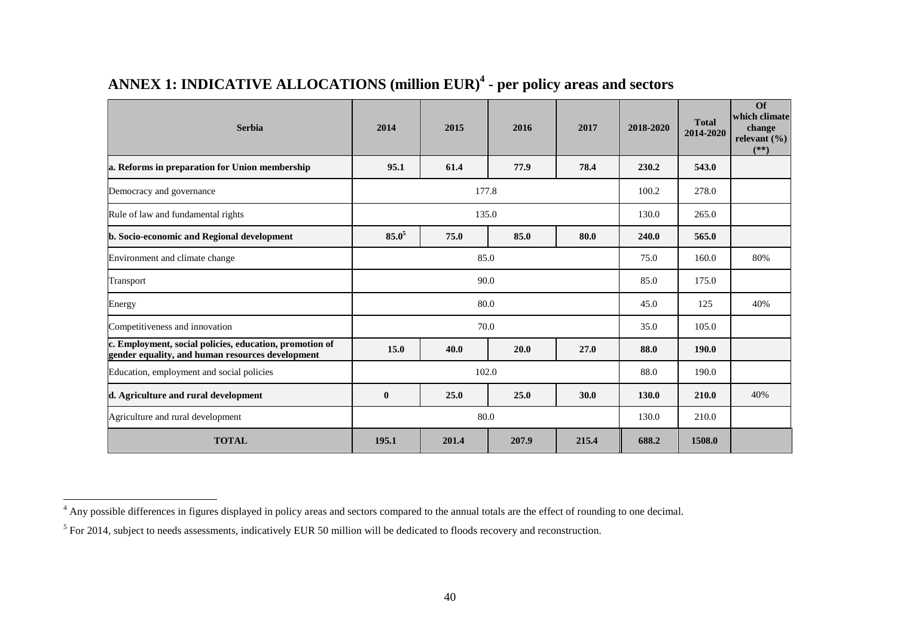# ANNEX 1: INDICATIVE ALLOCATIONS (million EUR)[4] - per policy areas and sectors

| Serbia | 2014 | 2015 | 2016 | 2017 | 2018-2020 | Total 2014-2020 | Of which climate change relevant (%) (**) |
|---|---|---|---|---|---|---|---|
| **a. Reforms in preparation for Union membership** | **95.1** | **61.4** | **77.9** | **78.4** | **230.2** | **543.0** | |
| Democracy and governance | 177.8 | | | | 100.2 | 278.0 | |
| Rule of law and fundamental rights | 135.0 | | | | 130.0 | 265.0 | |
| **b. Socio-economic and Regional development** | **85.0**[5] | **75.0** | **85.0** | **80.0** | **240.0** | **565.0** | |
| Environment and climate change | 85.0 | | | | 75.0 | 160.0 | 80% |
| Transport | 90.0 | | | | 85.0 | 175.0 | |
| Energy | 80.0 | | | | 45.0 | 125 | 40% |
| Competitiveness and innovation | 70.0 | | | | 35.0 | 105.0 | |
| **c. Employment, social policies, education, promotion of gender equality, and human resources development** | **15.0** | **40.0** | **20.0** | **27.0** | **88.0** | **190.0** | |
| Education, employment and social policies | 102.0 | | | | 88.0 | 190.0 | |
| **d. Agriculture and rural development** | **0** | **25.0** | **25.0** | **30.0** | **130.0** | **210.0** | 40% |
| Agriculture and rural development | 80.0 | | | | 130.0 | 210.0 | |
| **TOTAL** | **195.1** | **201.4** | **207.9** | **215.4** | **688.2** | **1508.0** | |

[4] Any possible differences in figures displayed in policy areas and sectors compared to the annual totals are the effect of rounding to one decimal.

[5] For 2014, subject to needs assessments, indicatively EUR 50 million will be dedicated to floods recovery and reconstruction.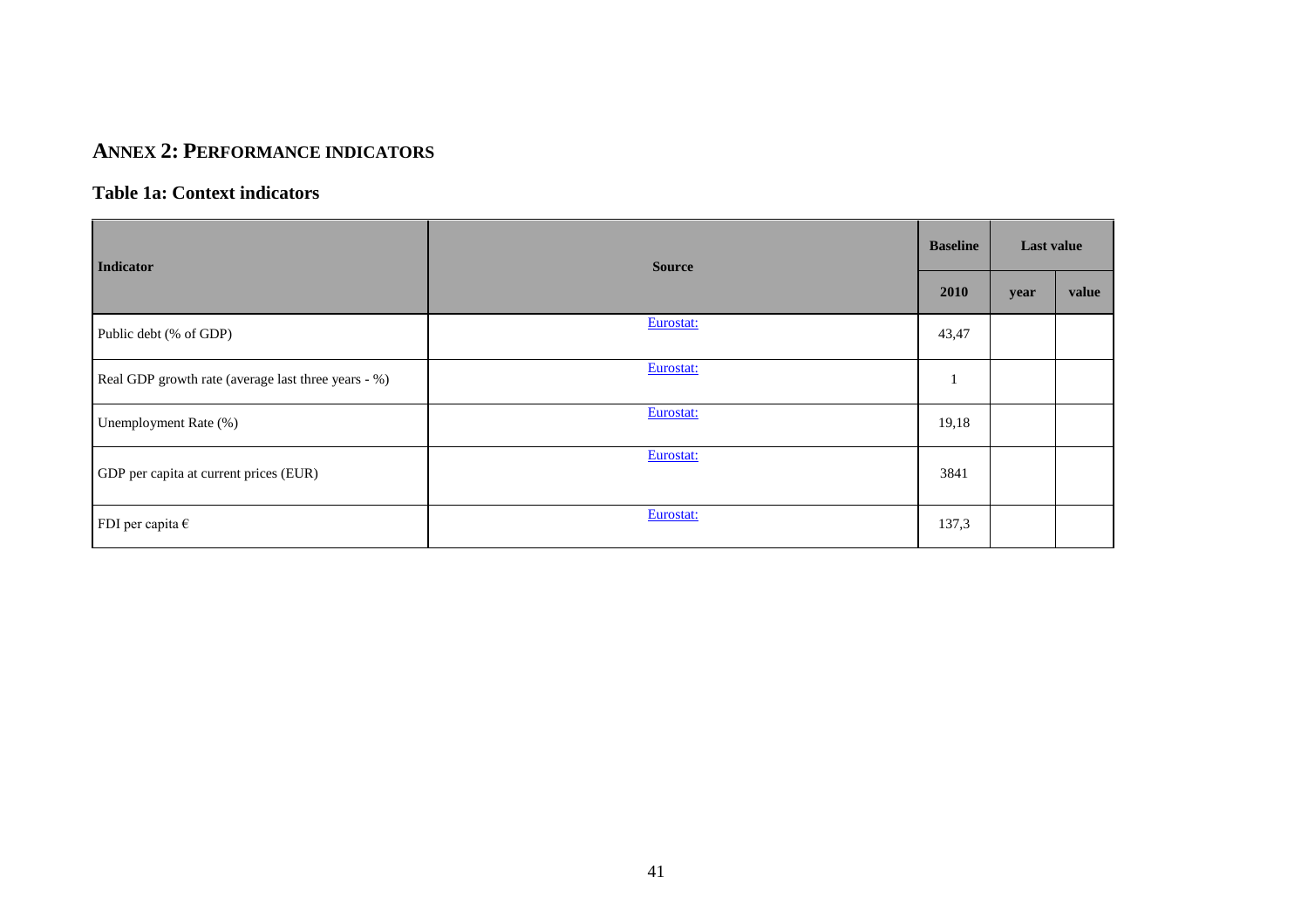## ANNEX 2: PERFORMANCE INDICATORS

### Table 1a: Context indicators

| Indicator | Source | Baseline | Last value | |
|---|---|---|---|---|
| | | 2010 | year | value |
| Public debt (% of GDP) | Eurostat: | 43,47 | | |
| Real GDP growth rate (average last three years - %) | Eurostat: | 1 | | |
| Unemployment Rate (%) | Eurostat: | 19,18 | | |
| GDP per capita at current prices (EUR) | Eurostat: | 3841 | | |
| FDI per capita € | Eurostat: | 137,3 | | |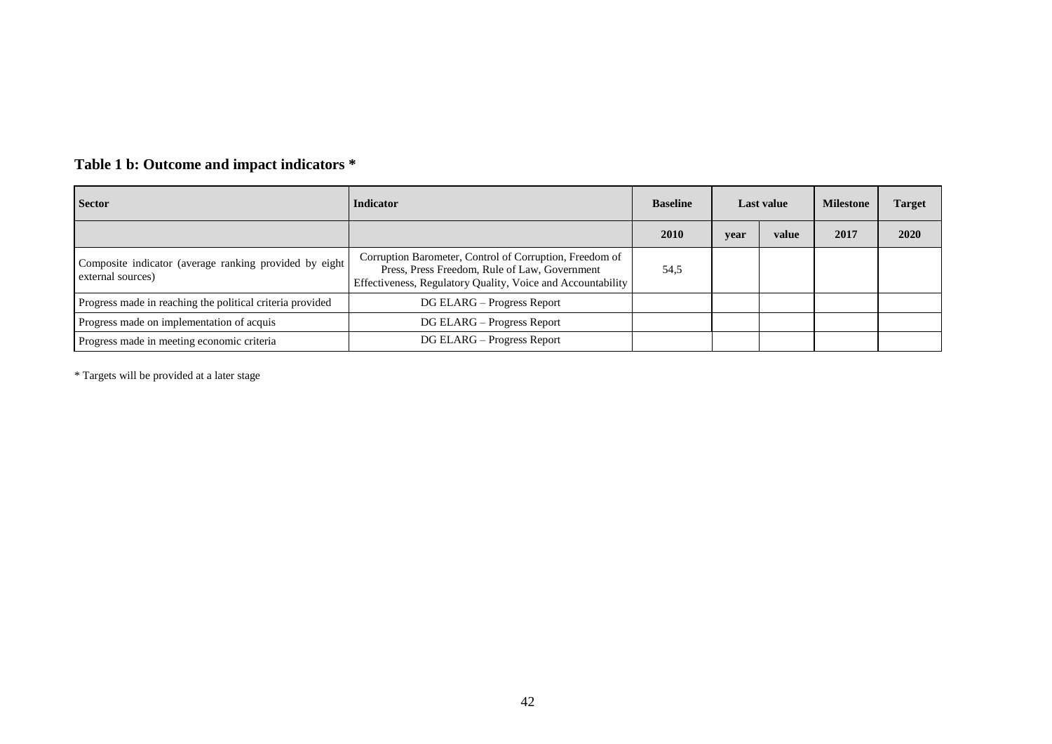## Table 1 b: Outcome and impact indicators *

| Sector | Indicator | Baseline | Last value | | Milestone | Target |
|---|---|---|---|---|---|---|
| | | 2010 | year | value | 2017 | 2020 |
| Composite indicator (average ranking provided by eight external sources) | Corruption Barometer, Control of Corruption, Freedom of Press, Press Freedom, Rule of Law, Government Effectiveness, Regulatory Quality, Voice and Accountability | 54,5 | | | | |
| Progress made in reaching the political criteria provided | DG ELARG – Progress Report | | | | | |
| Progress made on implementation of acquis | DG ELARG – Progress Report | | | | | |
| Progress made in meeting economic criteria | DG ELARG – Progress Report | | | | | |

* Targets will be provided at a later stage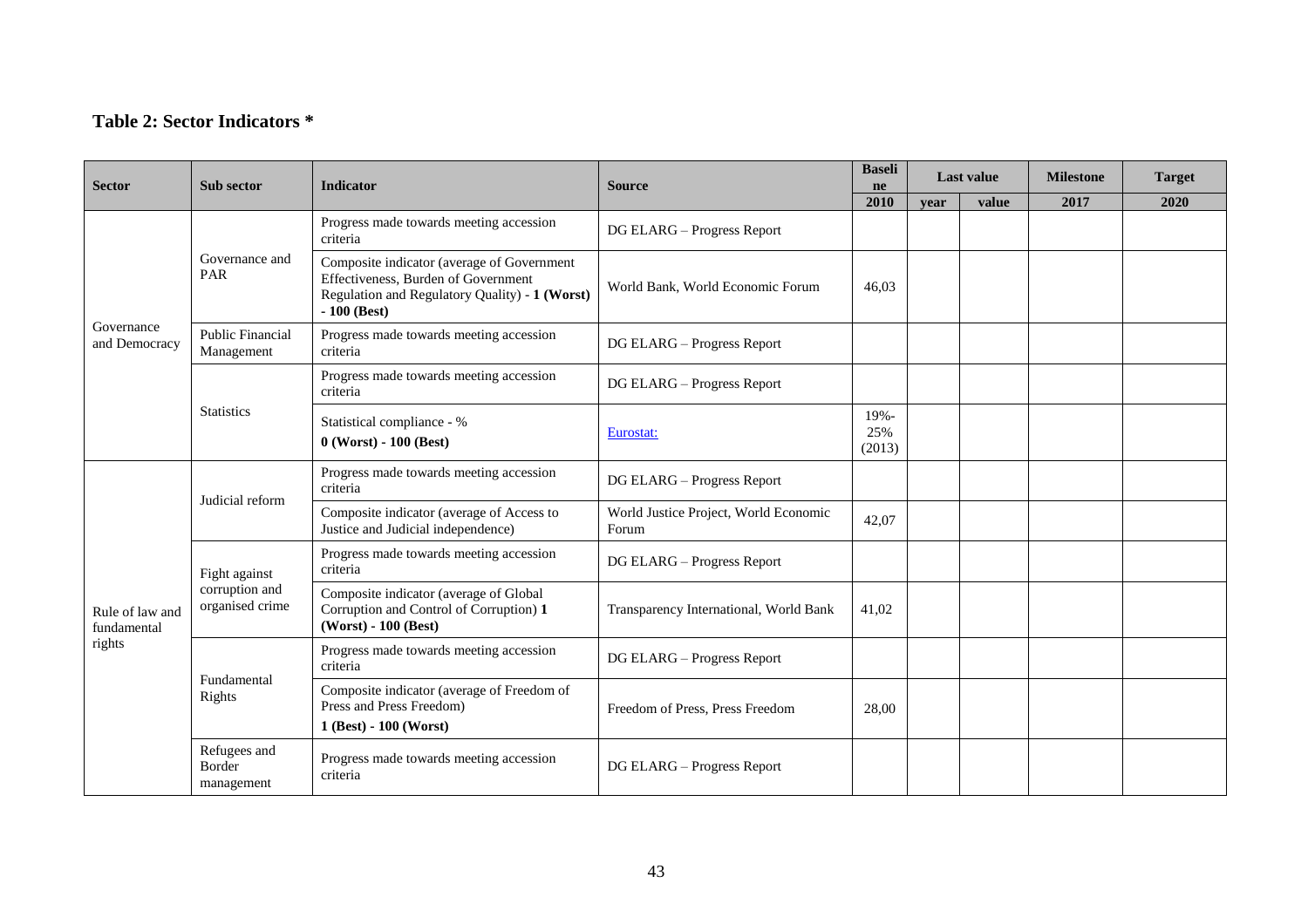## Table 2: Sector Indicators *

| Sector | Sub sector | Indicator | Source | Baseline | Last value | | Milestone | Target |
|---|---|---|---|---|---|---|---|---|
| | | | | 2010 | year | value | 2017 | 2020 |
| Governance and Democracy | Governance and PAR | Progress made towards meeting accession criteria | DG ELARG – Progress Report | | | | | |
| | | Composite indicator (average of Government Effectiveness, Burden of Government Regulation and Regulatory Quality) - **1 (Worst) - 100 (Best)** | World Bank, World Economic Forum | 46,03 | | | | |
| | Public Financial Management | Progress made towards meeting accession criteria | DG ELARG – Progress Report | | | | | |
| | Statistics | Progress made towards meeting accession criteria | DG ELARG – Progress Report | | | | | |
| | | Statistical compliance - % **0 (Worst) - 100 (Best)** | Eurostat: | 19%-25% (2013) | | | | |
| Rule of law and fundamental rights | Judicial reform | Progress made towards meeting accession criteria | DG ELARG – Progress Report | | | | | |
| | | Composite indicator (average of Access to Justice and Judicial independence) | World Justice Project, World Economic Forum | 42,07 | | | | |
| | Fight against corruption and organised crime | Progress made towards meeting accession criteria | DG ELARG – Progress Report | | | | | |
| | | Composite indicator (average of Global Corruption and Control of Corruption) **1 (Worst) - 100 (Best)** | Transparency International, World Bank | 41,02 | | | | |
| | Fundamental Rights | Progress made towards meeting accession criteria | DG ELARG – Progress Report | | | | | |
| | | Composite indicator (average of Freedom of Press and Press Freedom) **1 (Best) - 100 (Worst)** | Freedom of Press, Press Freedom | 28,00 | | | | |
| | Refugees and Border management | Progress made towards meeting accession criteria | DG ELARG – Progress Report | | | | | |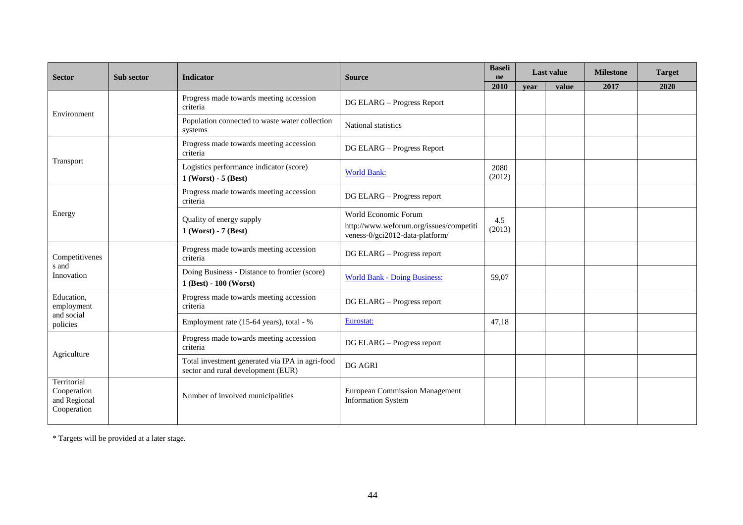| Sector | Sub sector | Indicator | Source | Baseline | Last value | | Milestone | Target |
|---|---|---|---|---|---|---|---|---|
| | | | | 2010 | year | value | 2017 | 2020 |
| Environment | | Progress made towards meeting accession criteria | DG ELARG – Progress Report | | | | | |
| | | Population connected to waste water collection systems | National statistics | | | | | |
| Transport | | Progress made towards meeting accession criteria | DG ELARG – Progress Report | | | | | |
| | | Logistics performance indicator (score) **1 (Worst) - 5 (Best)** | World Bank: | 2080 (2012) | | | | |
| Energy | | Progress made towards meeting accession criteria | DG ELARG – Progress report | | | | | |
| | | Quality of energy supply **1 (Worst) - 7 (Best)** | World Economic Forum http://www.weforum.org/issues/competitiveness-0/gci2012-data-platform/ | 4.5 (2013) | | | | |
| Competitiveness and Innovation | | Progress made towards meeting accession criteria | DG ELARG – Progress report | | | | | |
| | | Doing Business - Distance to frontier (score) **1 (Best) - 100 (Worst)** | World Bank - Doing Business: | 59,07 | | | | |
| Education, employment and social policies | | Progress made towards meeting accession criteria | DG ELARG – Progress report | | | | | |
| | | Employment rate (15-64 years), total - % | Eurostat: | 47,18 | | | | |
| Agriculture | | Progress made towards meeting accession criteria | DG ELARG – Progress report | | | | | |
| | | Total investment generated via IPA in agri-food sector and rural development (EUR) | DG AGRI | | | | | |
| Territorial Cooperation and Regional Cooperation | | Number of involved municipalities | European Commission Management Information System | | | | | |

* Targets will be provided at a later stage.